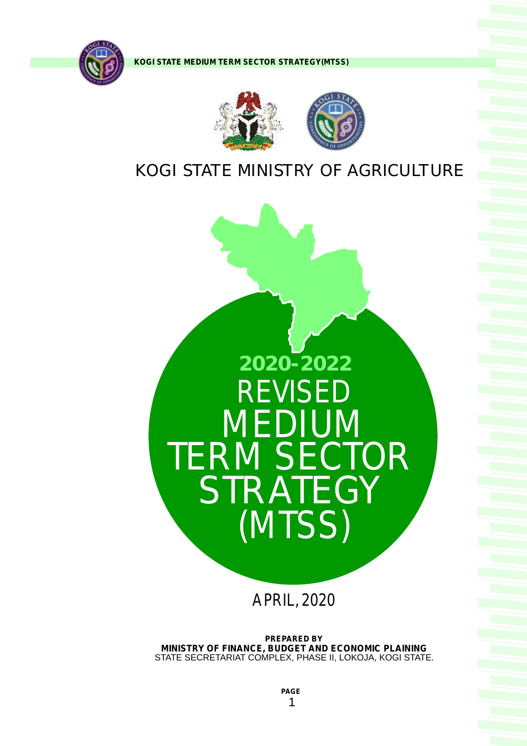# KOGI STATE MINISTRY OF AGRICULTURE

## 2020-2022 REVISED MEDIUM TERM SECTOR STRATEGY (MTSS)

APRIL, 2020

**PREPARED BY**
**MINISTRY OF FINANCE, BUDGET AND ECONOMIC PLAINING**
STATE SECRETARIAT COMPLEX, PHASE II, LOKOJA, KOGI STATE.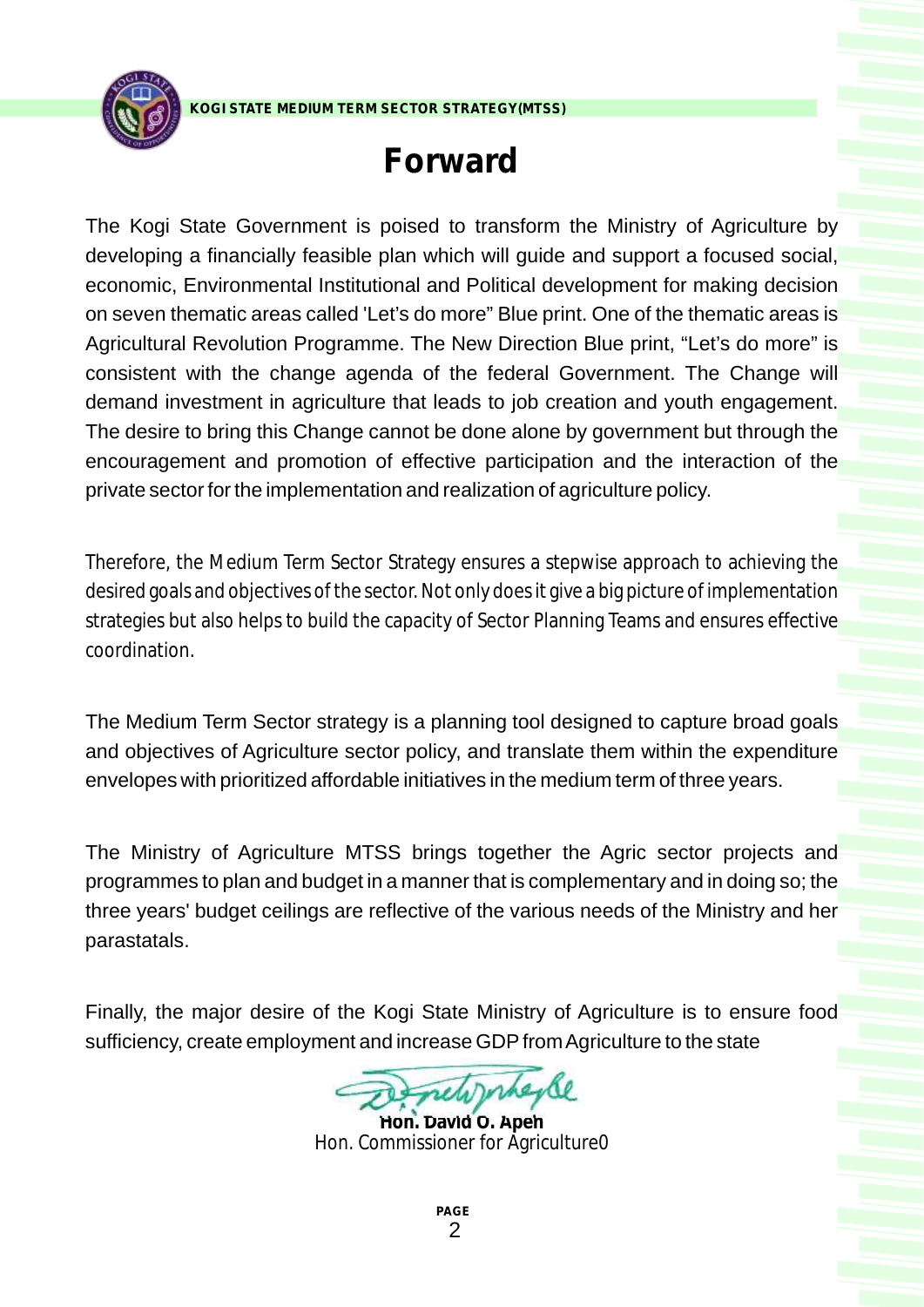# Forward

The Kogi State Government is poised to transform the Ministry of Agriculture by developing a financially feasible plan which will guide and support a focused social, economic, Environmental Institutional and Political development for making decision on seven thematic areas called 'Let's do more" Blue print. One of the thematic areas is Agricultural Revolution Programme. The New Direction Blue print, "Let's do more" is consistent with the change agenda of the federal Government. The Change will demand investment in agriculture that leads to job creation and youth engagement. The desire to bring this Change cannot be done alone by government but through the encouragement and promotion of effective participation and the interaction of the private sector for the implementation and realization of agriculture policy.

Therefore, the Medium Term Sector Strategy ensures a stepwise approach to achieving the desired goals and objectives of the sector. Not only does it give a big picture of implementation strategies but also helps to build the capacity of Sector Planning Teams and ensures effective coordination.

The Medium Term Sector strategy is a planning tool designed to capture broad goals and objectives of Agriculture sector policy, and translate them within the expenditure envelopes with prioritized affordable initiatives in the medium term of three years.

The Ministry of Agriculture MTSS brings together the Agric sector projects and programmes to plan and budget in a manner that is complementary and in doing so; the three years' budget ceilings are reflective of the various needs of the Ministry and her parastatals.

Finally, the major desire of the Kogi State Ministry of Agriculture is to ensure food sufficiency, create employment and increase GDP from Agriculture to the state

**Hon. David O. Apeh**
Hon. Commissioner for Agriculture0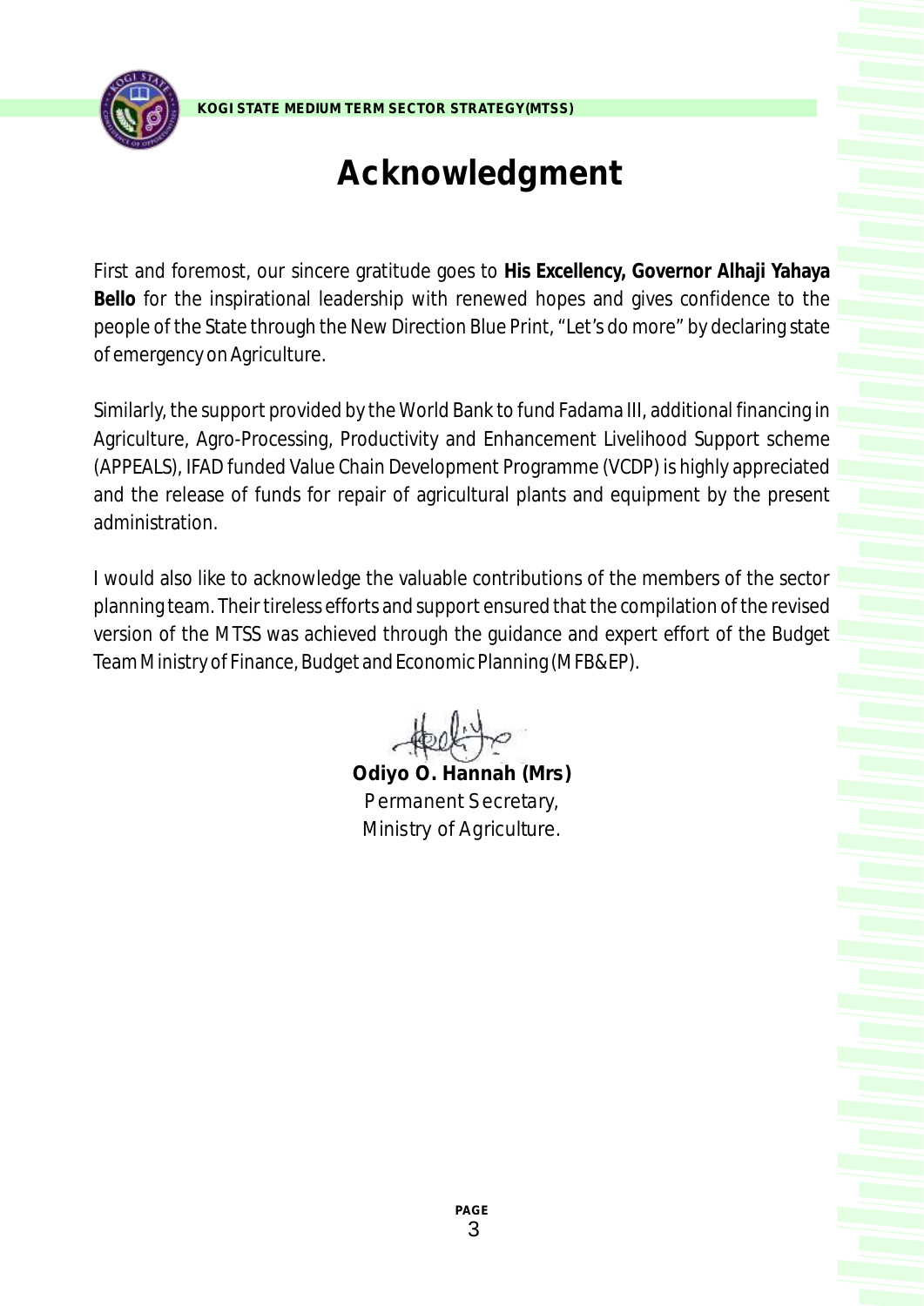# Acknowledgment

First and foremost, our sincere gratitude goes to **His Excellency, Governor Alhaji Yahaya Bello** for the inspirational leadership with renewed hopes and gives confidence to the people of the State through the New Direction Blue Print, "Let's do more" by declaring state of emergency on Agriculture.

Similarly, the support provided by the World Bank to fund Fadama III, additional financing in Agriculture, Agro-Processing, Productivity and Enhancement Livelihood Support scheme (APPEALS), IFAD funded Value Chain Development Programme (VCDP) is highly appreciated and the release of funds for repair of agricultural plants and equipment by the present administration.

I would also like to acknowledge the valuable contributions of the members of the sector planning team. Their tireless efforts and support ensured that the compilation of the revised version of the MTSS was achieved through the guidance and expert effort of the Budget Team Ministry of Finance, Budget and Economic Planning (MFB&EP).

**Odiyo O. Hannah (Mrs)**
Permanent Secretary,
Ministry of Agriculture.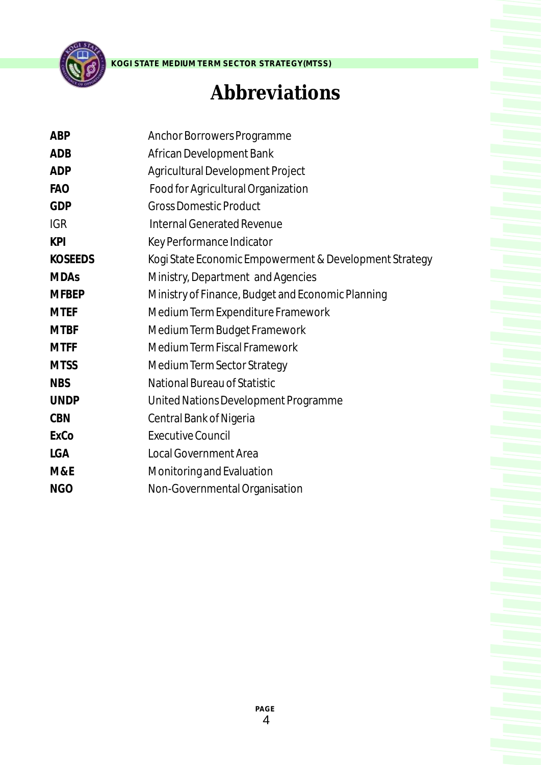# Abbreviations

| | |
|---|---|
| **ABP** | Anchor Borrowers Programme |
| **ADB** | African Development Bank |
| **ADP** | Agricultural Development Project |
| **FAO** | Food for Agricultural Organization |
| **GDP** | Gross Domestic Product |
| IGR | Internal Generated Revenue |
| **KPI** | Key Performance Indicator |
| **KOSEEDS** | Kogi State Economic Empowerment & Development Strategy |
| **MDAs** | Ministry, Department and Agencies |
| **MFBEP** | Ministry of Finance, Budget and Economic Planning |
| **MTEF** | Medium Term Expenditure Framework |
| **MTBF** | Medium Term Budget Framework |
| **MTFF** | Medium Term Fiscal Framework |
| **MTSS** | Medium Term Sector Strategy |
| **NBS** | National Bureau of Statistic |
| **UNDP** | United Nations Development Programme |
| **CBN** | Central Bank of Nigeria |
| **ExCo** | Executive Council |
| **LGA** | Local Government Area |
| **M&E** | Monitoring and Evaluation |
| **NGO** | Non-Governmental Organisation |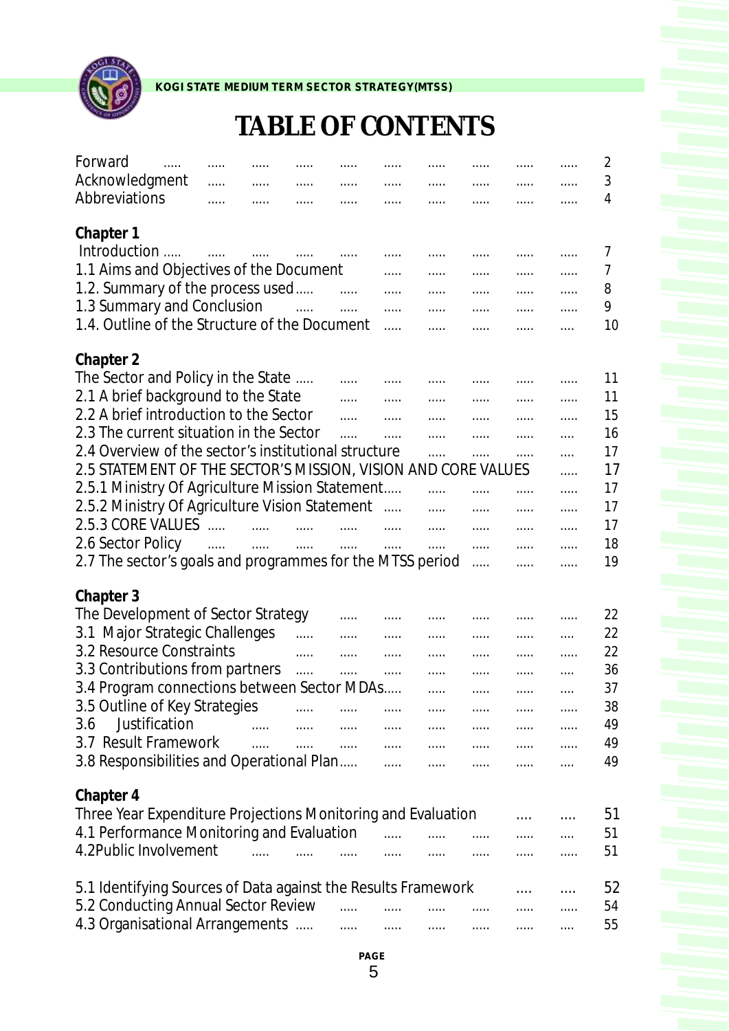# TABLE OF CONTENTS

| | |
|---|---|
| Forward | 2 |
| Acknowledgment | 3 |
| Abbreviations | 4 |
| **Chapter 1** | |
| Introduction | 7 |
| 1.1 Aims and Objectives of the Document | 7 |
| 1.2. Summary of the process used | 8 |
| 1.3 Summary and Conclusion | 9 |
| 1.4. Outline of the Structure of the Document | 10 |
| **Chapter 2** | |
| The Sector and Policy in the State | 11 |
| 2.1 A brief background to the State | 11 |
| 2.2 A brief introduction to the Sector | 15 |
| 2.3 The current situation in the Sector | 16 |
| 2.4 Overview of the sector's institutional structure | 17 |
| 2.5 STATEMENT OF THE SECTOR'S MISSION, VISION AND CORE VALUES | 17 |
| 2.5.1 Ministry Of Agriculture Mission Statement | 17 |
| 2.5.2 Ministry Of Agriculture Vision Statement | 17 |
| 2.5.3 CORE VALUES | 17 |
| 2.6 Sector Policy | 18 |
| 2.7 The sector's goals and programmes for the MTSS period | 19 |
| **Chapter 3** | |
| The Development of Sector Strategy | 22 |
| 3.1 Major Strategic Challenges | 22 |
| 3.2 Resource Constraints | 22 |
| 3.3 Contributions from partners | 36 |
| 3.4 Program connections between Sector MDAs | 37 |
| 3.5 Outline of Key Strategies | 38 |
| 3.6 Justification | 49 |
| 3.7 Result Framework | 49 |
| 3.8 Responsibilities and Operational Plan | 49 |
| **Chapter 4** | |
| Three Year Expenditure Projections Monitoring and Evaluation | 51 |
| 4.1 Performance Monitoring and Evaluation | 51 |
| 4.2Public Involvement | 51 |
| 5.1 Identifying Sources of Data against the Results Framework | 52 |
| 5.2 Conducting Annual Sector Review | 54 |
| 4.3 Organisational Arrangements | 55 |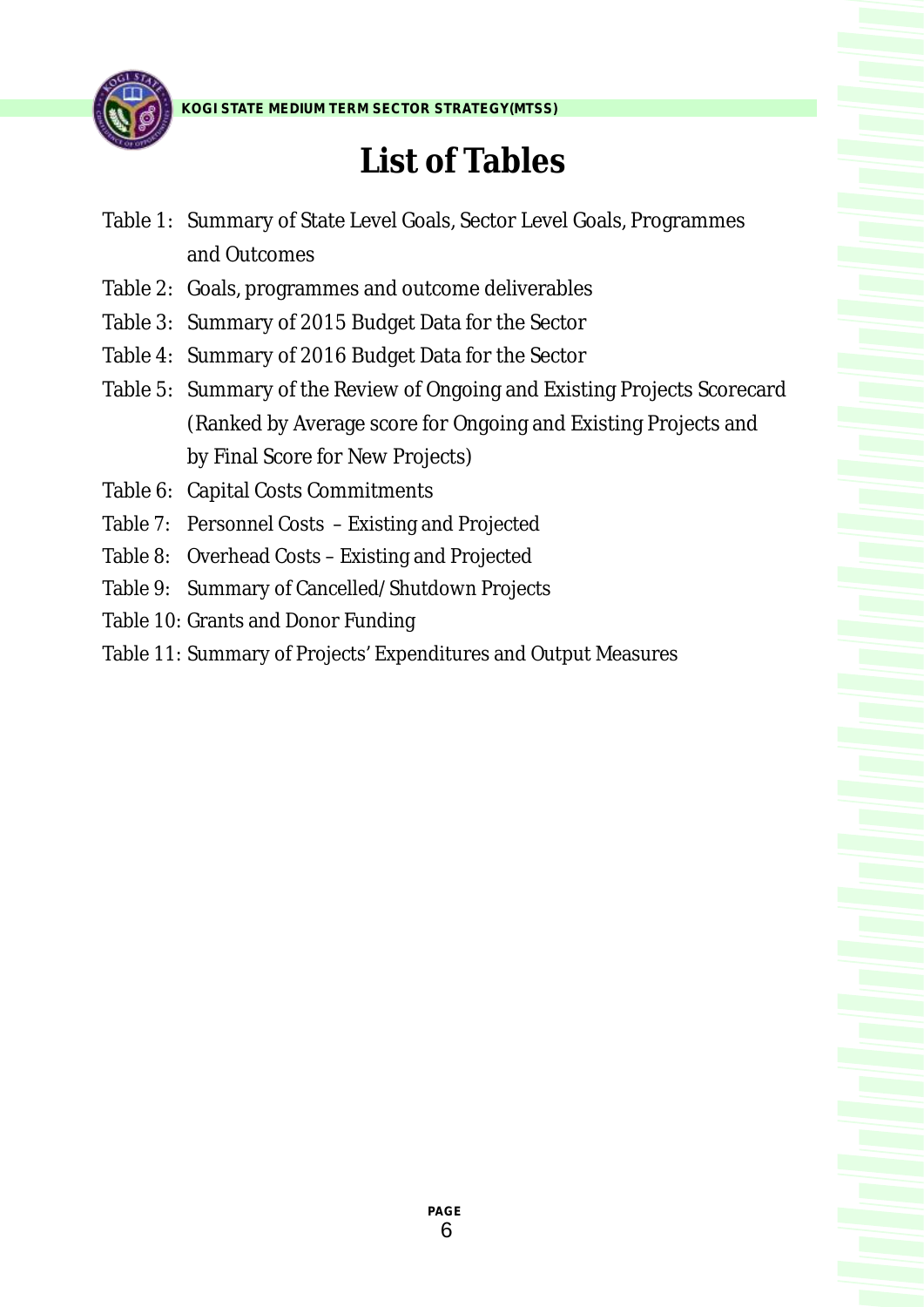# List of Tables

- Table 1: Summary of State Level Goals, Sector Level Goals, Programmes and Outcomes
- Table 2: Goals, programmes and outcome deliverables
- Table 3: Summary of 2015 Budget Data for the Sector
- Table 4: Summary of 2016 Budget Data for the Sector
- Table 5: Summary of the Review of Ongoing and Existing Projects Scorecard (Ranked by Average score for Ongoing and Existing Projects and by Final Score for New Projects)
- Table 6: Capital Costs Commitments
- Table 7: Personnel Costs – Existing and Projected
- Table 8: Overhead Costs – Existing and Projected
- Table 9: Summary of Cancelled/Shutdown Projects
- Table 10: Grants and Donor Funding
- Table 11: Summary of Projects' Expenditures and Output Measures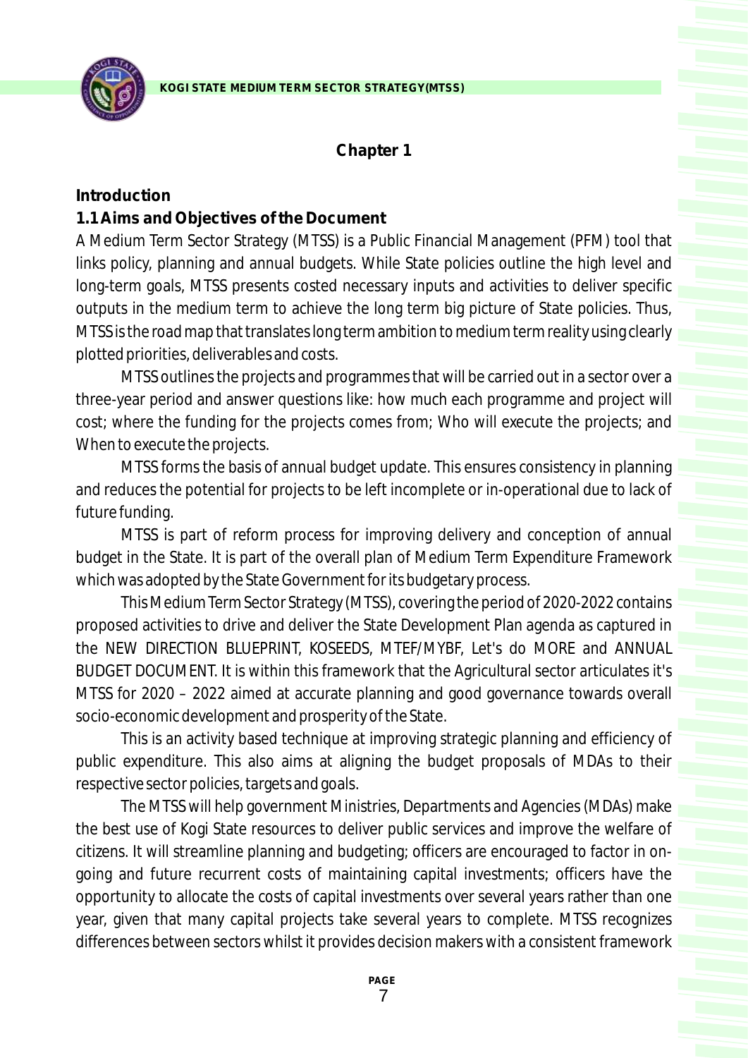# Chapter 1

## Introduction

### 1.1 Aims and Objectives of the Document

A Medium Term Sector Strategy (MTSS) is a Public Financial Management (PFM) tool that links policy, planning and annual budgets. While State policies outline the high level and long-term goals, MTSS presents costed necessary inputs and activities to deliver specific outputs in the medium term to achieve the long term big picture of State policies. Thus, MTSS is the road map that translates long term ambition to medium term reality using clearly plotted priorities, deliverables and costs.

MTSS outlines the projects and programmes that will be carried out in a sector over a three-year period and answer questions like: how much each programme and project will cost; where the funding for the projects comes from; Who will execute the projects; and When to execute the projects.

MTSS forms the basis of annual budget update. This ensures consistency in planning and reduces the potential for projects to be left incomplete or in-operational due to lack of future funding.

MTSS is part of reform process for improving delivery and conception of annual budget in the State. It is part of the overall plan of Medium Term Expenditure Framework which was adopted by the State Government for its budgetary process.

This Medium Term Sector Strategy (MTSS), covering the period of 2020-2022 contains proposed activities to drive and deliver the State Development Plan agenda as captured in the NEW DIRECTION BLUEPRINT, KOSEEDS, MTEF/MYBF, Let's do MORE and ANNUAL BUDGET DOCUMENT. It is within this framework that the Agricultural sector articulates it's MTSS for 2020 – 2022 aimed at accurate planning and good governance towards overall socio-economic development and prosperity of the State.

This is an activity based technique at improving strategic planning and efficiency of public expenditure. This also aims at aligning the budget proposals of MDAs to their respective sector policies, targets and goals.

The MTSS will help government Ministries, Departments and Agencies (MDAs) make the best use of Kogi State resources to deliver public services and improve the welfare of citizens. It will streamline planning and budgeting; officers are encouraged to factor in on-going and future recurrent costs of maintaining capital investments; officers have the opportunity to allocate the costs of capital investments over several years rather than one year, given that many capital projects take several years to complete. MTSS recognizes differences between sectors whilst it provides decision makers with a consistent framework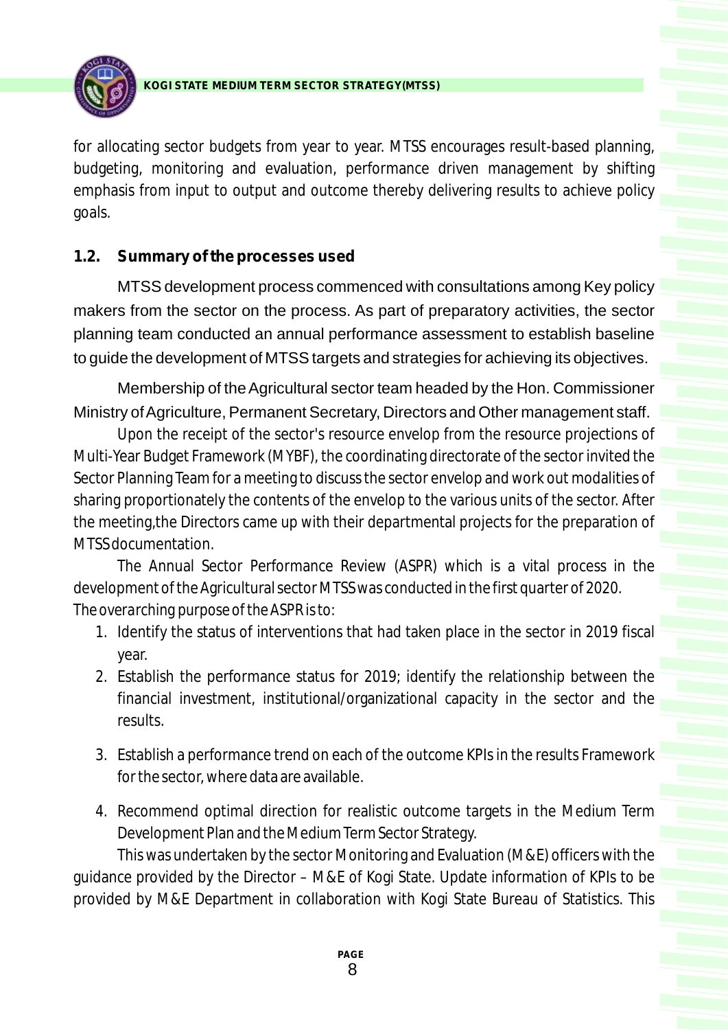for allocating sector budgets from year to year. MTSS encourages result-based planning, budgeting, monitoring and evaluation, performance driven management by shifting emphasis from input to output and outcome thereby delivering results to achieve policy goals.

## 1.2. Summary of the processes used

MTSS development process commenced with consultations among Key policy makers from the sector on the process. As part of preparatory activities, the sector planning team conducted an annual performance assessment to establish baseline to guide the development of MTSS targets and strategies for achieving its objectives.

Membership of the Agricultural sector team headed by the Hon. Commissioner Ministry of Agriculture, Permanent Secretary, Directors and Other management staff.

Upon the receipt of the sector's resource envelop from the resource projections of Multi-Year Budget Framework (MYBF), the coordinating directorate of the sector invited the Sector Planning Team for a meeting to discuss the sector envelop and work out modalities of sharing proportionately the contents of the envelop to the various units of the sector. After the meeting,the Directors came up with their departmental projects for the preparation of MTSS documentation.

The Annual Sector Performance Review (ASPR) which is a vital process in the development of the Agricultural sector MTSS was conducted in the first quarter of 2020. The overarching purpose of the ASPR is to:

1. Identify the status of interventions that had taken place in the sector in 2019 fiscal year.
2. Establish the performance status for 2019; identify the relationship between the financial investment, institutional/organizational capacity in the sector and the results.
3. Establish a performance trend on each of the outcome KPIs in the results Framework for the sector, where data are available.
4. Recommend optimal direction for realistic outcome targets in the Medium Term Development Plan and the Medium Term Sector Strategy.

This was undertaken by the sector Monitoring and Evaluation (M&E) officers with the guidance provided by the Director – M&E of Kogi State. Update information of KPIs to be provided by M&E Department in collaboration with Kogi State Bureau of Statistics. This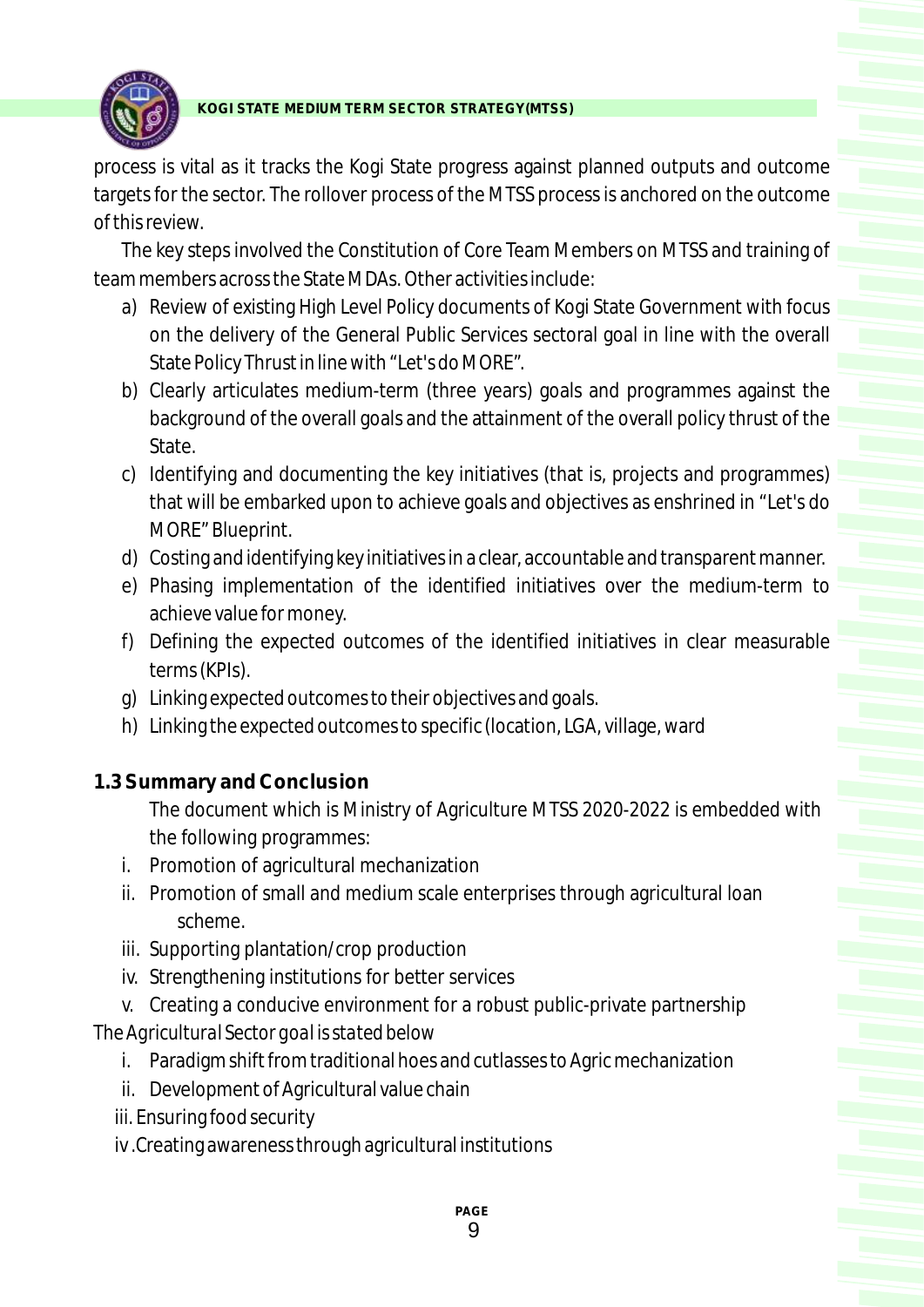process is vital as it tracks the Kogi State progress against planned outputs and outcome targets for the sector. The rollover process of the MTSS process is anchored on the outcome of this review.

The key steps involved the Constitution of Core Team Members on MTSS and training of team members across the State MDAs. Other activities include:

a) Review of existing High Level Policy documents of Kogi State Government with focus on the delivery of the General Public Services sectoral goal in line with the overall State Policy Thrust in line with "Let's do MORE".
b) Clearly articulates medium-term (three years) goals and programmes against the background of the overall goals and the attainment of the overall policy thrust of the State.
c) Identifying and documenting the key initiatives (that is, projects and programmes) that will be embarked upon to achieve goals and objectives as enshrined in "Let's do MORE" Blueprint.
d) Costing and identifying key initiatives in a clear, accountable and transparent manner.
e) Phasing implementation of the identified initiatives over the medium-term to achieve value for money.
f) Defining the expected outcomes of the identified initiatives in clear measurable terms (KPIs).
g) Linking expected outcomes to their objectives and goals.
h) Linking the expected outcomes to specific (location, LGA, village, ward

### 1.3 Summary and Conclusion

The document which is Ministry of Agriculture MTSS 2020-2022 is embedded with the following programmes:

i. Promotion of agricultural mechanization
ii. Promotion of small and medium scale enterprises through agricultural loan scheme.
iii. Supporting plantation/crop production
iv. Strengthening institutions for better services
v. Creating a conducive environment for a robust public-private partnership

The Agricultural Sector goal is stated below

i. Paradigm shift from traditional hoes and cutlasses to Agric mechanization
ii. Development of Agricultural value chain
iii. Ensuring food security
iv. Creating awareness through agricultural institutions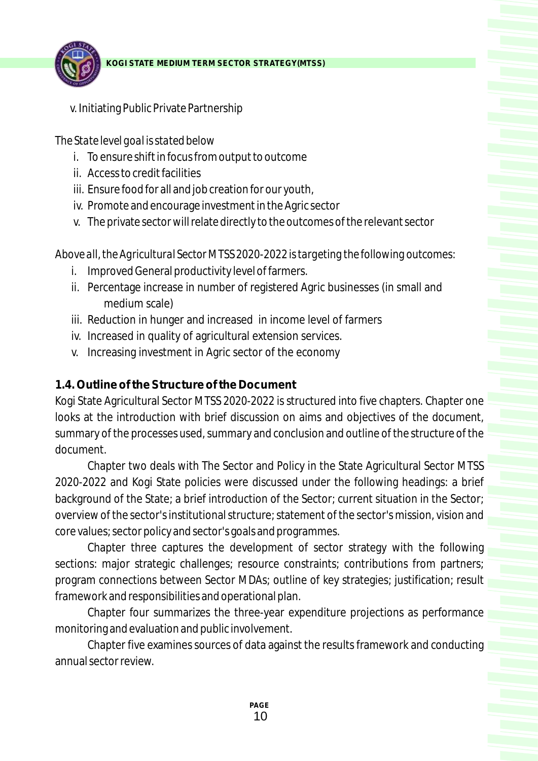v. Initiating Public Private Partnership

The State level goal is stated below

i. To ensure shift in focus from output to outcome
ii. Access to credit facilities
iii. Ensure food for all and job creation for our youth,
iv. Promote and encourage investment in the Agric sector
v. The private sector will relate directly to the outcomes of the relevant sector

Above all, the Agricultural Sector MTSS 2020-2022 is targeting the following outcomes:

i. Improved General productivity level of farmers.
ii. Percentage increase in number of registered Agric businesses (in small and medium scale)
iii. Reduction in hunger and increased in income level of farmers
iv. Increased in quality of agricultural extension services.
v. Increasing investment in Agric sector of the economy

**1.4. Outline of the Structure of the Document**

Kogi State Agricultural Sector MTSS 2020-2022 is structured into five chapters. Chapter one looks at the introduction with brief discussion on aims and objectives of the document, summary of the processes used, summary and conclusion and outline of the structure of the document.

Chapter two deals with The Sector and Policy in the State Agricultural Sector MTSS 2020-2022 and Kogi State policies were discussed under the following headings: a brief background of the State; a brief introduction of the Sector; current situation in the Sector; overview of the sector's institutional structure; statement of the sector's mission, vision and core values; sector policy and sector's goals and programmes.

Chapter three captures the development of sector strategy with the following sections: major strategic challenges; resource constraints; contributions from partners; program connections between Sector MDAs; outline of key strategies; justification; result framework and responsibilities and operational plan.

Chapter four summarizes the three-year expenditure projections as performance monitoring and evaluation and public involvement.

Chapter five examines sources of data against the results framework and conducting annual sector review.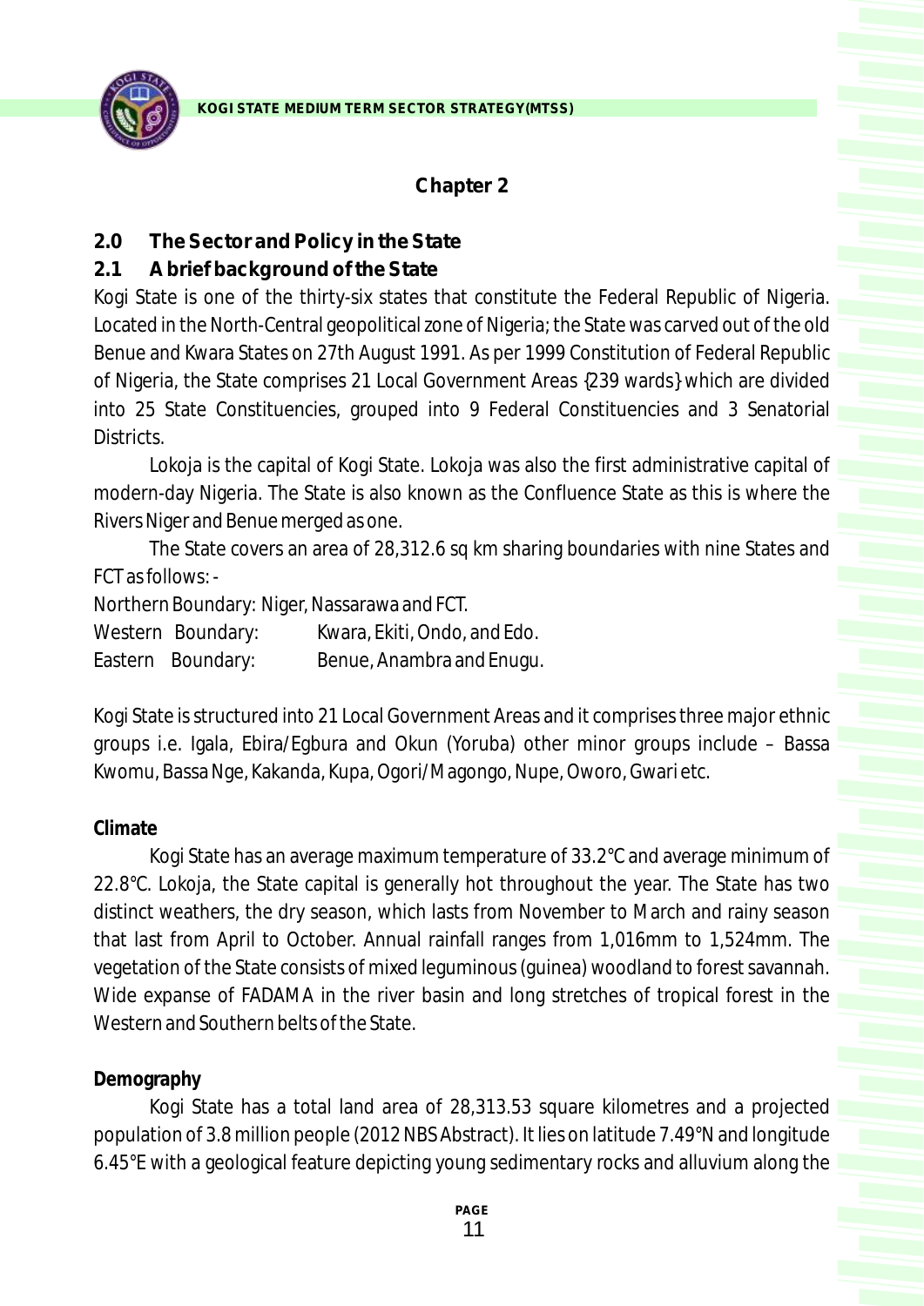# Chapter 2

## 2.0 The Sector and Policy in the State

### 2.1 A brief background of the State

Kogi State is one of the thirty-six states that constitute the Federal Republic of Nigeria. Located in the North-Central geopolitical zone of Nigeria; the State was carved out of the old Benue and Kwara States on 27th August 1991. As per 1999 Constitution of Federal Republic of Nigeria, the State comprises 21 Local Government Areas {239 wards} which are divided into 25 State Constituencies, grouped into 9 Federal Constituencies and 3 Senatorial Districts.

Lokoja is the capital of Kogi State. Lokoja was also the first administrative capital of modern-day Nigeria. The State is also known as the Confluence State as this is where the Rivers Niger and Benue merged as one.

The State covers an area of 28,312.6 sq km sharing boundaries with nine States and FCT as follows: -

Northern Boundary: Niger, Nassarawa and FCT.
Western Boundary: Kwara, Ekiti, Ondo, and Edo.
Eastern Boundary: Benue, Anambra and Enugu.

Kogi State is structured into 21 Local Government Areas and it comprises three major ethnic groups i.e. Igala, Ebira/Egbura and Okun (Yoruba) other minor groups include – Bassa Kwomu, Bassa Nge, Kakanda, Kupa, Ogori/Magongo, Nupe, Oworo, Gwari etc.

**Climate**

Kogi State has an average maximum temperature of 33.2°C and average minimum of 22.8°C. Lokoja, the State capital is generally hot throughout the year. The State has two distinct weathers, the dry season, which lasts from November to March and rainy season that last from April to October. Annual rainfall ranges from 1,016mm to 1,524mm. The vegetation of the State consists of mixed leguminous (guinea) woodland to forest savannah. Wide expanse of FADAMA in the river basin and long stretches of tropical forest in the Western and Southern belts of the State.

**Demography**

Kogi State has a total land area of 28,313.53 square kilometres and a projected population of 3.8 million people (2012 NBS Abstract). It lies on latitude 7.49°N and longitude 6.45°E with a geological feature depicting young sedimentary rocks and alluvium along the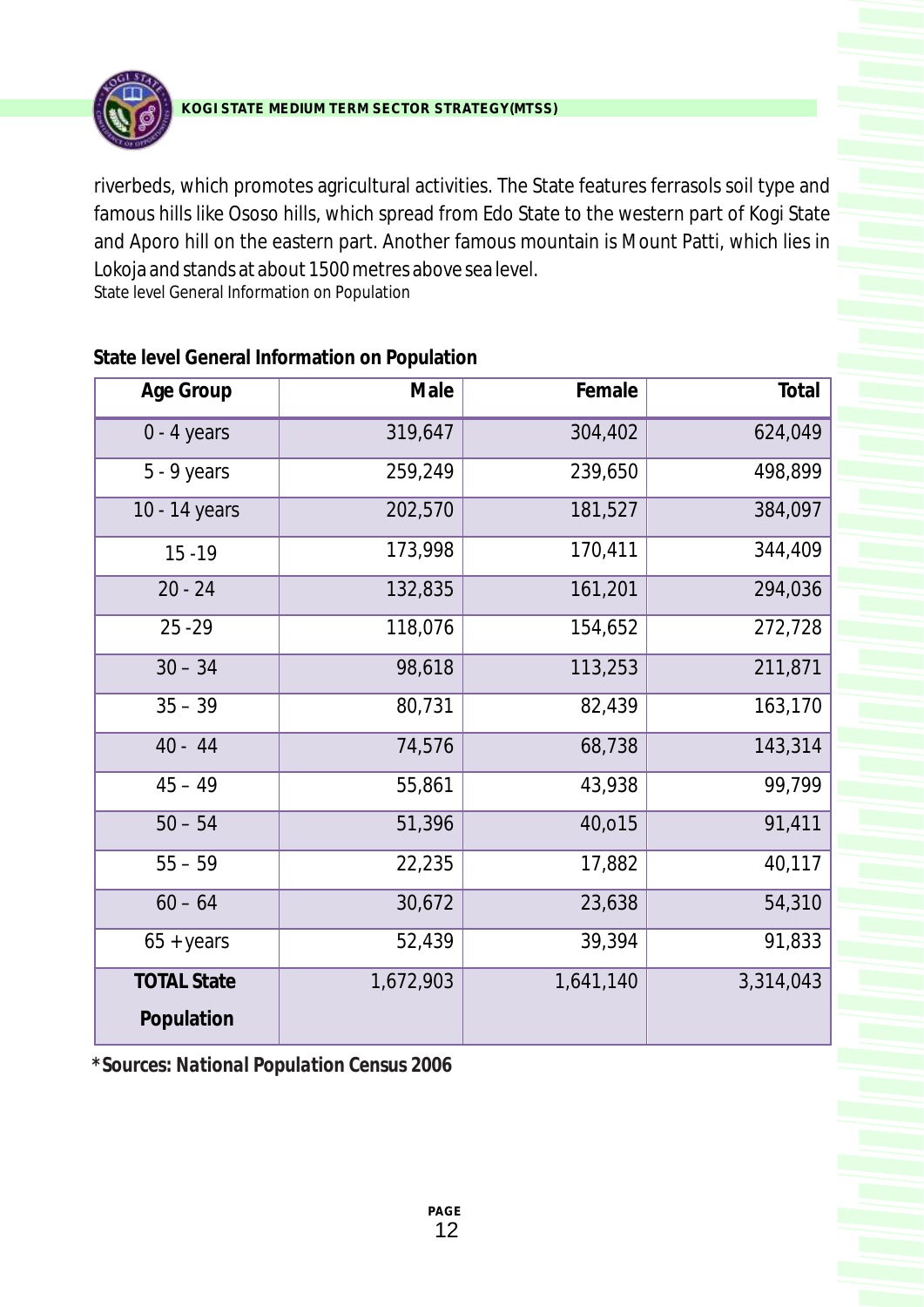riverbeds, which promotes agricultural activities. The State features ferrasols soil type and famous hills like Ososo hills, which spread from Edo State to the western part of Kogi State and Aporo hill on the eastern part. Another famous mountain is Mount Patti, which lies in Lokoja and stands at about 1500 metres above sea level.

State level General Information on Population

**State level General Information on Population**

| Age Group | Male | Female | Total |
|---|---|---|---|
| 0 - 4 years | 319,647 | 304,402 | 624,049 |
| 5 - 9 years | 259,249 | 239,650 | 498,899 |
| 10 - 14 years | 202,570 | 181,527 | 384,097 |
| 15 -19 | 173,998 | 170,411 | 344,409 |
| 20 - 24 | 132,835 | 161,201 | 294,036 |
| 25 -29 | 118,076 | 154,652 | 272,728 |
| 30 – 34 | 98,618 | 113,253 | 211,871 |
| 35 – 39 | 80,731 | 82,439 | 163,170 |
| 40 - 44 | 74,576 | 68,738 | 143,314 |
| 45 – 49 | 55,861 | 43,938 | 99,799 |
| 50 – 54 | 51,396 | 40,o15 | 91,411 |
| 55 – 59 | 22,235 | 17,882 | 40,117 |
| 60 – 64 | 30,672 | 23,638 | 54,310 |
| 65 + years | 52,439 | 39,394 | 91,833 |
| **TOTAL State Population** | 1,672,903 | 1,641,140 | 3,314,043 |

***Sources: National Population Census 2006**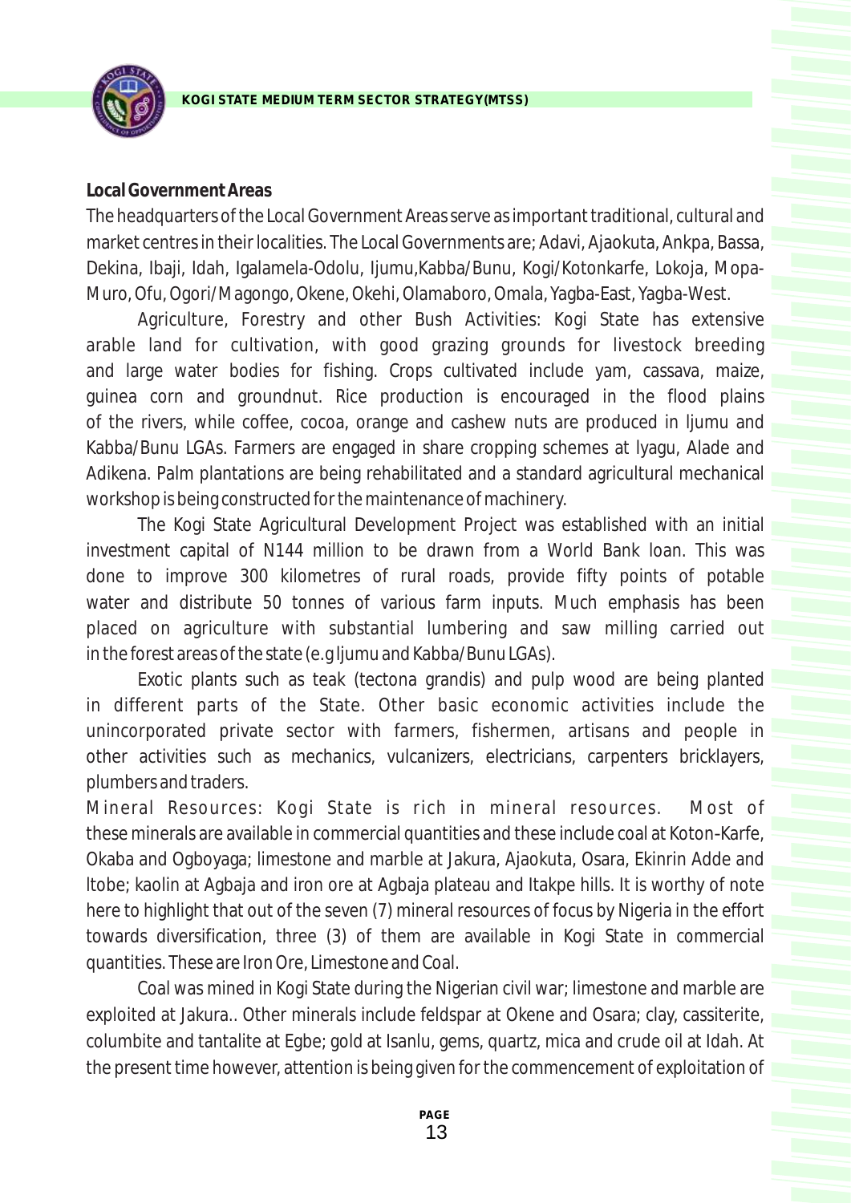**Local Government Areas**

The headquarters of the Local Government Areas serve as important traditional, cultural and market centres in their localities. The Local Governments are; Adavi, Ajaokuta, Ankpa, Bassa, Dekina, Ibaji, Idah, Igalamela-Odolu, Ijumu,Kabba/Bunu, Kogi/Kotonkarfe, Lokoja, Mopa-Muro, Ofu, Ogori/Magongo, Okene, Okehi, Olamaboro, Omala, Yagba-East, Yagba-West.

Agriculture, Forestry and other Bush Activities: Kogi State has extensive arable land for cultivation, with good grazing grounds for livestock breeding and large water bodies for fishing. Crops cultivated include yam, cassava, maize, guinea corn and groundnut. Rice production is encouraged in the flood plains of the rivers, while coffee, cocoa, orange and cashew nuts are produced in Ijumu and Kabba/Bunu LGAs. Farmers are engaged in share cropping schemes at Iyagu, Alade and Adikena. Palm plantations are being rehabilitated and a standard agricultural mechanical workshop is being constructed for the maintenance of machinery.

The Kogi State Agricultural Development Project was established with an initial investment capital of N144 million to be drawn from a World Bank loan. This was done to improve 300 kilometres of rural roads, provide fifty points of potable water and distribute 50 tonnes of various farm inputs. Much emphasis has been placed on agriculture with substantial lumbering and saw milling carried out in the forest areas of the state (e.g Ijumu and Kabba/Bunu LGAs).

Exotic plants such as teak (tectona grandis) and pulp wood are being planted in different parts of the State. Other basic economic activities include the unincorporated private sector with farmers, fishermen, artisans and people in other activities such as mechanics, vulcanizers, electricians, carpenters bricklayers, plumbers and traders.

Mineral Resources: Kogi State is rich in mineral resources. Most of these minerals are available in commercial quantities and these include coal at Koton-Karfe, Okaba and Ogboyaga; limestone and marble at Jakura, Ajaokuta, Osara, Ekinrin Adde and Itobe; kaolin at Agbaja and iron ore at Agbaja plateau and Itakpe hills. It is worthy of note here to highlight that out of the seven (7) mineral resources of focus by Nigeria in the effort towards diversification, three (3) of them are available in Kogi State in commercial quantities. These are Iron Ore, Limestone and Coal.

Coal was mined in Kogi State during the Nigerian civil war; limestone and marble are exploited at Jakura.. Other minerals include feldspar at Okene and Osara; clay, cassiterite, columbite and tantalite at Egbe; gold at Isanlu, gems, quartz, mica and crude oil at Idah. At the present time however, attention is being given for the commencement of exploitation of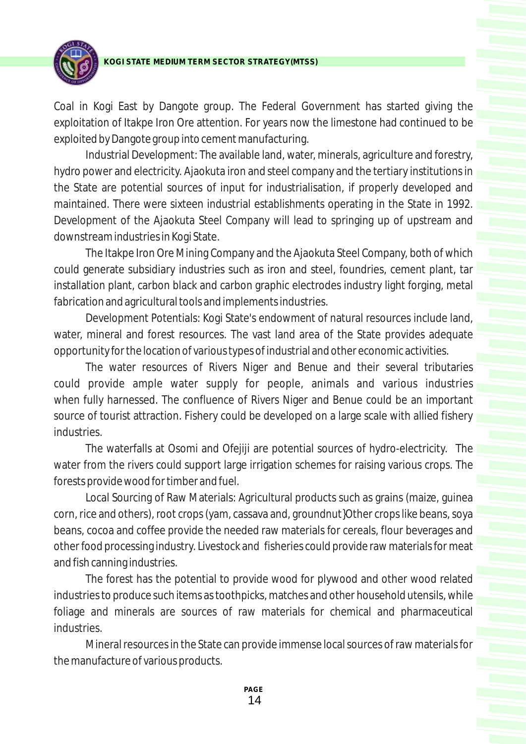Coal in Kogi East by Dangote group. The Federal Government has started giving the exploitation of Itakpe Iron Ore attention. For years now the limestone had continued to be exploited by Dangote group into cement manufacturing.

Industrial Development: The available land, water, minerals, agriculture and forestry, hydro power and electricity. Ajaokuta iron and steel company and the tertiary institutions in the State are potential sources of input for industrialisation, if properly developed and maintained. There were sixteen industrial establishments operating in the State in 1992. Development of the Ajaokuta Steel Company will lead to springing up of upstream and downstream industries in Kogi State.

The Itakpe Iron Ore Mining Company and the Ajaokuta Steel Company, both of which could generate subsidiary industries such as iron and steel, foundries, cement plant, tar installation plant, carbon black and carbon graphic electrodes industry light forging, metal fabrication and agricultural tools and implements industries.

Development Potentials: Kogi State's endowment of natural resources include land, water, mineral and forest resources. The vast land area of the State provides adequate opportunity for the location of various types of industrial and other economic activities.

The water resources of Rivers Niger and Benue and their several tributaries could provide ample water supply for people, animals and various industries when fully harnessed. The confluence of Rivers Niger and Benue could be an important source of tourist attraction. Fishery could be developed on a large scale with allied fishery industries.

The waterfalls at Osomi and Ofejiji are potential sources of hydro-electricity. The water from the rivers could support large irrigation schemes for raising various crops. The forests provide wood for timber and fuel.

Local Sourcing of Raw Materials: Agricultural products such as grains (maize, guinea corn, rice and others), root crops (yam, cassava and, groundnut}Other crops like beans, soya beans, cocoa and coffee provide the needed raw materials for cereals, flour beverages and other food processing industry. Livestock and fisheries could provide raw materials for meat and fish canning industries.

The forest has the potential to provide wood for plywood and other wood related industries to produce such items as toothpicks, matches and other household utensils, while foliage and minerals are sources of raw materials for chemical and pharmaceutical industries.

Mineral resources in the State can provide immense local sources of raw materials for the manufacture of various products.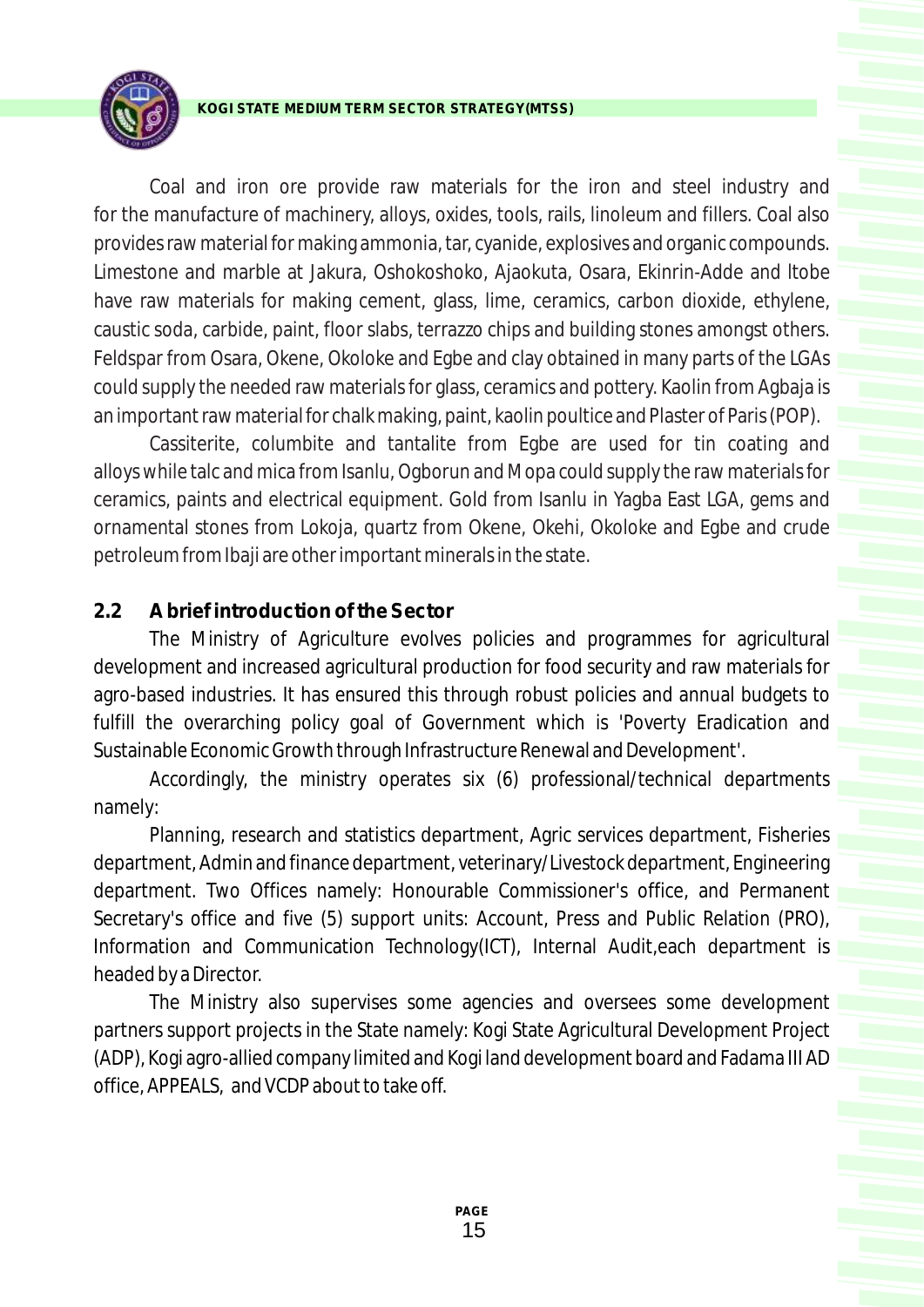Coal and iron ore provide raw materials for the iron and steel industry and for the manufacture of machinery, alloys, oxides, tools, rails, linoleum and fillers. Coal also provides raw material for making ammonia, tar, cyanide, explosives and organic compounds. Limestone and marble at Jakura, Oshokoshoko, Ajaokuta, Osara, Ekinrin-Adde and Itobe have raw materials for making cement, glass, lime, ceramics, carbon dioxide, ethylene, caustic soda, carbide, paint, floor slabs, terrazzo chips and building stones amongst others. Feldspar from Osara, Okene, Okoloke and Egbe and clay obtained in many parts of the LGAs could supply the needed raw materials for glass, ceramics and pottery. Kaolin from Agbaja is an important raw material for chalk making, paint, kaolin poultice and Plaster of Paris (POP).

Cassiterite, columbite and tantalite from Egbe are used for tin coating and alloys while talc and mica from Isanlu, Ogborun and Mopa could supply the raw materials for ceramics, paints and electrical equipment. Gold from Isanlu in Yagba East LGA, gems and ornamental stones from Lokoja, quartz from Okene, Okehi, Okoloke and Egbe and crude petroleum from Ibaji are other important minerals in the state.

## 2.2 A brief introduction of the Sector

The Ministry of Agriculture evolves policies and programmes for agricultural development and increased agricultural production for food security and raw materials for agro-based industries. It has ensured this through robust policies and annual budgets to fulfill the overarching policy goal of Government which is 'Poverty Eradication and Sustainable Economic Growth through Infrastructure Renewal and Development'.

Accordingly, the ministry operates six (6) professional/technical departments namely:

Planning, research and statistics department, Agric services department, Fisheries department, Admin and finance department, veterinary/Livestock department, Engineering department. Two Offices namely: Honourable Commissioner's office, and Permanent Secretary's office and five (5) support units: Account, Press and Public Relation (PRO), Information and Communication Technology(ICT), Internal Audit,each department is headed by a Director.

The Ministry also supervises some agencies and oversees some development partners support projects in the State namely: Kogi State Agricultural Development Project (ADP), Kogi agro-allied company limited and Kogi land development board and Fadama III AD office, APPEALS, and VCDP about to take off.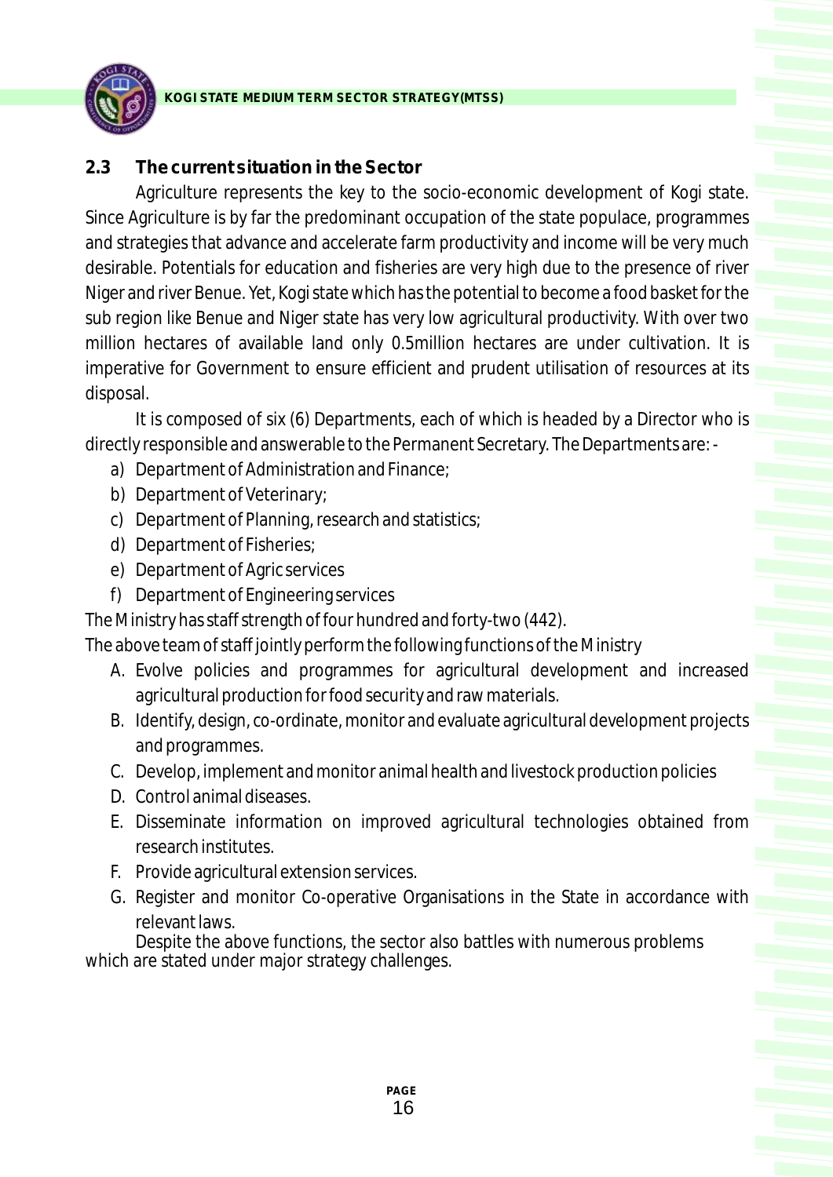## 2.3 The current situation in the Sector

Agriculture represents the key to the socio-economic development of Kogi state. Since Agriculture is by far the predominant occupation of the state populace, programmes and strategies that advance and accelerate farm productivity and income will be very much desirable. Potentials for education and fisheries are very high due to the presence of river Niger and river Benue. Yet, Kogi state which has the potential to become a food basket for the sub region like Benue and Niger state has very low agricultural productivity. With over two million hectares of available land only 0.5million hectares are under cultivation. It is imperative for Government to ensure efficient and prudent utilisation of resources at its disposal.

It is composed of six (6) Departments, each of which is headed by a Director who is directly responsible and answerable to the Permanent Secretary. The Departments are: -

a) Department of Administration and Finance;
b) Department of Veterinary;
c) Department of Planning, research and statistics;
d) Department of Fisheries;
e) Department of Agric services
f) Department of Engineering services

The Ministry has staff strength of four hundred and forty-two (442).

The above team of staff jointly perform the following functions of the Ministry

A. Evolve policies and programmes for agricultural development and increased agricultural production for food security and raw materials.
B. Identify, design, co-ordinate, monitor and evaluate agricultural development projects and programmes.
C. Develop, implement and monitor animal health and livestock production policies
D. Control animal diseases.
E. Disseminate information on improved agricultural technologies obtained from research institutes.
F. Provide agricultural extension services.
G. Register and monitor Co-operative Organisations in the State in accordance with relevant laws.

Despite the above functions, the sector also battles with numerous problems which are stated under major strategy challenges.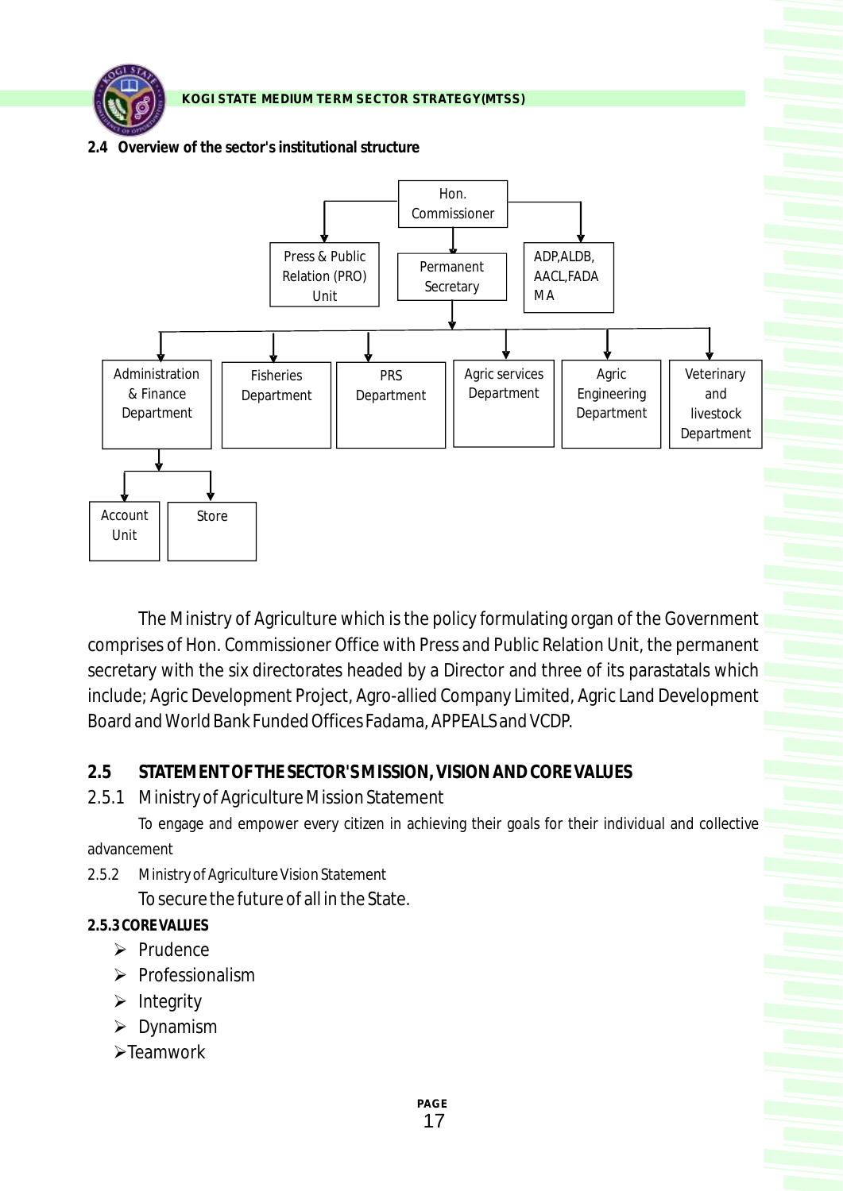### 2.4 Overview of the sector's institutional structure

Hon. Commissioner

- Press & Public Relation (PRO) Unit
- Permanent Secretary
  - Administration & Finance Department
    - Account Unit
    - Store
  - Fisheries Department
  - PRS Department
  - Agric services Department
  - Agric Engineering Department
  - Veterinary and livestock Department
- ADP,ALDB, AACL,FADA MA

The Ministry of Agriculture which is the policy formulating organ of the Government comprises of Hon. Commissioner Office with Press and Public Relation Unit, the permanent secretary with the six directorates headed by a Director and three of its parastatals which include; Agric Development Project, Agro-allied Company Limited, Agric Land Development Board and World Bank Funded Offices Fadama, APPEALS and VCDP.

## 2.5 STATEMENT OF THE SECTOR'S MISSION, VISION AND CORE VALUES

### 2.5.1 Ministry of Agriculture Mission Statement

To engage and empower every citizen in achieving their goals for their individual and collective advancement

### 2.5.2 Ministry of Agriculture Vision Statement

To secure the future of all in the State.

### 2.5.3 CORE VALUES

- Prudence
- Professionalism
- Integrity
- Dynamism
- Teamwork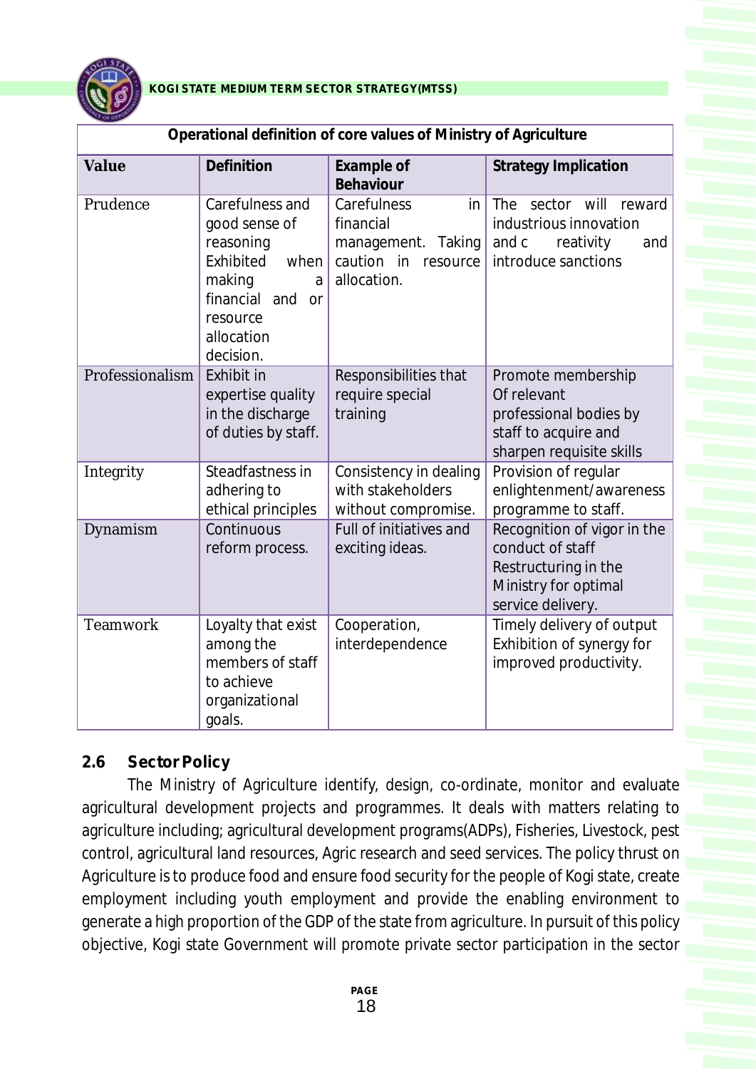| Operational definition of core values of Ministry of Agriculture | | | |
|---|---|---|---|
| **Value** | **Definition** | **Example of Behaviour** | **Strategy Implication** |
| Prudence | Carefulness and good sense of reasoning Exhibited when making a financial and or resource allocation decision. | Carefulness in financial management. Taking caution in resource allocation. | The sector will reward industrious innovation and c reativity and introduce sanctions |
| Professionalism | Exhibit in expertise quality in the discharge of duties by staff. | Responsibilities that require special training | Promote membership Of relevant professional bodies by staff to acquire and sharpen requisite skills |
| Integrity | Steadfastness in adhering to ethical principles | Consistency in dealing with stakeholders without compromise. | Provision of regular enlightenment/awareness programme to staff. |
| Dynamism | Continuous reform process. | Full of initiatives and exciting ideas. | Recognition of vigor in the conduct of staff Restructuring in the Ministry for optimal service delivery. |
| Teamwork | Loyalty that exist among the members of staff to achieve organizational goals. | Cooperation, interdependence | Timely delivery of output Exhibition of synergy for improved productivity. |

## 2.6 Sector Policy

The Ministry of Agriculture identify, design, co-ordinate, monitor and evaluate agricultural development projects and programmes. It deals with matters relating to agriculture including; agricultural development programs(ADPs), Fisheries, Livestock, pest control, agricultural land resources, Agric research and seed services. The policy thrust on Agriculture is to produce food and ensure food security for the people of Kogi state, create employment including youth employment and provide the enabling environment to generate a high proportion of the GDP of the state from agriculture. In pursuit of this policy objective, Kogi state Government will promote private sector participation in the sector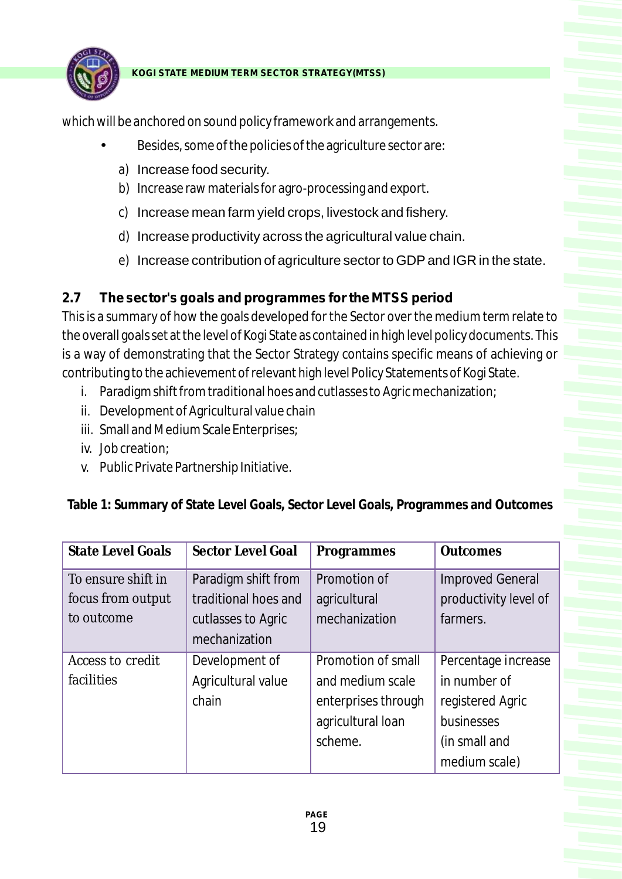which will be anchored on sound policy framework and arrangements.

- Besides, some of the policies of the agriculture sector are:

a) Increase food security.
b) Increase raw materials for agro-processing and export.
c) Increase mean farm yield crops, livestock and fishery.
d) Increase productivity across the agricultural value chain.
e) Increase contribution of agriculture sector to GDP and IGR in the state.

## 2.7 The sector's goals and programmes for the MTSS period

This is a summary of how the goals developed for the Sector over the medium term relate to the overall goals set at the level of Kogi State as contained in high level policy documents. This is a way of demonstrating that the Sector Strategy contains specific means of achieving or contributing to the achievement of relevant high level Policy Statements of Kogi State.

i. Paradigm shift from traditional hoes and cutlasses to Agric mechanization;
ii. Development of Agricultural value chain
iii. Small and Medium Scale Enterprises;
iv. Job creation;
v. Public Private Partnership Initiative.

**Table 1: Summary of State Level Goals, Sector Level Goals, Programmes and Outcomes**

| State Level Goals | Sector Level Goal | Programmes | Outcomes |
|---|---|---|---|
| To ensure shift in focus from output to outcome | Paradigm shift from traditional hoes and cutlasses to Agric mechanization | Promotion of agricultural mechanization | Improved General productivity level of farmers. |
| Access to credit facilities | Development of Agricultural value chain | Promotion of small and medium scale enterprises through agricultural loan scheme. | Percentage increase in number of registered Agric businesses (in small and medium scale) |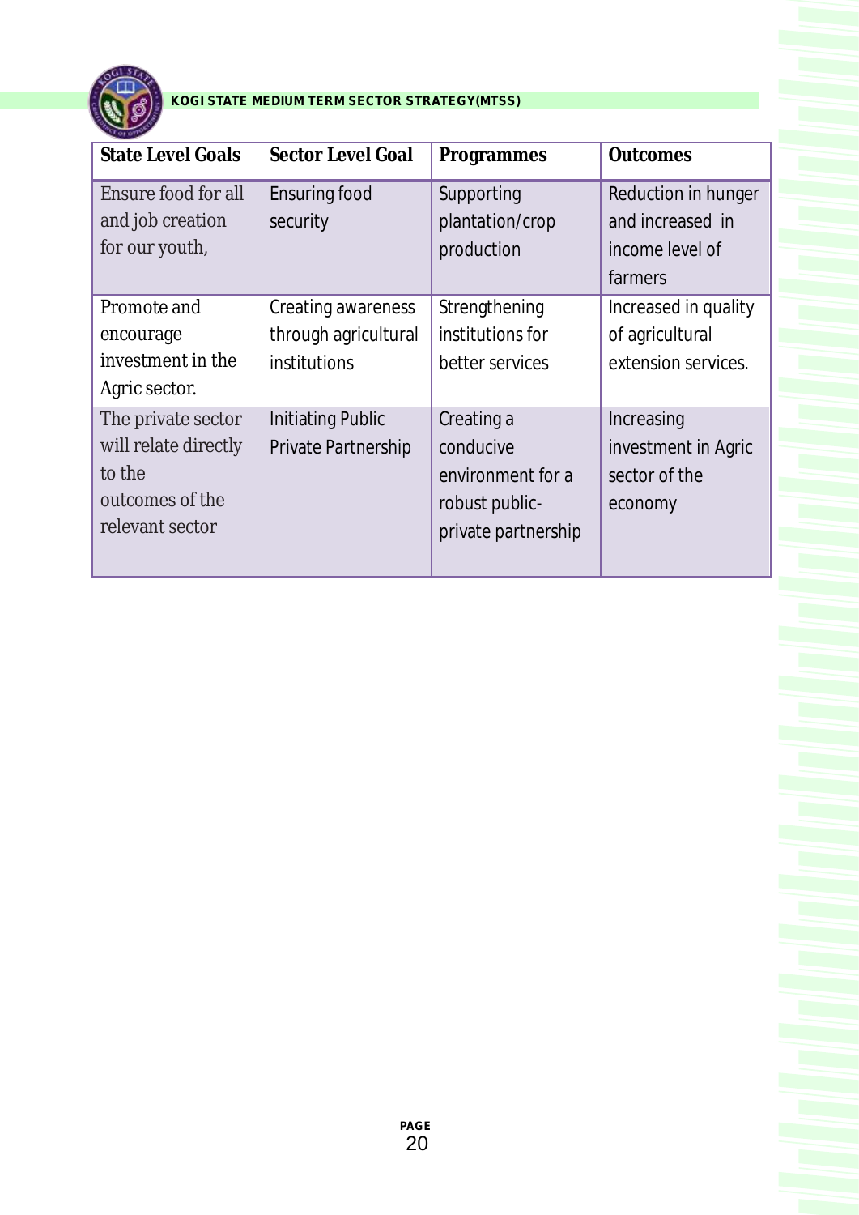| State Level Goals | Sector Level Goal | Programmes | Outcomes |
|---|---|---|---|
| Ensure food for all and job creation for our youth, | Ensuring food security | Supporting plantation/crop production | Reduction in hunger and increased in income level of farmers |
| Promote and encourage investment in the Agric sector. | Creating awareness through agricultural institutions | Strengthening institutions for better services | Increased in quality of agricultural extension services. |
| The private sector will relate directly to the outcomes of the relevant sector | Initiating Public Private Partnership | Creating a conducive environment for a robust public-private partnership | Increasing investment in Agric sector of the economy |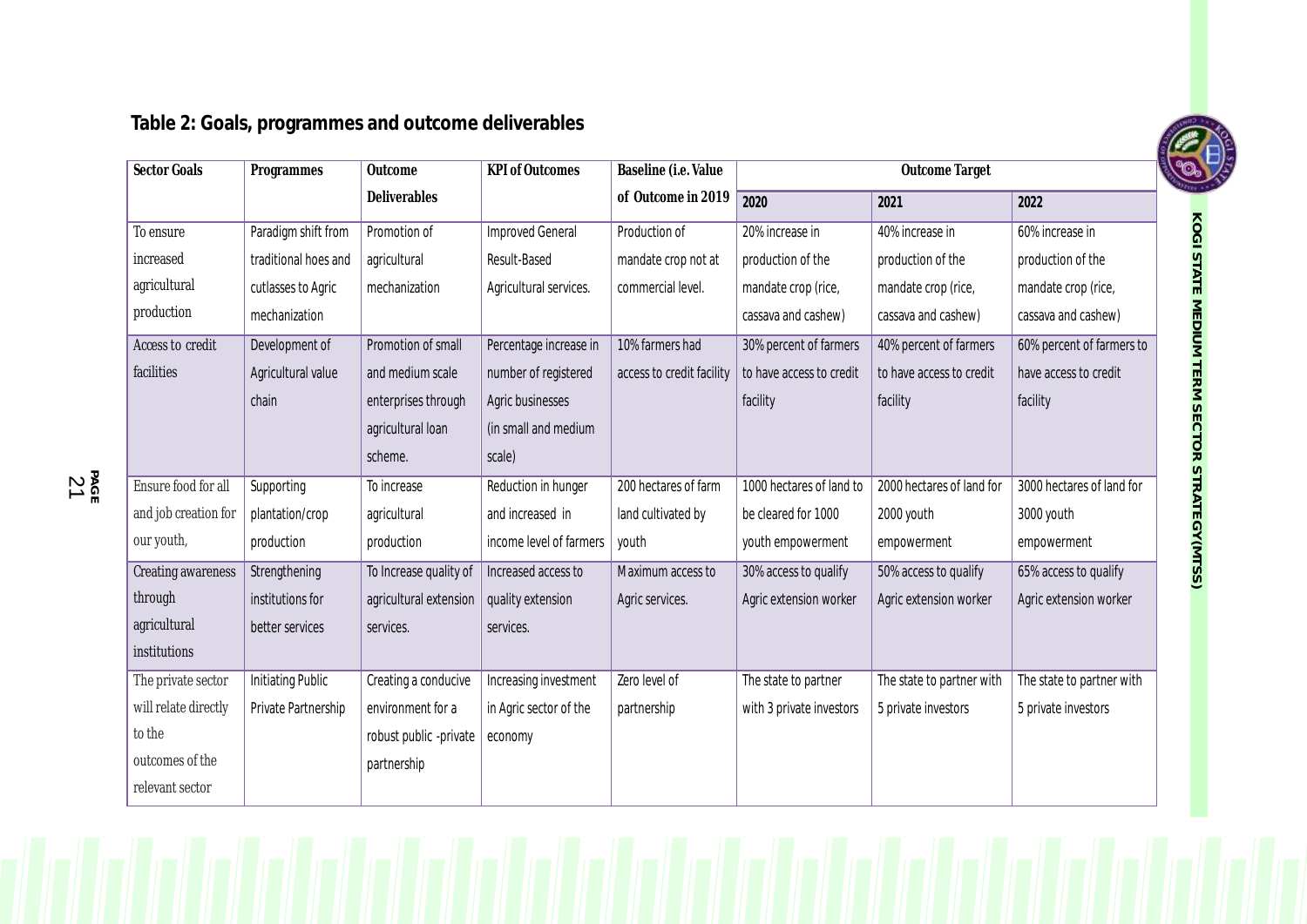**Table 2: Goals, programmes and outcome deliverables**

| Sector Goals | Programmes | Outcome Deliverables | KPI of Outcomes | Baseline (i.e. Value of Outcome in 2019 | Outcome Target | | |
|---|---|---|---|---|---|---|---|
| | | | | | 2020 | 2021 | 2022 |
| To ensure increased agricultural production | Paradigm shift from traditional hoes and cutlasses to Agric mechanization | Promotion of agricultural mechanization | Improved General Result-Based Agricultural services. | Production of mandate crop not at commercial level. | 20% increase in production of the mandate crop (rice, cassava and cashew) | 40% increase in production of the mandate crop (rice, cassava and cashew) | 60% increase in production of the mandate crop (rice, cassava and cashew) |
| Access to credit facilities | Development of Agricultural value chain | Promotion of small and medium scale enterprises through agricultural loan scheme. | Percentage increase in number of registered Agric businesses (in small and medium scale) | 10% farmers had access to credit facility | 30% percent of farmers to have access to credit facility | 40% percent of farmers to have access to credit facility | 60% percent of farmers to have access to credit facility |
| Ensure food for all and job creation for our youth, | Supporting plantation/crop production | To increase agricultural production | Reduction in hunger and increased in income level of farmers | 200 hectares of farm land cultivated by youth | 1000 hectares of land to be cleared for 1000 youth empowerment | 2000 hectares of land for 2000 youth empowerment | 3000 hectares of land for 3000 youth empowerment |
| Creating awareness through agricultural institutions | Strengthening institutions for better services | To Increase quality of agricultural extension services. | Increased access to quality extension services. | Maximum access to Agric services. | 30% access to qualify Agric extension worker | 50% access to qualify Agric extension worker | 65% access to qualify Agric extension worker |
| The private sector will relate directly to the outcomes of the relevant sector | Initiating Public Private Partnership | Creating a conducive environment for a robust public -private partnership | Increasing investment in Agric sector of the economy | Zero level of partnership | The state to partner with 3 private investors | The state to partner with 5 private investors | The state to partner with 5 private investors |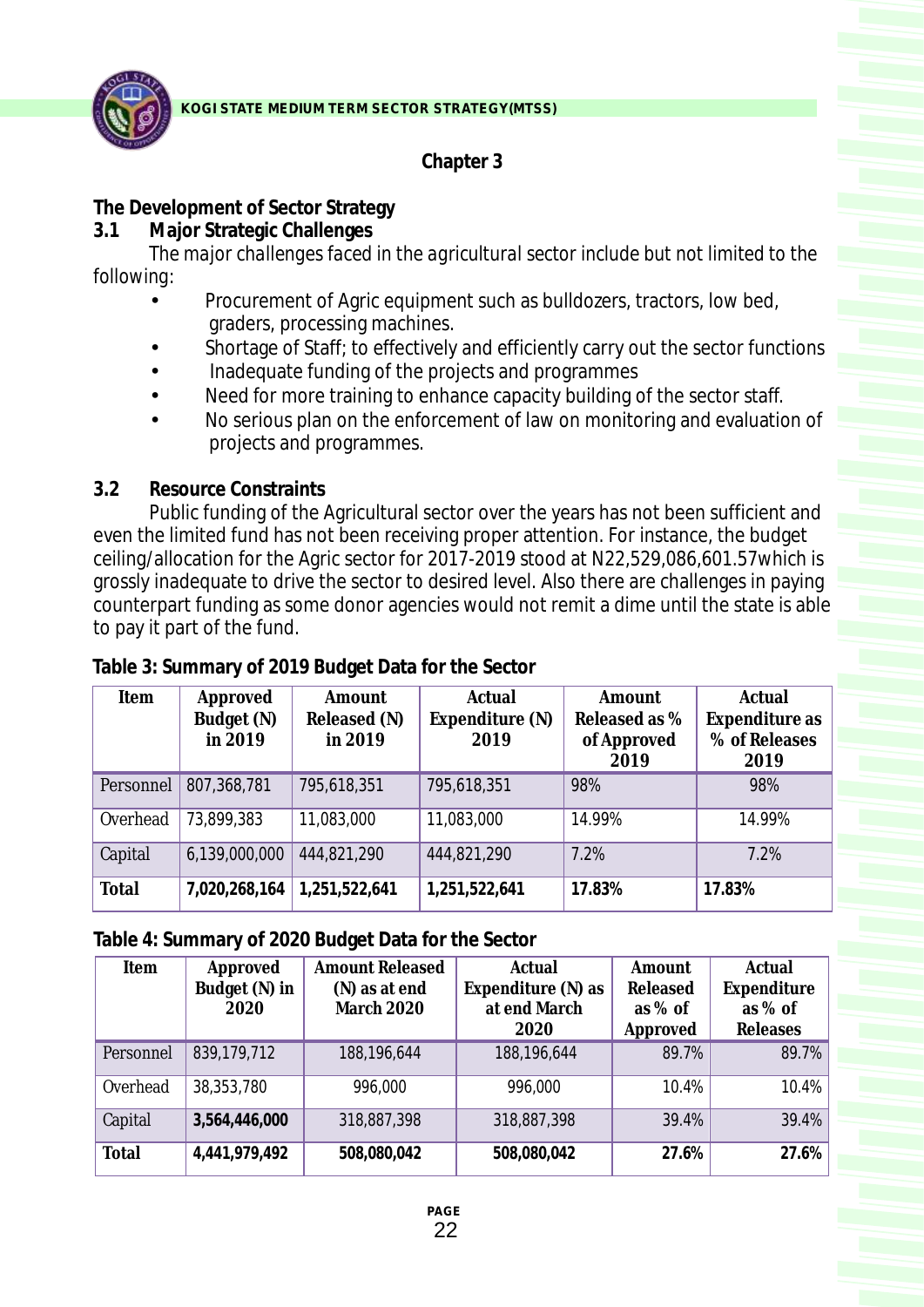# Chapter 3

## The Development of Sector Strategy

### 3.1 Major Strategic Challenges

The major challenges faced in the agricultural sector include but not limited to the following:

- Procurement of Agric equipment such as bulldozers, tractors, low bed, graders, processing machines.
- Shortage of Staff; to effectively and efficiently carry out the sector functions
- Inadequate funding of the projects and programmes
- Need for more training to enhance capacity building of the sector staff.
- No serious plan on the enforcement of law on monitoring and evaluation of projects and programmes.

### 3.2 Resource Constraints

Public funding of the Agricultural sector over the years has not been sufficient and even the limited fund has not been receiving proper attention. For instance, the budget ceiling/allocation for the Agric sector for 2017-2019 stood at N22,529,086,601.57which is grossly inadequate to drive the sector to desired level. Also there are challenges in paying counterpart funding as some donor agencies would not remit a dime until the state is able to pay it part of the fund.

**Table 3: Summary of 2019 Budget Data for the Sector**

| Item | Approved Budget (N) in 2019 | Amount Released (N) in 2019 | Actual Expenditure (N) 2019 | Amount Released as % of Approved 2019 | Actual Expenditure as % of Releases 2019 |
|---|---|---|---|---|---|
| Personnel | 807,368,781 | 795,618,351 | 795,618,351 | 98% | 98% |
| Overhead | 73,899,383 | 11,083,000 | 11,083,000 | 14.99% | 14.99% |
| Capital | 6,139,000,000 | 444,821,290 | 444,821,290 | 7.2% | 7.2% |
| **Total** | **7,020,268,164** | **1,251,522,641** | **1,251,522,641** | **17.83%** | **17.83%** |

**Table 4: Summary of 2020 Budget Data for the Sector**

| Item | Approved Budget (N) in 2020 | Amount Released (N) as at end March 2020 | Actual Expenditure (N) as at end March 2020 | Amount Released as % of Approved | Actual Expenditure as % of Releases |
|---|---|---|---|---|---|
| Personnel | 839,179,712 | 188,196,644 | 188,196,644 | 89.7% | 89.7% |
| Overhead | 38,353,780 | 996,000 | 996,000 | 10.4% | 10.4% |
| Capital | **3,564,446,000** | 318,887,398 | 318,887,398 | 39.4% | 39.4% |
| **Total** | **4,441,979,492** | **508,080,042** | **508,080,042** | **27.6%** | **27.6%** |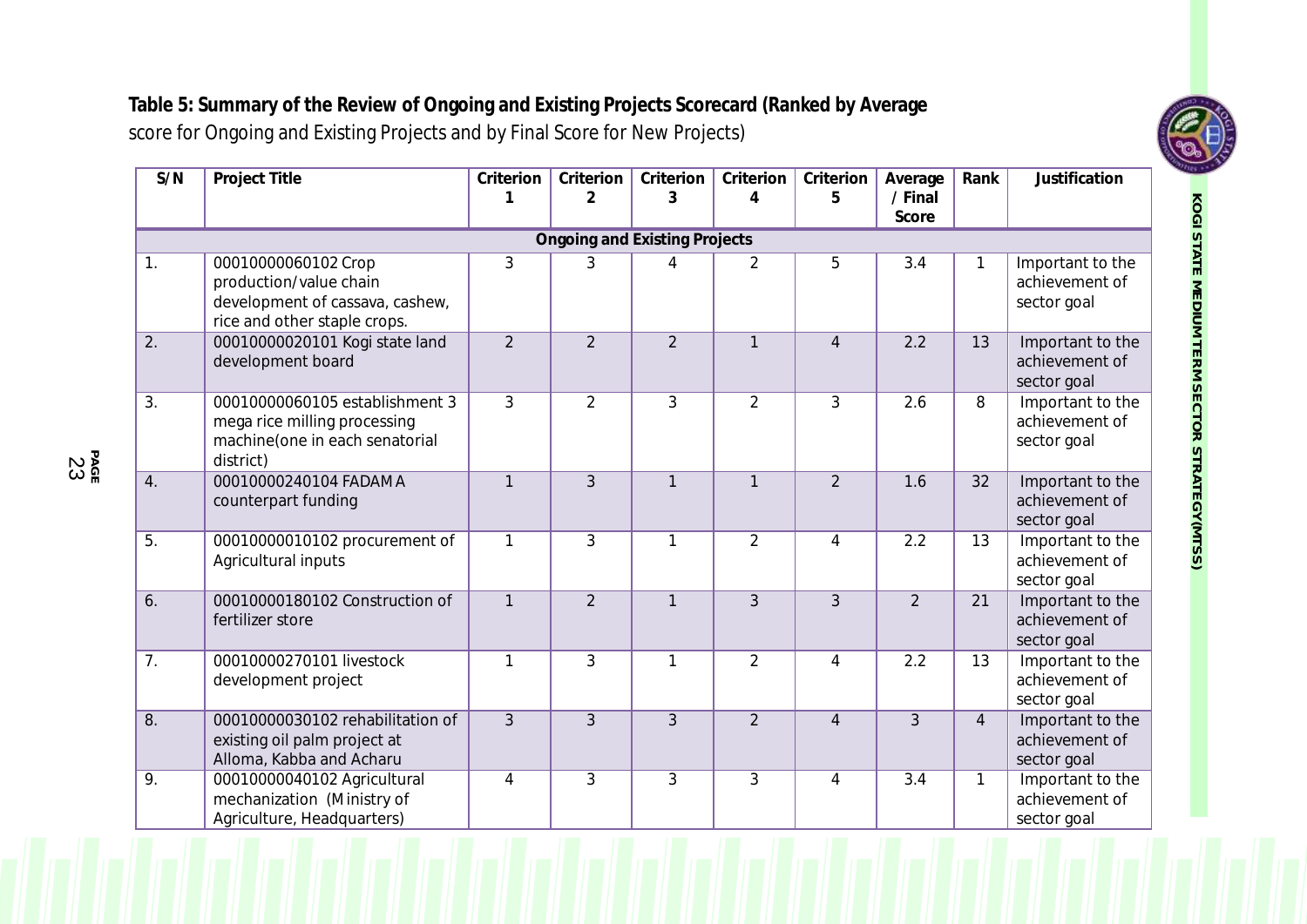**Table 5: Summary of the Review of Ongoing and Existing Projects Scorecard (Ranked by Average** score for Ongoing and Existing Projects and by Final Score for New Projects)

| S/N | Project Title | Criterion 1 | Criterion 2 | Criterion 3 | Criterion 4 | Criterion 5 | Average / Final Score | Rank | Justification |
|---|---|---|---|---|---|---|---|---|---|
| **Ongoing and Existing Projects** | | | | | | | | | |
| 1. | 00010000060102 Crop production/value chain development of cassava, cashew, rice and other staple crops. | 3 | 3 | 4 | 2 | 5 | 3.4 | 1 | Important to the achievement of sector goal |
| 2. | 00010000020101 Kogi state land development board | 2 | 2 | 2 | 1 | 4 | 2.2 | 13 | Important to the achievement of sector goal |
| 3. | 00010000060105 establishment 3 mega rice milling processing machine(one in each senatorial district) | 3 | 2 | 3 | 2 | 3 | 2.6 | 8 | Important to the achievement of sector goal |
| 4. | 00010000240104 FADAMA counterpart funding | 1 | 3 | 1 | 1 | 2 | 1.6 | 32 | Important to the achievement of sector goal |
| 5. | 00010000010102 procurement of Agricultural inputs | 1 | 3 | 1 | 2 | 4 | 2.2 | 13 | Important to the achievement of sector goal |
| 6. | 00010000180102 Construction of fertilizer store | 1 | 2 | 1 | 3 | 3 | 2 | 21 | Important to the achievement of sector goal |
| 7. | 00010000270101 livestock development project | 1 | 3 | 1 | 2 | 4 | 2.2 | 13 | Important to the achievement of sector goal |
| 8. | 00010000030102 rehabilitation of existing oil palm project at Alloma, Kabba and Acharu | 3 | 3 | 3 | 2 | 4 | 3 | 4 | Important to the achievement of sector goal |
| 9. | 00010000040102 Agricultural mechanization (Ministry of Agriculture, Headquarters) | 4 | 3 | 3 | 3 | 4 | 3.4 | 1 | Important to the achievement of sector goal |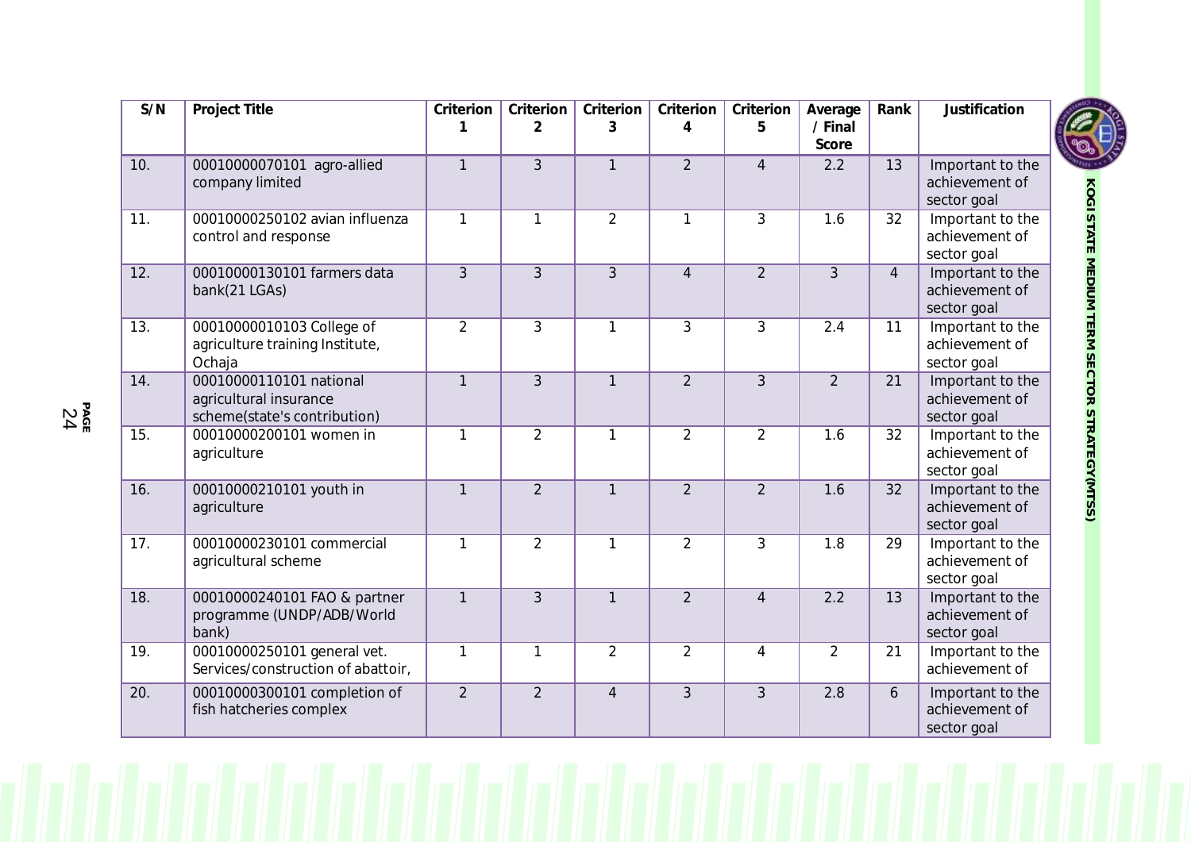| S/N | Project Title | Criterion 1 | Criterion 2 | Criterion 3 | Criterion 4 | Criterion 5 | Average / Final Score | Rank | Justification |
|---|---|---|---|---|---|---|---|---|---|
| 10. | 00010000070101 agro-allied company limited | 1 | 3 | 1 | 2 | 4 | 2.2 | 13 | Important to the achievement of sector goal |
| 11. | 00010000250102 avian influenza control and response | 1 | 1 | 2 | 1 | 3 | 1.6 | 32 | Important to the achievement of sector goal |
| 12. | 00010000130101 farmers data bank(21 LGAs) | 3 | 3 | 3 | 4 | 2 | 3 | 4 | Important to the achievement of sector goal |
| 13. | 00010000010103 College of agriculture training Institute, Ochaja | 2 | 3 | 1 | 3 | 3 | 2.4 | 11 | Important to the achievement of sector goal |
| 14. | 00010000110101 national agricultural insurance scheme(state's contribution) | 1 | 3 | 1 | 2 | 3 | 2 | 21 | Important to the achievement of sector goal |
| 15. | 00010000200101 women in agriculture | 1 | 2 | 1 | 2 | 2 | 1.6 | 32 | Important to the achievement of sector goal |
| 16. | 00010000210101 youth in agriculture | 1 | 2 | 1 | 2 | 2 | 1.6 | 32 | Important to the achievement of sector goal |
| 17. | 00010000230101 commercial agricultural scheme | 1 | 2 | 1 | 2 | 3 | 1.8 | 29 | Important to the achievement of sector goal |
| 18. | 00010000240101 FAO & partner programme (UNDP/ADB/World bank) | 1 | 3 | 1 | 2 | 4 | 2.2 | 13 | Important to the achievement of sector goal |
| 19. | 00010000250101 general vet. Services/construction of abattoir, | 1 | 1 | 2 | 2 | 4 | 2 | 21 | Important to the achievement of |
| 20. | 00010000300101 completion of fish hatcheries complex | 2 | 2 | 4 | 3 | 3 | 2.8 | 6 | Important to the achievement of sector goal |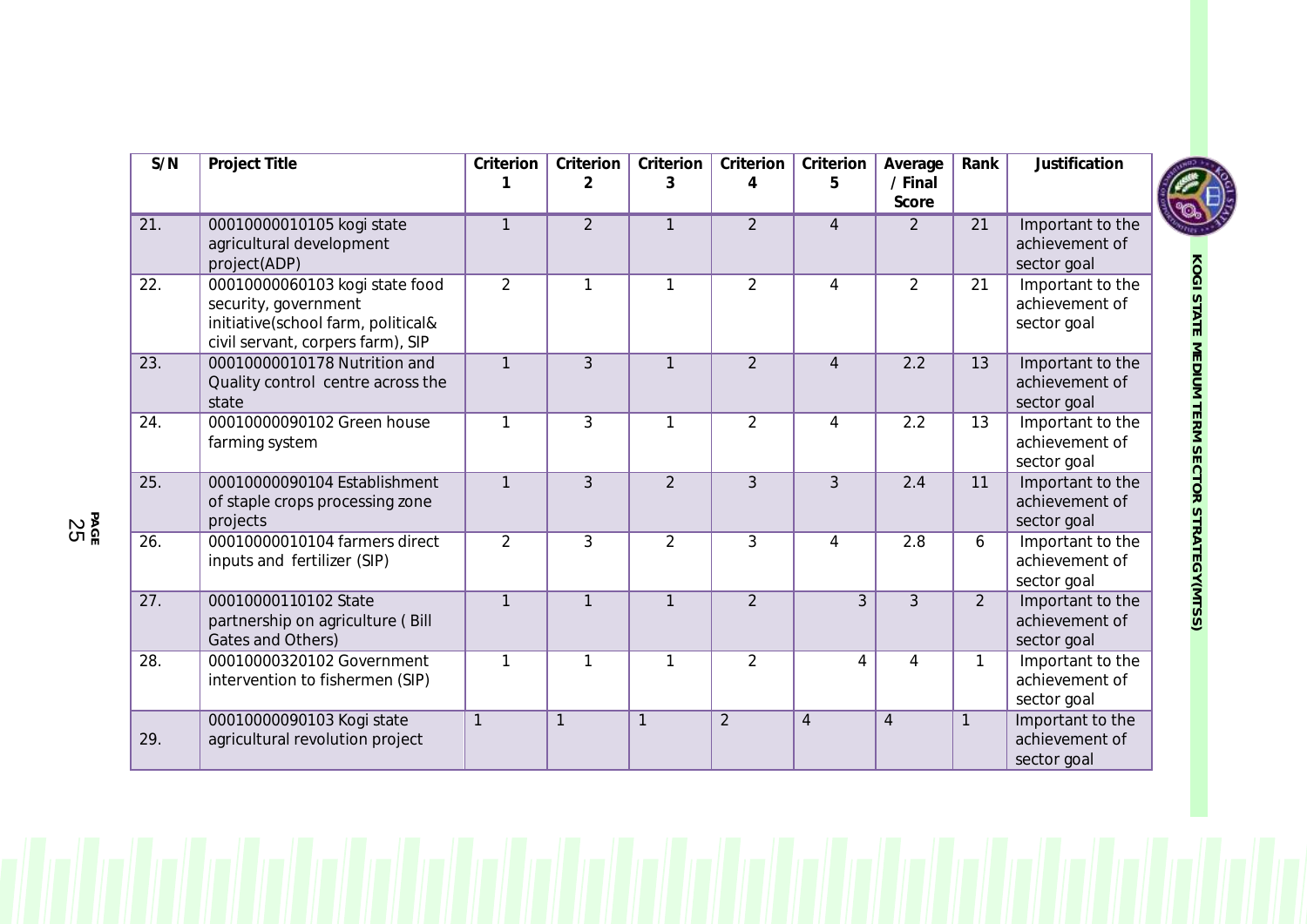| S/N | Project Title | Criterion 1 | Criterion 2 | Criterion 3 | Criterion 4 | Criterion 5 | Average / Final Score | Rank | Justification |
|---|---|---|---|---|---|---|---|---|---|
| 21. | 00010000010105 kogi state agricultural development project(ADP) | 1 | 2 | 1 | 2 | 4 | 2 | 21 | Important to the achievement of sector goal |
| 22. | 00010000060103 kogi state food security, government initiative(school farm, political& civil servant, corpers farm), SIP | 2 | 1 | 1 | 2 | 4 | 2 | 21 | Important to the achievement of sector goal |
| 23. | 00010000010178 Nutrition and Quality control centre across the state | 1 | 3 | 1 | 2 | 4 | 2.2 | 13 | Important to the achievement of sector goal |
| 24. | 00010000090102 Green house farming system | 1 | 3 | 1 | 2 | 4 | 2.2 | 13 | Important to the achievement of sector goal |
| 25. | 00010000090104 Establishment of staple crops processing zone projects | 1 | 3 | 2 | 3 | 3 | 2.4 | 11 | Important to the achievement of sector goal |
| 26. | 00010000010104 farmers direct inputs and fertilizer (SIP) | 2 | 3 | 2 | 3 | 4 | 2.8 | 6 | Important to the achievement of sector goal |
| 27. | 00010000110102 State partnership on agriculture ( Bill Gates and Others) | 1 | 1 | 1 | 2 | 3 | 3 | 2 | Important to the achievement of sector goal |
| 28. | 00010000320102 Government intervention to fishermen (SIP) | 1 | 1 | 1 | 2 | 4 | 4 | 1 | Important to the achievement of sector goal |
| 29. | 00010000090103 Kogi state agricultural revolution project | 1 | 1 | 1 | 2 | 4 | 4 | 1 | Important to the achievement of sector goal |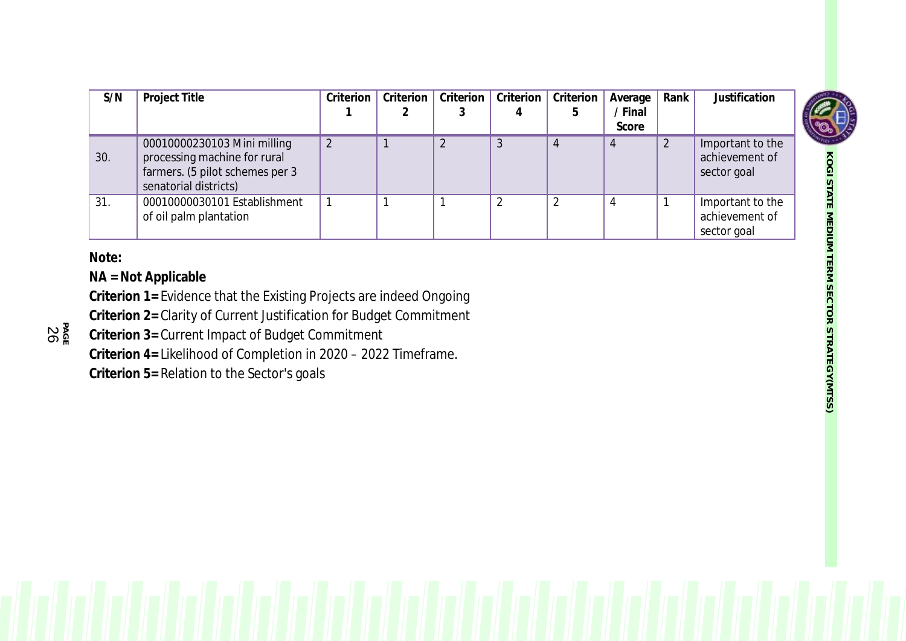| S/N | Project Title | Criterion 1 | Criterion 2 | Criterion 3 | Criterion 4 | Criterion 5 | Average / Final Score | Rank | Justification |
|---|---|---|---|---|---|---|---|---|---|
| 30. | 00010000230103 Mini milling processing machine for rural farmers. (5 pilot schemes per 3 senatorial districts) | 2 | 1 | 2 | 3 | 4 | 4 | 2 | Important to the achievement of sector goal |
| 31. | 00010000030101 Establishment of oil palm plantation | 1 | 1 | 1 | 2 | 2 | 4 | 1 | Important to the achievement of sector goal |

**Note:**

**NA = Not Applicable**

**Criterion 1=** Evidence that the Existing Projects are indeed Ongoing

**Criterion 2=** Clarity of Current Justification for Budget Commitment

**Criterion 3=** Current Impact of Budget Commitment

**Criterion 4=** Likelihood of Completion in 2020 – 2022 Timeframe.

**Criterion 5=** Relation to the Sector's goals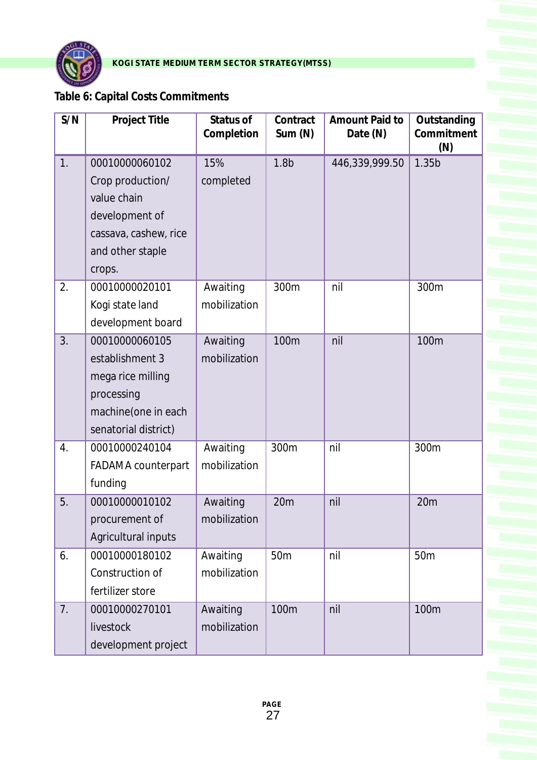**Table 6: Capital Costs Commitments**

| S/N | Project Title | Status of Completion | Contract Sum (N) | Amount Paid to Date (N) | Outstanding Commitment (N) |
|---|---|---|---|---|---|
| 1. | 00010000060102 Crop production/ value chain development of cassava, cashew, rice and other staple crops. | 15% completed | 1.8b | 446,339,999.50 | 1.35b |
| 2. | 00010000020101 Kogi state land development board | Awaiting mobilization | 300m | nil | 300m |
| 3. | 00010000060105 establishment 3 mega rice milling processing machine(one in each senatorial district) | Awaiting mobilization | 100m | nil | 100m |
| 4. | 00010000240104 FADAMA counterpart funding | Awaiting mobilization | 300m | nil | 300m |
| 5. | 00010000010102 procurement of Agricultural inputs | Awaiting mobilization | 20m | nil | 20m |
| 6. | 00010000180102 Construction of fertilizer store | Awaiting mobilization | 50m | nil | 50m |
| 7. | 00010000270101 livestock development project | Awaiting mobilization | 100m | nil | 100m |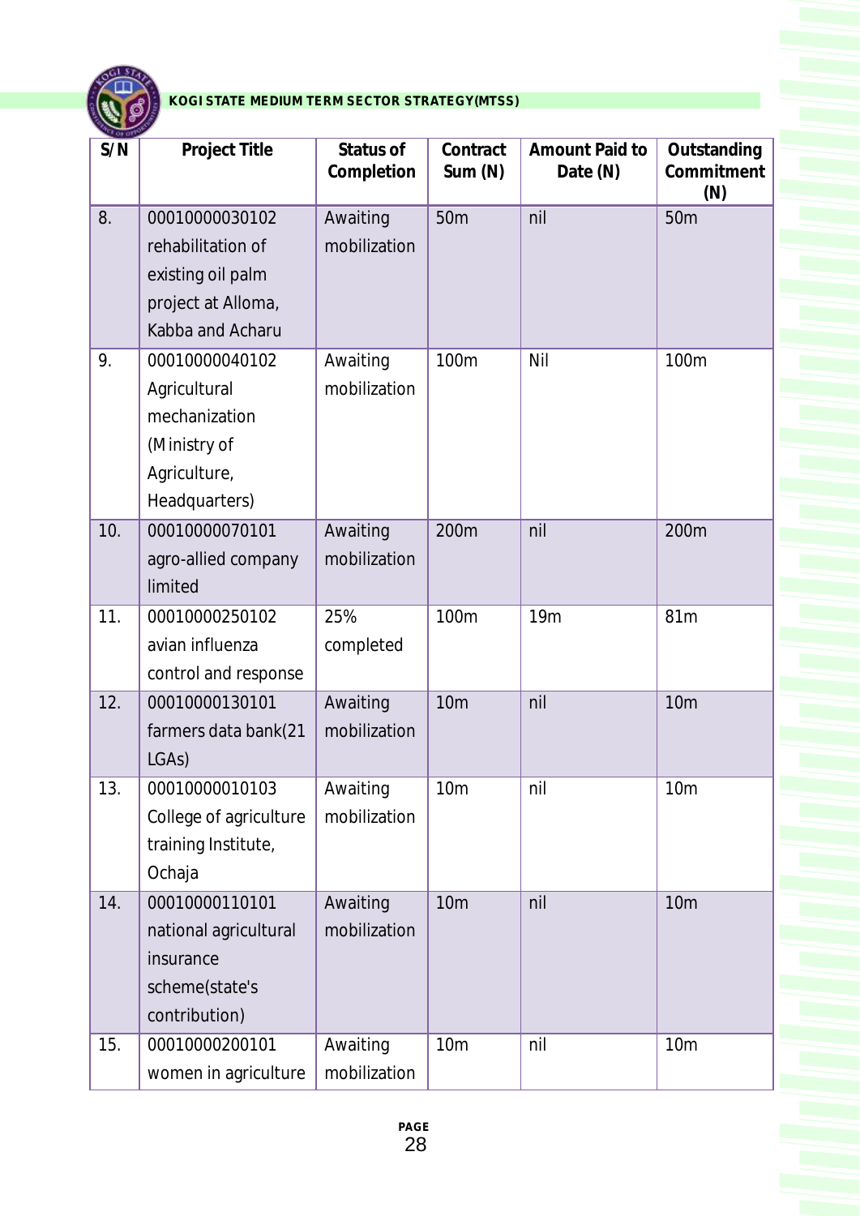| S/N | Project Title | Status of Completion | Contract Sum (N) | Amount Paid to Date (N) | Outstanding Commitment (N) |
|---|---|---|---|---|---|
| 8. | 00010000030102 rehabilitation of existing oil palm project at Alloma, Kabba and Acharu | Awaiting mobilization | 50m | nil | 50m |
| 9. | 00010000040102 Agricultural mechanization (Ministry of Agriculture, Headquarters) | Awaiting mobilization | 100m | Nil | 100m |
| 10. | 00010000070101 agro-allied company limited | Awaiting mobilization | 200m | nil | 200m |
| 11. | 00010000250102 avian influenza control and response | 25% completed | 100m | 19m | 81m |
| 12. | 00010000130101 farmers data bank(21 LGAs) | Awaiting mobilization | 10m | nil | 10m |
| 13. | 00010000010103 College of agriculture training Institute, Ochaja | Awaiting mobilization | 10m | nil | 10m |
| 14. | 00010000110101 national agricultural insurance scheme(state's contribution) | Awaiting mobilization | 10m | nil | 10m |
| 15. | 00010000200101 women in agriculture | Awaiting mobilization | 10m | nil | 10m |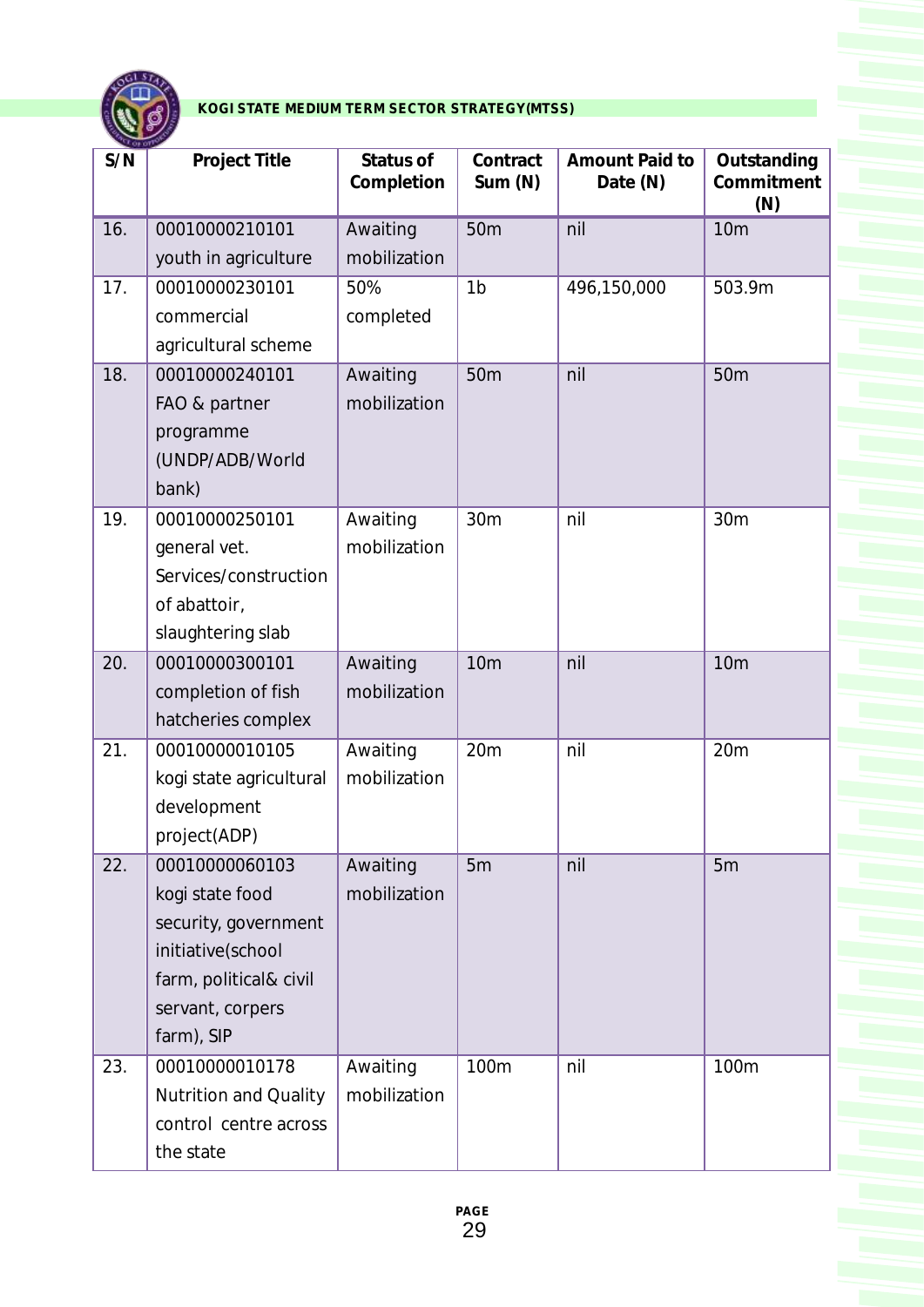| S/N | Project Title | Status of Completion | Contract Sum (N) | Amount Paid to Date (N) | Outstanding Commitment (N) |
|---|---|---|---|---|---|
| 16. | 00010000210101 youth in agriculture | Awaiting mobilization | 50m | nil | 10m |
| 17. | 00010000230101 commercial agricultural scheme | 50% completed | 1b | 496,150,000 | 503.9m |
| 18. | 00010000240101 FAO & partner programme (UNDP/ADB/World bank) | Awaiting mobilization | 50m | nil | 50m |
| 19. | 00010000250101 general vet. Services/construction of abattoir, slaughtering slab | Awaiting mobilization | 30m | nil | 30m |
| 20. | 00010000300101 completion of fish hatcheries complex | Awaiting mobilization | 10m | nil | 10m |
| 21. | 00010000010105 kogi state agricultural development project(ADP) | Awaiting mobilization | 20m | nil | 20m |
| 22. | 00010000060103 kogi state food security, government initiative(school farm, political& civil servant, corpers farm), SIP | Awaiting mobilization | 5m | nil | 5m |
| 23. | 00010000010178 Nutrition and Quality control centre across the state | Awaiting mobilization | 100m | nil | 100m |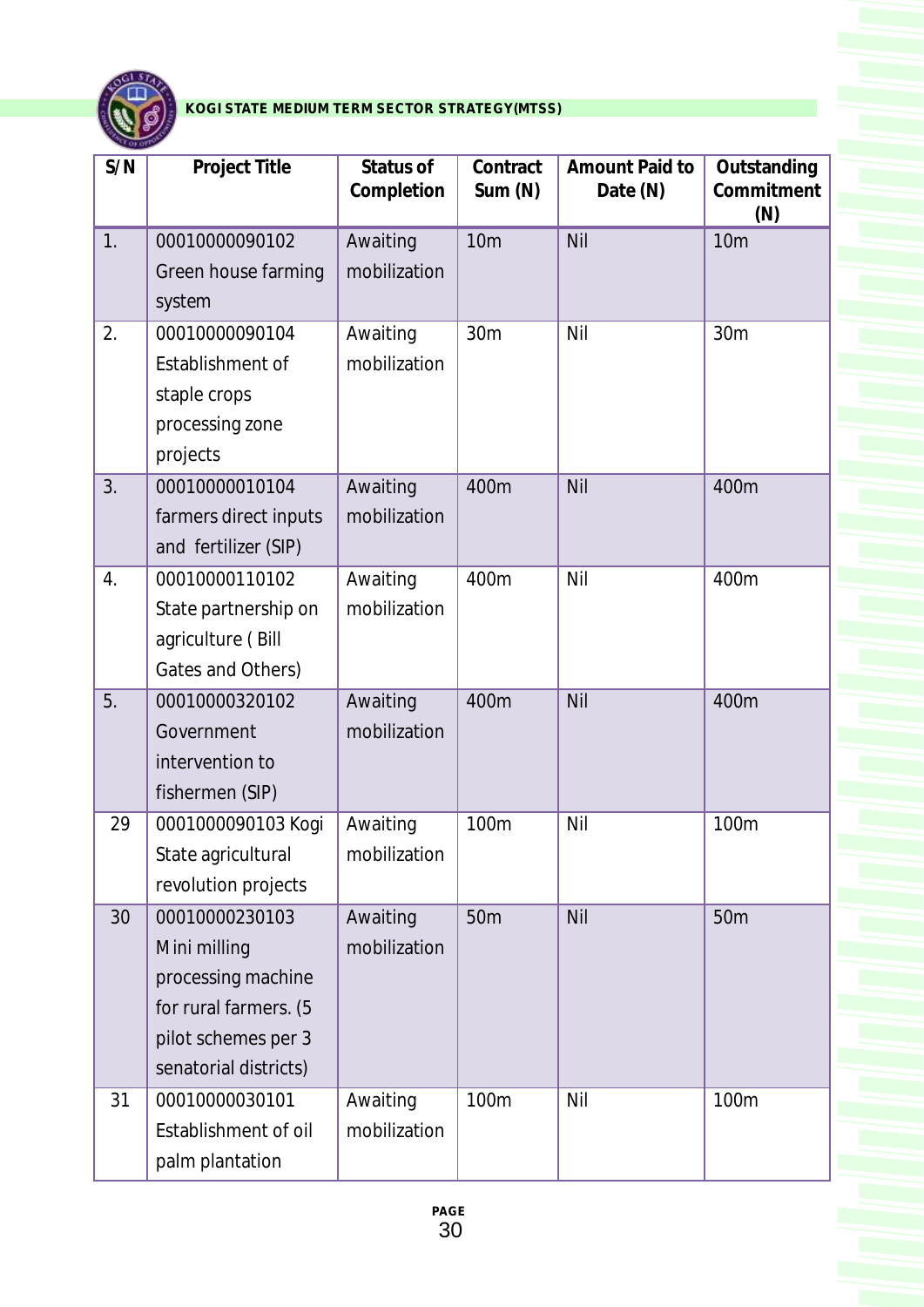| S/N | Project Title | Status of Completion | Contract Sum (N) | Amount Paid to Date (N) | Outstanding Commitment (N) |
|---|---|---|---|---|---|
| 1. | 00010000090102 Green house farming system | Awaiting mobilization | 10m | Nil | 10m |
| 2. | 00010000090104 Establishment of staple crops processing zone projects | Awaiting mobilization | 30m | Nil | 30m |
| 3. | 00010000010104 farmers direct inputs and fertilizer (SIP) | Awaiting mobilization | 400m | Nil | 400m |
| 4. | 00010000110102 State partnership on agriculture ( Bill Gates and Others) | Awaiting mobilization | 400m | Nil | 400m |
| 5. | 00010000320102 Government intervention to fishermen (SIP) | Awaiting mobilization | 400m | Nil | 400m |
| 29 | 0001000090103 Kogi State agricultural revolution projects | Awaiting mobilization | 100m | Nil | 100m |
| 30 | 00010000230103 Mini milling processing machine for rural farmers. (5 pilot schemes per 3 senatorial districts) | Awaiting mobilization | 50m | Nil | 50m |
| 31 | 00010000030101 Establishment of oil palm plantation | Awaiting mobilization | 100m | Nil | 100m |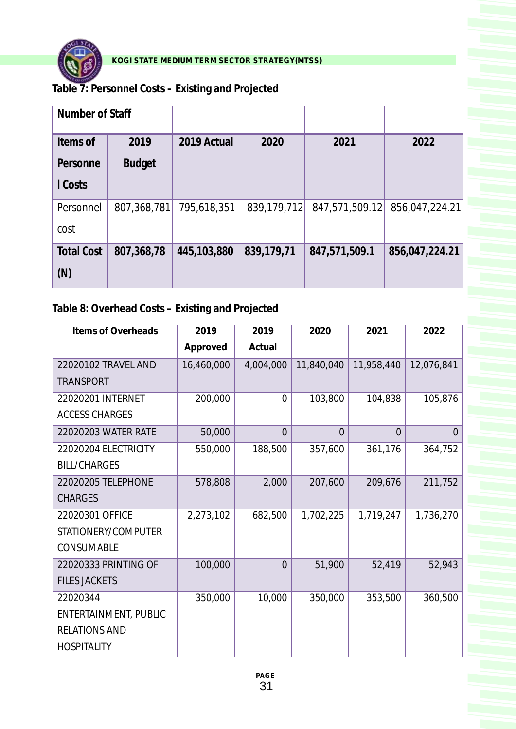**Table 7: Personnel Costs – Existing and Projected**

| Number of Staff | | | | | |
|---|---|---|---|---|---|
| **Items of Personnel Costs** | **2019 Budget** | **2019 Actual** | **2020** | **2021** | **2022** |
| Personnel cost | 807,368,781 | 795,618,351 | 839,179,712 | 847,571,509.12 | 856,047,224.21 |
| **Total Cost (N)** | **807,368,78** | **445,103,880** | **839,179,71** | **847,571,509.1** | **856,047,224.21** |

**Table 8: Overhead Costs – Existing and Projected**

| Items of Overheads | 2019 Approved | 2019 Actual | 2020 | 2021 | 2022 |
|---|---|---|---|---|---|
| 22020102 TRAVEL AND TRANSPORT | 16,460,000 | 4,004,000 | 11,840,040 | 11,958,440 | 12,076,841 |
| 22020201 INTERNET ACCESS CHARGES | 200,000 | 0 | 103,800 | 104,838 | 105,876 |
| 22020203 WATER RATE | 50,000 | 0 | 0 | 0 | 0 |
| 22020204 ELECTRICITY BILL/CHARGES | 550,000 | 188,500 | 357,600 | 361,176 | 364,752 |
| 22020205 TELEPHONE CHARGES | 578,808 | 2,000 | 207,600 | 209,676 | 211,752 |
| 22020301 OFFICE STATIONERY/COMPUTER CONSUMABLE | 2,273,102 | 682,500 | 1,702,225 | 1,719,247 | 1,736,270 |
| 22020333 PRINTING OF FILES JACKETS | 100,000 | 0 | 51,900 | 52,419 | 52,943 |
| 22020344 ENTERTAINMENT, PUBLIC RELATIONS AND HOSPITALITY | 350,000 | 10,000 | 350,000 | 353,500 | 360,500 |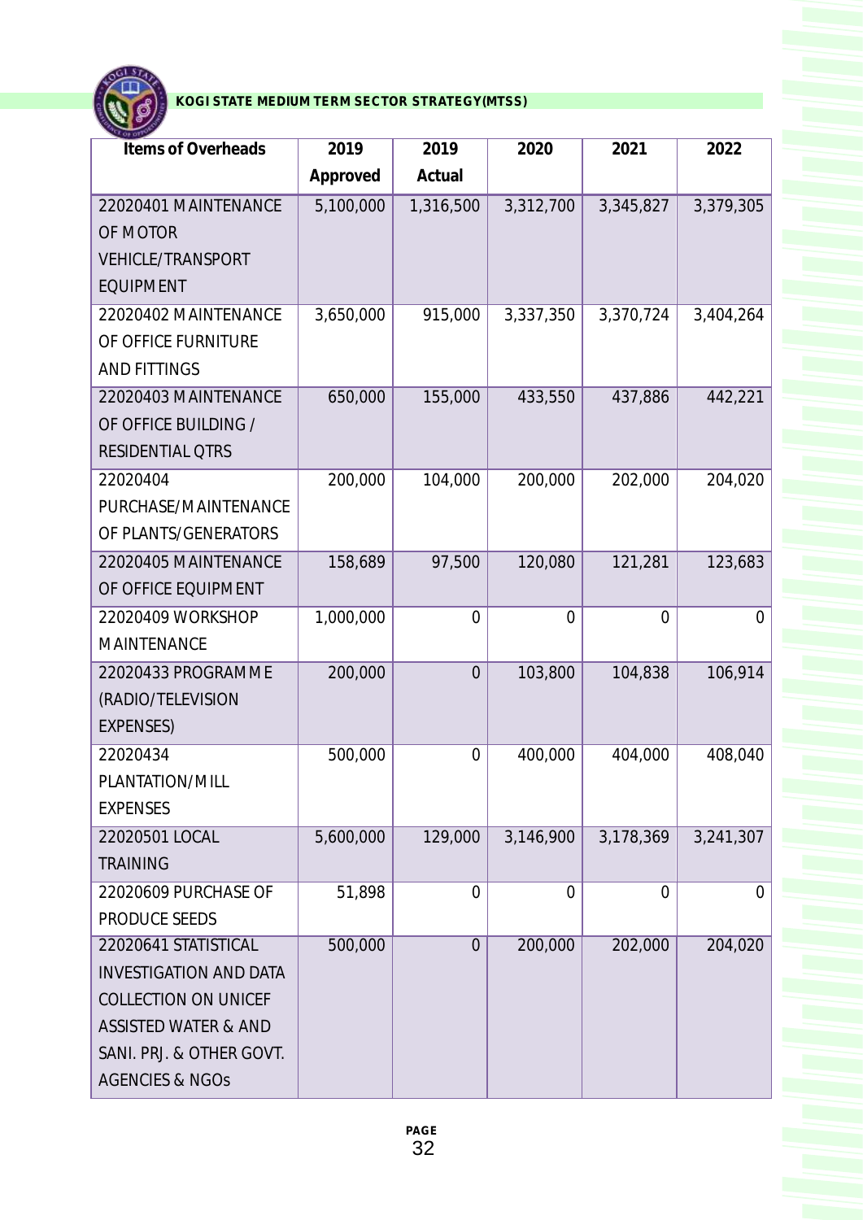| Items of Overheads | 2019 Approved | 2019 Actual | 2020 | 2021 | 2022 |
|---|---|---|---|---|---|
| 22020401 MAINTENANCE OF MOTOR VEHICLE/TRANSPORT EQUIPMENT | 5,100,000 | 1,316,500 | 3,312,700 | 3,345,827 | 3,379,305 |
| 22020402 MAINTENANCE OF OFFICE FURNITURE AND FITTINGS | 3,650,000 | 915,000 | 3,337,350 | 3,370,724 | 3,404,264 |
| 22020403 MAINTENANCE OF OFFICE BUILDING / RESIDENTIAL QTRS | 650,000 | 155,000 | 433,550 | 437,886 | 442,221 |
| 22020404 PURCHASE/MAINTENANCE OF PLANTS/GENERATORS | 200,000 | 104,000 | 200,000 | 202,000 | 204,020 |
| 22020405 MAINTENANCE OF OFFICE EQUIPMENT | 158,689 | 97,500 | 120,080 | 121,281 | 123,683 |
| 22020409 WORKSHOP MAINTENANCE | 1,000,000 | 0 | 0 | 0 | 0 |
| 22020433 PROGRAMME (RADIO/TELEVISION EXPENSES) | 200,000 | 0 | 103,800 | 104,838 | 106,914 |
| 22020434 PLANTATION/MILL EXPENSES | 500,000 | 0 | 400,000 | 404,000 | 408,040 |
| 22020501 LOCAL TRAINING | 5,600,000 | 129,000 | 3,146,900 | 3,178,369 | 3,241,307 |
| 22020609 PURCHASE OF PRODUCE SEEDS | 51,898 | 0 | 0 | 0 | 0 |
| 22020641 STATISTICAL INVESTIGATION AND DATA COLLECTION ON UNICEF ASSISTED WATER & AND SANI. PRJ. & OTHER GOVT. AGENCIES & NGOs | 500,000 | 0 | 200,000 | 202,000 | 204,020 |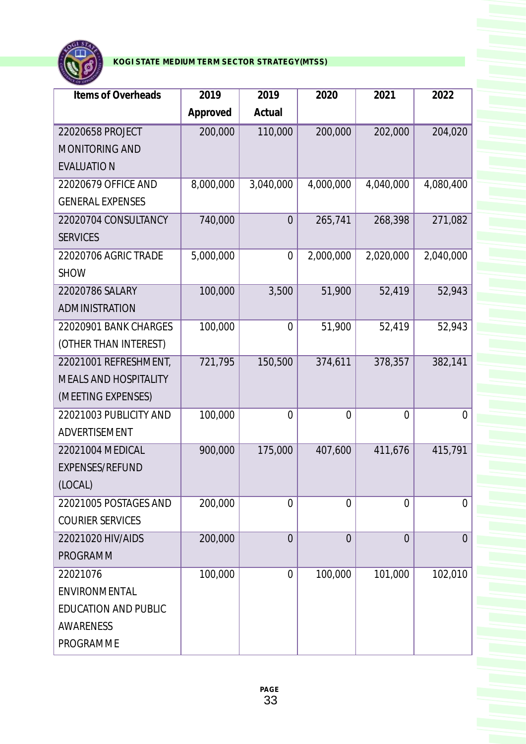| Items of Overheads | 2019 Approved | 2019 Actual | 2020 | 2021 | 2022 |
|---|---|---|---|---|---|
| 22020658 PROJECT MONITORING AND EVALUATION | 200,000 | 110,000 | 200,000 | 202,000 | 204,020 |
| 22020679 OFFICE AND GENERAL EXPENSES | 8,000,000 | 3,040,000 | 4,000,000 | 4,040,000 | 4,080,400 |
| 22020704 CONSULTANCY SERVICES | 740,000 | 0 | 265,741 | 268,398 | 271,082 |
| 22020706 AGRIC TRADE SHOW | 5,000,000 | 0 | 2,000,000 | 2,020,000 | 2,040,000 |
| 22020786 SALARY ADMINISTRATION | 100,000 | 3,500 | 51,900 | 52,419 | 52,943 |
| 22020901 BANK CHARGES (OTHER THAN INTEREST) | 100,000 | 0 | 51,900 | 52,419 | 52,943 |
| 22021001 REFRESHMENT, MEALS AND HOSPITALITY (MEETING EXPENSES) | 721,795 | 150,500 | 374,611 | 378,357 | 382,141 |
| 22021003 PUBLICITY AND ADVERTISEMENT | 100,000 | 0 | 0 | 0 | 0 |
| 22021004 MEDICAL EXPENSES/REFUND (LOCAL) | 900,000 | 175,000 | 407,600 | 411,676 | 415,791 |
| 22021005 POSTAGES AND COURIER SERVICES | 200,000 | 0 | 0 | 0 | 0 |
| 22021020 HIV/AIDS PROGRAMM | 200,000 | 0 | 0 | 0 | 0 |
| 22021076 ENVIRONMENTAL EDUCATION AND PUBLIC AWARENESS PROGRAMME | 100,000 | 0 | 100,000 | 101,000 | 102,010 |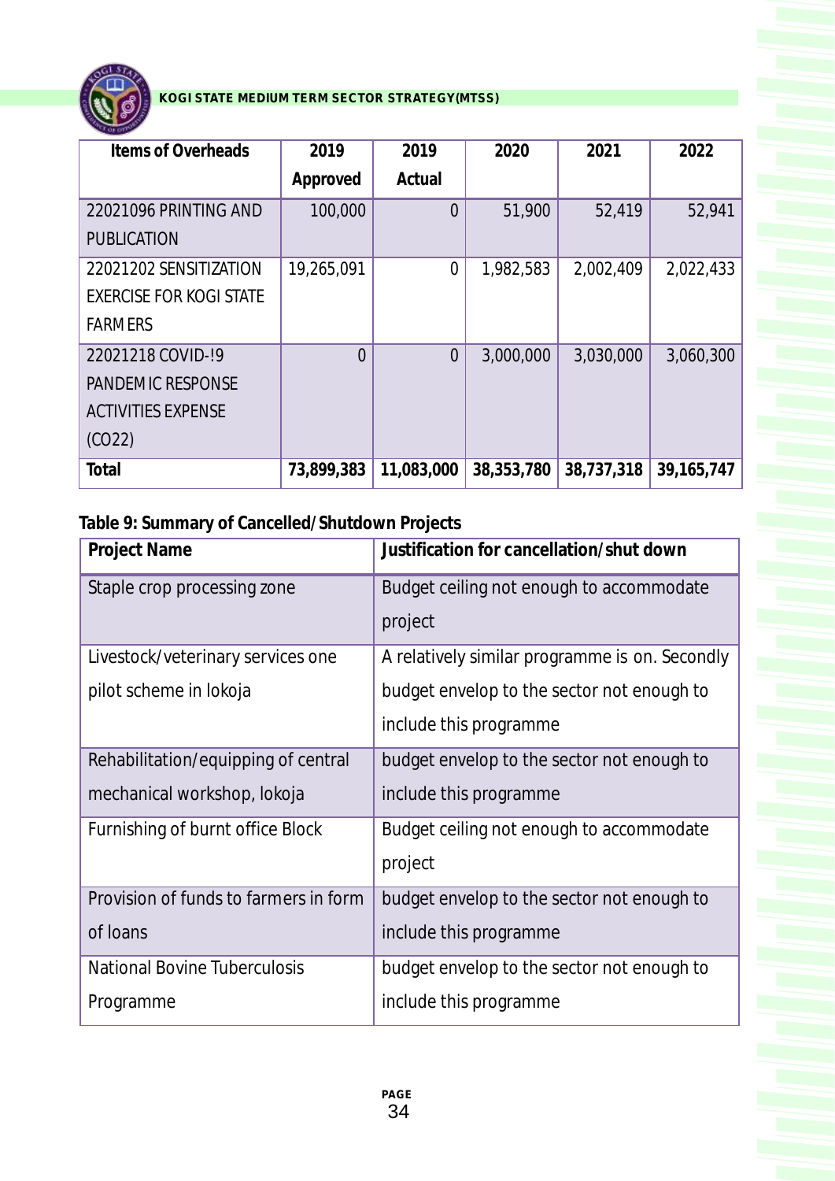| Items of Overheads | 2019 Approved | 2019 Actual | 2020 | 2021 | 2022 |
|---|---|---|---|---|---|
| 22021096 PRINTING AND PUBLICATION | 100,000 | 0 | 51,900 | 52,419 | 52,941 |
| 22021202 SENSITIZATION EXERCISE FOR KOGI STATE FARMERS | 19,265,091 | 0 | 1,982,583 | 2,002,409 | 2,022,433 |
| 22021218 COVID-!9 PANDEMIC RESPONSE ACTIVITIES EXPENSE (CO22) | 0 | 0 | 3,000,000 | 3,030,000 | 3,060,300 |
| **Total** | **73,899,383** | **11,083,000** | **38,353,780** | **38,737,318** | **39,165,747** |

**Table 9: Summary of Cancelled/Shutdown Projects**

| Project Name | Justification for cancellation/shut down |
|---|---|
| Staple crop processing zone | Budget ceiling not enough to accommodate project |
| Livestock/veterinary services one pilot scheme in lokoja | A relatively similar programme is on. Secondly budget envelop to the sector not enough to include this programme |
| Rehabilitation/equipping of central mechanical workshop, lokoja | budget envelop to the sector not enough to include this programme |
| Furnishing of burnt office Block | Budget ceiling not enough to accommodate project |
| Provision of funds to farmers in form of loans | budget envelop to the sector not enough to include this programme |
| National Bovine Tuberculosis Programme | budget envelop to the sector not enough to include this programme |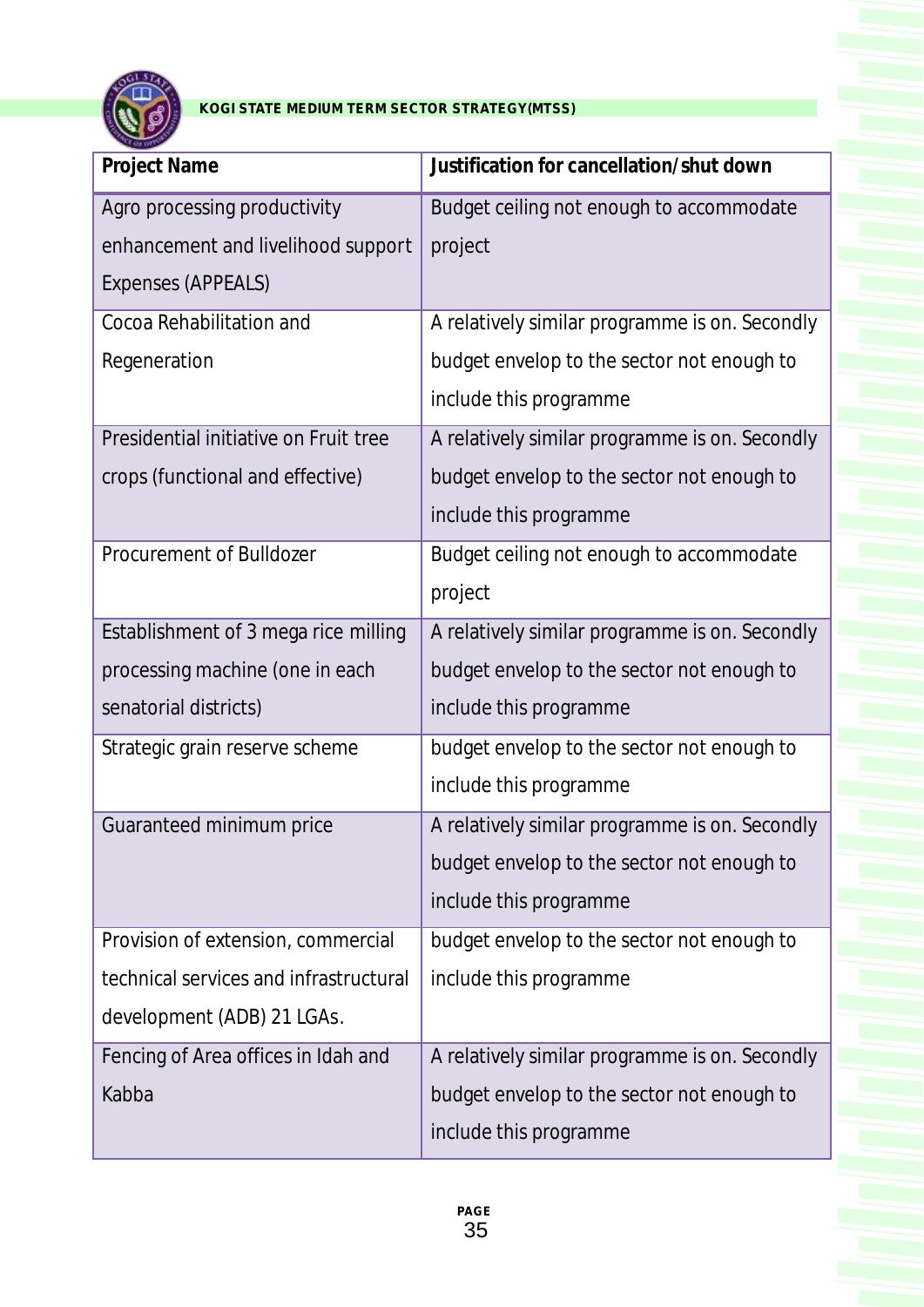| Project Name | Justification for cancellation/shut down |
|---|---|
| Agro processing productivity enhancement and livelihood support Expenses (APPEALS) | Budget ceiling not enough to accommodate project |
| Cocoa Rehabilitation and Regeneration | A relatively similar programme is on. Secondly budget envelop to the sector not enough to include this programme |
| Presidential initiative on Fruit tree crops (functional and effective) | A relatively similar programme is on. Secondly budget envelop to the sector not enough to include this programme |
| Procurement of Bulldozer | Budget ceiling not enough to accommodate project |
| Establishment of 3 mega rice milling processing machine (one in each senatorial districts) | A relatively similar programme is on. Secondly budget envelop to the sector not enough to include this programme |
| Strategic grain reserve scheme | budget envelop to the sector not enough to include this programme |
| Guaranteed minimum price | A relatively similar programme is on. Secondly budget envelop to the sector not enough to include this programme |
| Provision of extension, commercial technical services and infrastructural development (ADB) 21 LGAs. | budget envelop to the sector not enough to include this programme |
| Fencing of Area offices in Idah and Kabba | A relatively similar programme is on. Secondly budget envelop to the sector not enough to include this programme |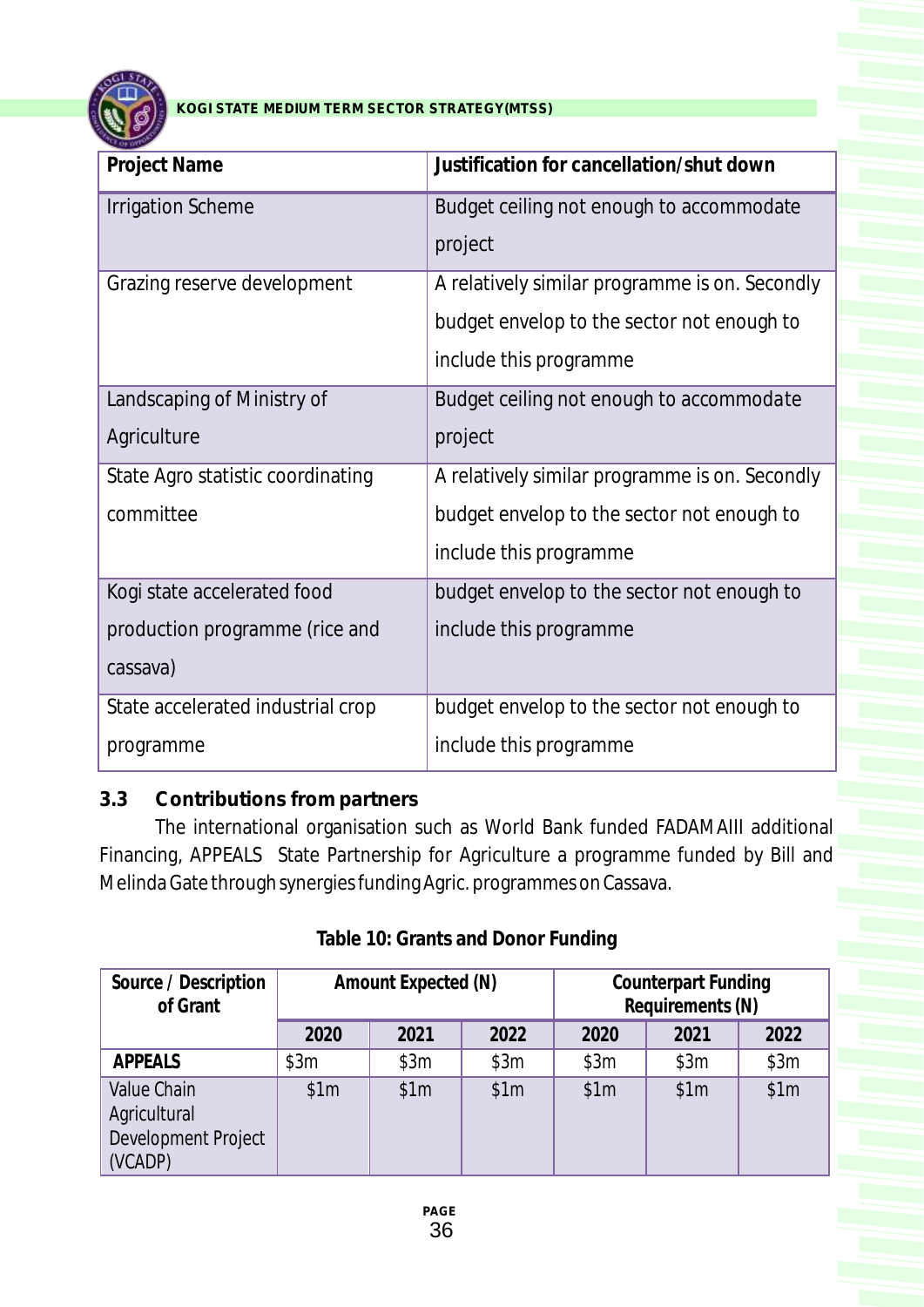| Project Name | Justification for cancellation/shut down |
|---|---|
| Irrigation Scheme | Budget ceiling not enough to accommodate project |
| Grazing reserve development | A relatively similar programme is on. Secondly budget envelop to the sector not enough to include this programme |
| Landscaping of Ministry of Agriculture | Budget ceiling not enough to accommodate project |
| State Agro statistic coordinating committee | A relatively similar programme is on. Secondly budget envelop to the sector not enough to include this programme |
| Kogi state accelerated food production programme (rice and cassava) | budget envelop to the sector not enough to include this programme |
| State accelerated industrial crop programme | budget envelop to the sector not enough to include this programme |

### 3.3 Contributions from partners

The international organisation such as World Bank funded FADAMAIII additional Financing, APPEALS State Partnership for Agriculture a programme funded by Bill and Melinda Gate through synergies funding Agric. programmes on Cassava.

**Table 10: Grants and Donor Funding**

| Source / Description of Grant | Amount Expected (N) | | | Counterpart Funding Requirements (N) | | |
|---|---|---|---|---|---|---|
| | 2020 | 2021 | 2022 | 2020 | 2021 | 2022 |
| **APPEALS** | $3m | $3m | $3m | $3m | $3m | $3m |
| Value Chain Agricultural Development Project (VCADP) | $1m | $1m | $1m | $1m | $1m | $1m |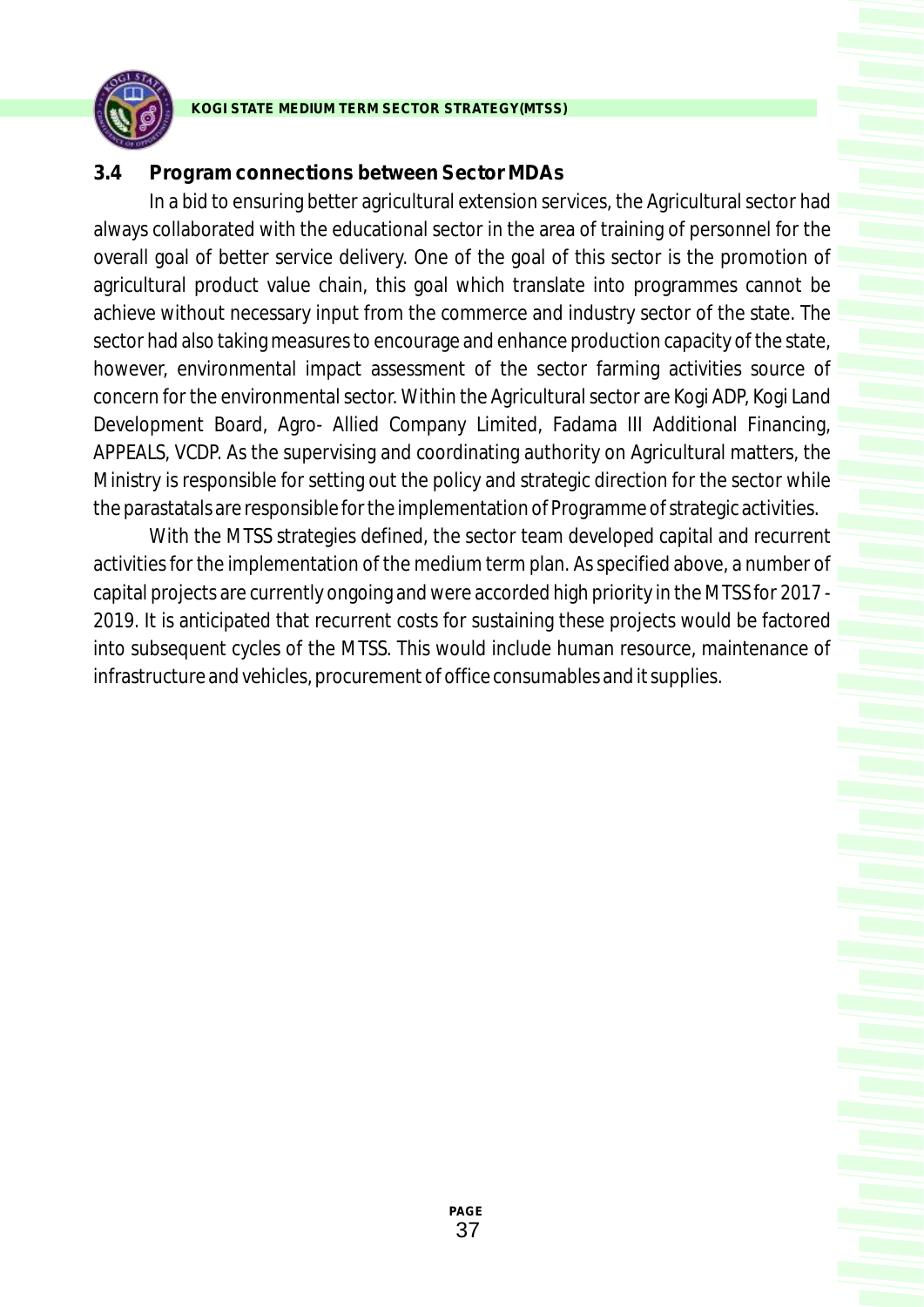### 3.4 Program connections between Sector MDAs

In a bid to ensuring better agricultural extension services, the Agricultural sector had always collaborated with the educational sector in the area of training of personnel for the overall goal of better service delivery. One of the goal of this sector is the promotion of agricultural product value chain, this goal which translate into programmes cannot be achieve without necessary input from the commerce and industry sector of the state. The sector had also taking measures to encourage and enhance production capacity of the state, however, environmental impact assessment of the sector farming activities source of concern for the environmental sector. Within the Agricultural sector are Kogi ADP, Kogi Land Development Board, Agro- Allied Company Limited, Fadama III Additional Financing, APPEALS, VCDP. As the supervising and coordinating authority on Agricultural matters, the Ministry is responsible for setting out the policy and strategic direction for the sector while the parastatals are responsible for the implementation of Programme of strategic activities.

With the MTSS strategies defined, the sector team developed capital and recurrent activities for the implementation of the medium term plan. As specified above, a number of capital projects are currently ongoing and were accorded high priority in the MTSS for 2017 - 2019. It is anticipated that recurrent costs for sustaining these projects would be factored into subsequent cycles of the MTSS. This would include human resource, maintenance of infrastructure and vehicles, procurement of office consumables and it supplies.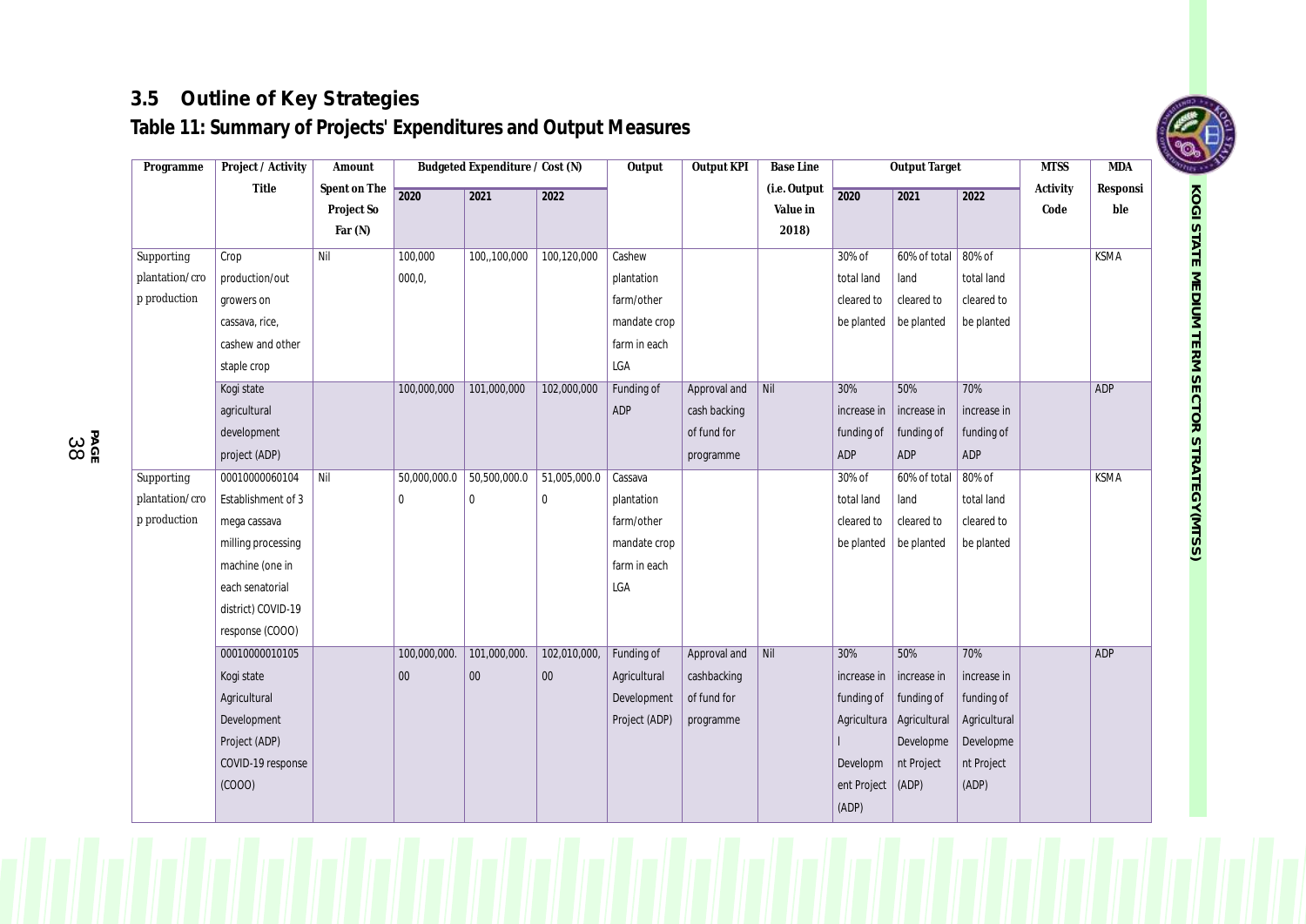## 3.5 Outline of Key Strategies

### Table 11: Summary of Projects' Expenditures and Output Measures

| Programme | Project / Activity Title | Amount Spent on The Project So Far (N) | Budgeted Expenditure / Cost (N) | | | Output | Output KPI | Base Line (i.e. Output Value in 2018) | Output Target | | | MTSS Activity Code | MDA Responsible |
|---|---|---|---|---|---|---|---|---|---|---|---|---|---|
| | | | 2020 | 2021 | 2022 | | | | 2020 | 2021 | 2022 | | |
| Supporting plantation/crop production | Crop production/out growers on cassava, rice, cashew and other staple crop | Nil | 100,000 000,0, | 100,,100,000 | 100,120,000 | Cashew plantation farm/other mandate crop farm in each LGA | | | 30% of total land cleared to be planted | 60% of total land cleared to be planted | 80% of total land cleared to be planted | | KSMA |
| | Kogi state agricultural development project (ADP) | | 100,000,000 | 101,000,000 | 102,000,000 | Funding of ADP | Approval and cash backing of fund for programme | Nil | 30% increase in funding of ADP | 50% increase in funding of ADP | 70% increase in funding of ADP | | ADP |
| Supporting plantation/crop production | 00010000060104 Establishment of 3 mega cassava milling processing machine (one in each senatorial district) COVID-19 response (COOO) | Nil | 50,000,000.00 | 50,500,000.00 | 51,005,000.00 | Cassava plantation farm/other mandate crop farm in each LGA | | | 30% of total land cleared to be planted | 60% of total land cleared to be planted | 80% of total land cleared to be planted | | KSMA |
| | 00010000010105 Kogi state Agricultural Development Project (ADP) COVID-19 response (COOO) | | 100,000,000.00 | 101,000,000.00 | 102,010,000,00 | Funding of Agricultural Development Project (ADP) | Approval and cashbacking of fund for programme | Nil | 30% increase in funding of Agricultural Development Project (ADP) | 50% increase in funding of Agricultural Development Project (ADP) | 70% increase in funding of Agricultural Development Project (ADP) | | ADP |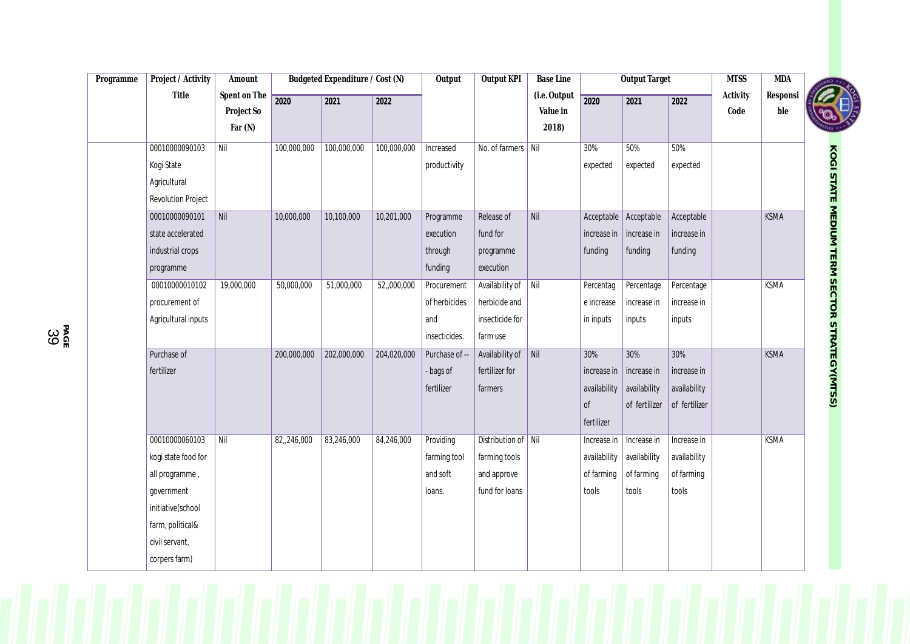| Programme | Project / Activity Title | Amount Spent on The Project So Far (N) | Budgeted Expenditure / Cost (N) | | | Output | Output KPI | Base Line (i.e. Output Value in 2018) | Output Target | | | MTSS Activity Code | MDA Responsible |
|---|---|---|---|---|---|---|---|---|---|---|---|---|---|
| | | | 2020 | 2021 | 2022 | | | | 2020 | 2021 | 2022 | | |
| | 00010000090103 Kogi State Agricultural Revolution Project | Nil | 100,000,000 | 100,000,000 | 100,000,000 | Increased productivity | No. of farmers | Nil | 30% expected | 50% expected | 50% expected | | |
| | 00010000090101 state accelerated industrial crops programme | Nil | 10,000,000 | 10,100,000 | 10,201,000 | Programme execution through funding | Release of fund for programme execution | Nil | Acceptable increase in funding | Acceptable increase in funding | Acceptable increase in funding | | KSMA |
| | 00010000010102 procurement of Agricultural inputs | 19,000,000 | 50,000,000 | 51,000,000 | 52,,000,000 | Procurement of herbicides and insecticides. | Availability of herbicide and insecticide for farm use | Nil | Percentage increase in inputs | Percentage increase in inputs | Percentage increase in inputs | | KSMA |
| | Purchase of fertilizer | | 200,000,000 | 202,000,000 | 204,020,000 | Purchase of -- - bags of fertilizer | Availability of fertilizer for farmers | Nil | 30% increase in availability of fertilizer | 30% increase in availability of fertilizer | 30% increase in availability of fertilizer | | KSMA |
| | 00010000060103 kogi state food for all programme , government initiative(school farm, political& civil servant, corpers farm) | Nil | 82,,246,000 | 83,246,000 | 84,246,000 | Providing farming tool and soft loans. | Distribution of farming tools and approve fund for loans | Nil | Increase in availability of farming tools | Increase in availability of farming tools | Increase in availability of farming tools | | KSMA |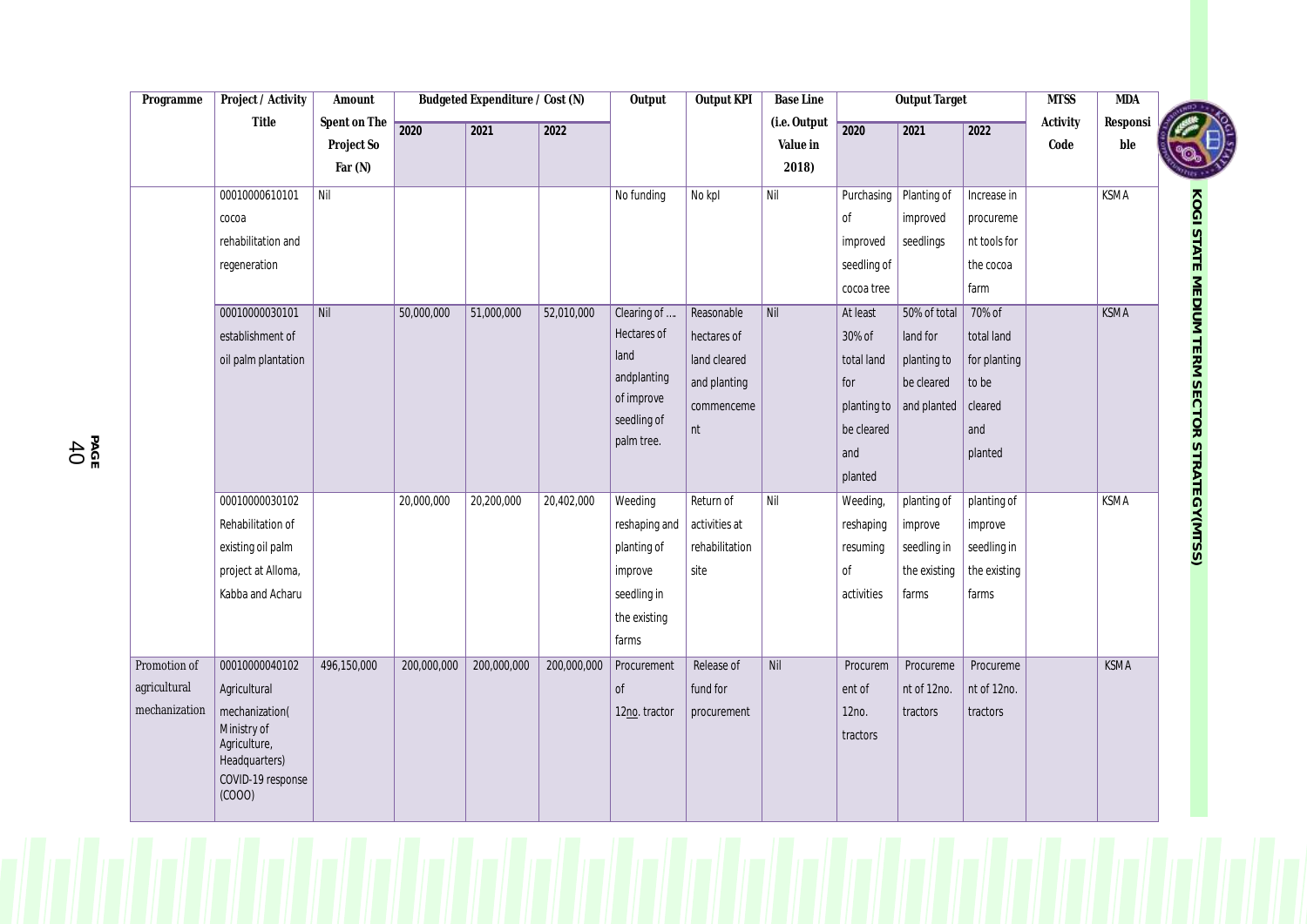| Programme | Project / Activity Title | Amount Spent on The Project So Far (N) | Budgeted Expenditure / Cost (N) | | | Output | Output KPI | Base Line (i.e. Output Value in 2018) | Output Target | | | MTSS Activity Code | MDA Responsible |
|---|---|---|---|---|---|---|---|---|---|---|---|---|---|
| | | | 2020 | 2021 | 2022 | | | | 2020 | 2021 | 2022 | | |
| | 00010000610101 cocoa rehabilitation and regeneration | Nil | | | | No funding | No kpl | Nil | Purchasing of improved seedling of cocoa tree | Planting of improved seedlings | Increase in procurement tools for the cocoa farm | | KSMA |
| | 00010000030101 establishment of oil palm plantation | Nil | 50,000,000 | 51,000,000 | 52,010,000 | Clearing of …. Hectares of land andplanting of improve seedling of palm tree. | Reasonable hectares of land cleared and planting commencement | Nil | At least 30% of total land for planting to be cleared and planted | 50% of total land for planting to be cleared and planted | 70% of total land for planting to be cleared and planted | | KSMA |
| | 00010000030102 Rehabilitation of existing oil palm project at Alloma, Kabba and Acharu | | 20,000,000 | 20,200,000 | 20,402,000 | Weeding reshaping and planting of improve seedling in the existing farms | Return of activities at rehabilitation site | Nil | Weeding, reshaping resuming of activities | planting of improve seedling in the existing farms | planting of improve seedling in the existing farms | | KSMA |
| Promotion of agricultural mechanization | 00010000040102 Agricultural mechanization( Ministry of Agriculture, Headquarters) COVID-19 response (COOO) | 496,150,000 | 200,000,000 | 200,000,000 | 200,000,000 | Procurement of 12no. tractor | Release of fund for procurement | Nil | Procurement of 12no. tractors | Procurement of 12no. tractors | Procurement of 12no. tractors | | KSMA |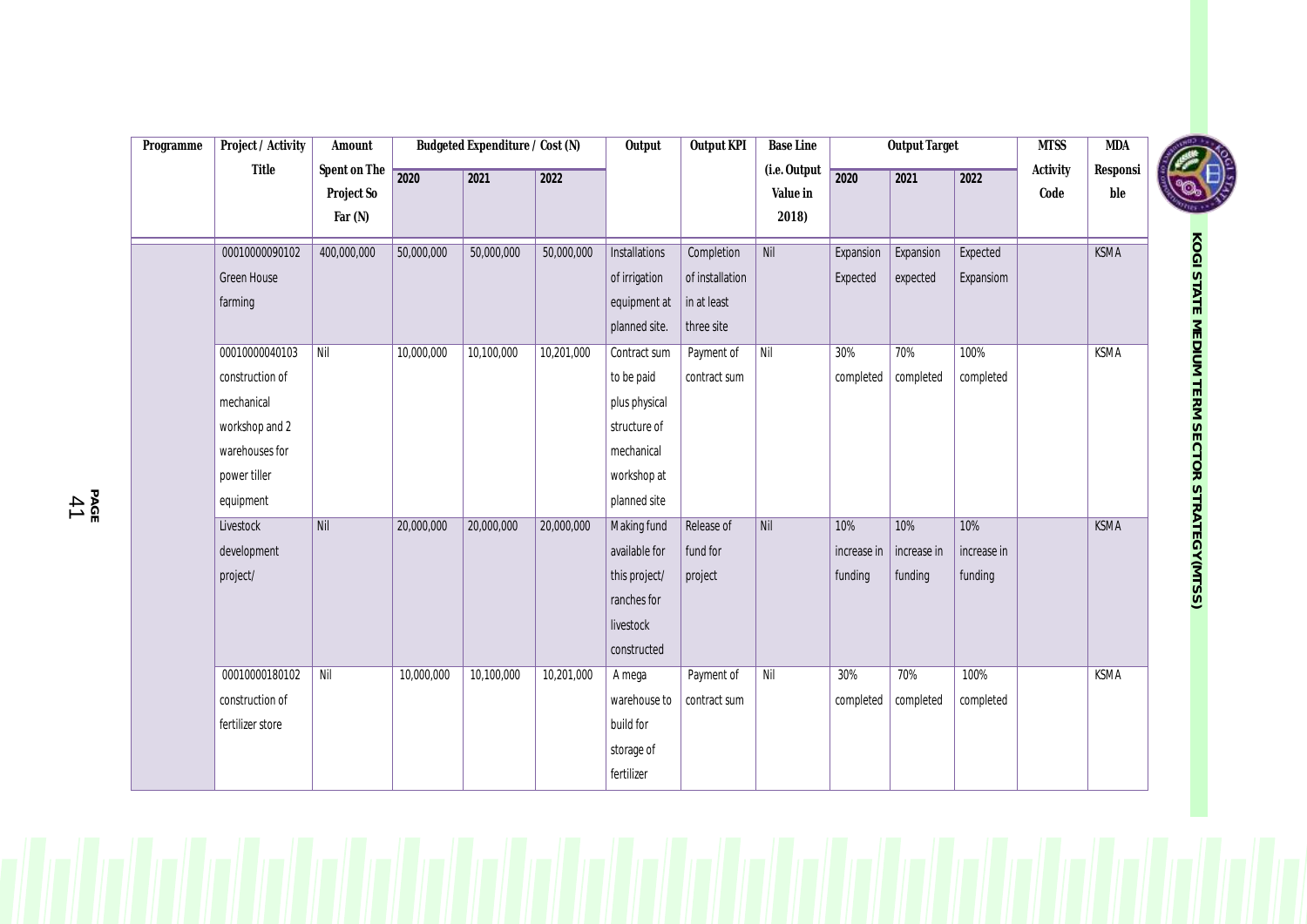| Programme | Project / Activity Title | Amount Spent on The Project So Far (N) | Budgeted Expenditure / Cost (N) | | | Output | Output KPI | Base Line (i.e. Output Value in 2018) | Output Target | | | MTSS Activity Code | MDA Responsible |
|---|---|---|---|---|---|---|---|---|---|---|---|---|---|
| | | | 2020 | 2021 | 2022 | | | | 2020 | 2021 | 2022 | | |
| | 00010000090102 Green House farming | 400,000,000 | 50,000,000 | 50,000,000 | 50,000,000 | Installations of irrigation equipment at planned site. | Completion of installation in at least three site | Nil | Expansion Expected | Expansion expected | Expected Expansiom | | KSMA |
| | 00010000040103 construction of mechanical workshop and 2 warehouses for power tiller equipment | Nil | 10,000,000 | 10,100,000 | 10,201,000 | Contract sum to be paid plus physical structure of mechanical workshop at planned site | Payment of contract sum | Nil | 30% completed | 70% completed | 100% completed | | KSMA |
| | Livestock development project/ | Nil | 20,000,000 | 20,000,000 | 20,000,000 | Making fund available for this project/ ranches for livestock constructed | Release of fund for project | Nil | 10% increase in funding | 10% increase in funding | 10% increase in funding | | KSMA |
| | 00010000180102 construction of fertilizer store | Nil | 10,000,000 | 10,100,000 | 10,201,000 | A mega warehouse to build for storage of fertilizer | Payment of contract sum | Nil | 30% completed | 70% completed | 100% completed | | KSMA |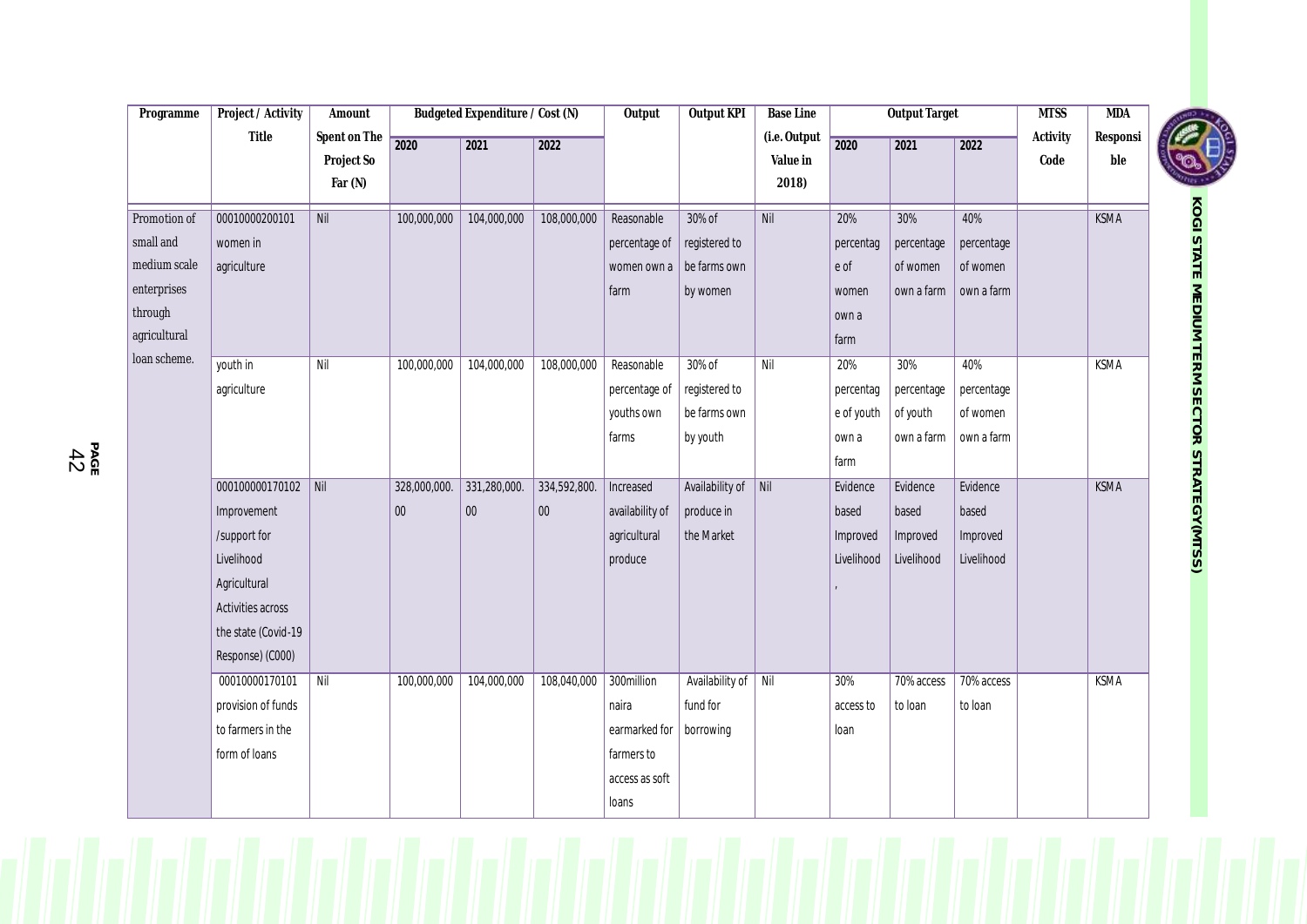| Programme | Project / Activity Title | Amount Spent on The Project So Far (N) | Budgeted Expenditure / Cost (N) | | | Output | Output KPI | Base Line (i.e. Output Value in 2018) | Output Target | | | MTSS Activity Code | MDA Responsible |
|---|---|---|---|---|---|---|---|---|---|---|---|---|---|
| | | | 2020 | 2021 | 2022 | | | | 2020 | 2021 | 2022 | | |
| Promotion of small and medium scale enterprises through agricultural loan scheme. | 00010000200101 women in agriculture | Nil | 100,000,000 | 104,000,000 | 108,000,000 | Reasonable percentage of women own a farm | 30% of registered to be farms own by women | Nil | 20% percentage of women own a farm | 30% percentage of women own a farm | 40% percentage of women own a farm | | KSMA |
| | youth in agriculture | Nil | 100,000,000 | 104,000,000 | 108,000,000 | Reasonable percentage of youths own farms | 30% of registered to be farms own by youth | Nil | 20% percentage of youth own a farm | 30% percentage of youth own a farm | 40% percentage of women own a farm | | KSMA |
| | 000100000170102 Improvement /support for Livelihood Agricultural Activities across the state (Covid-19 Response) (C000) | Nil | 328,000,000.00 | 331,280,000.00 | 334,592,800.00 | Increased availability of agricultural produce | Availability of produce in the Market | Nil | Evidence based Improved Livelihood, | Evidence based Improved Livelihood | Evidence based Improved Livelihood | | KSMA |
| | 00010000170101 provision of funds to farmers in the form of loans | Nil | 100,000,000 | 104,000,000 | 108,040,000 | 300million naira earmarked for farmers to access as soft loans | Availability of fund for borrowing | Nil | 30% access to loan | 70% access to loan | 70% access to loan | | KSMA |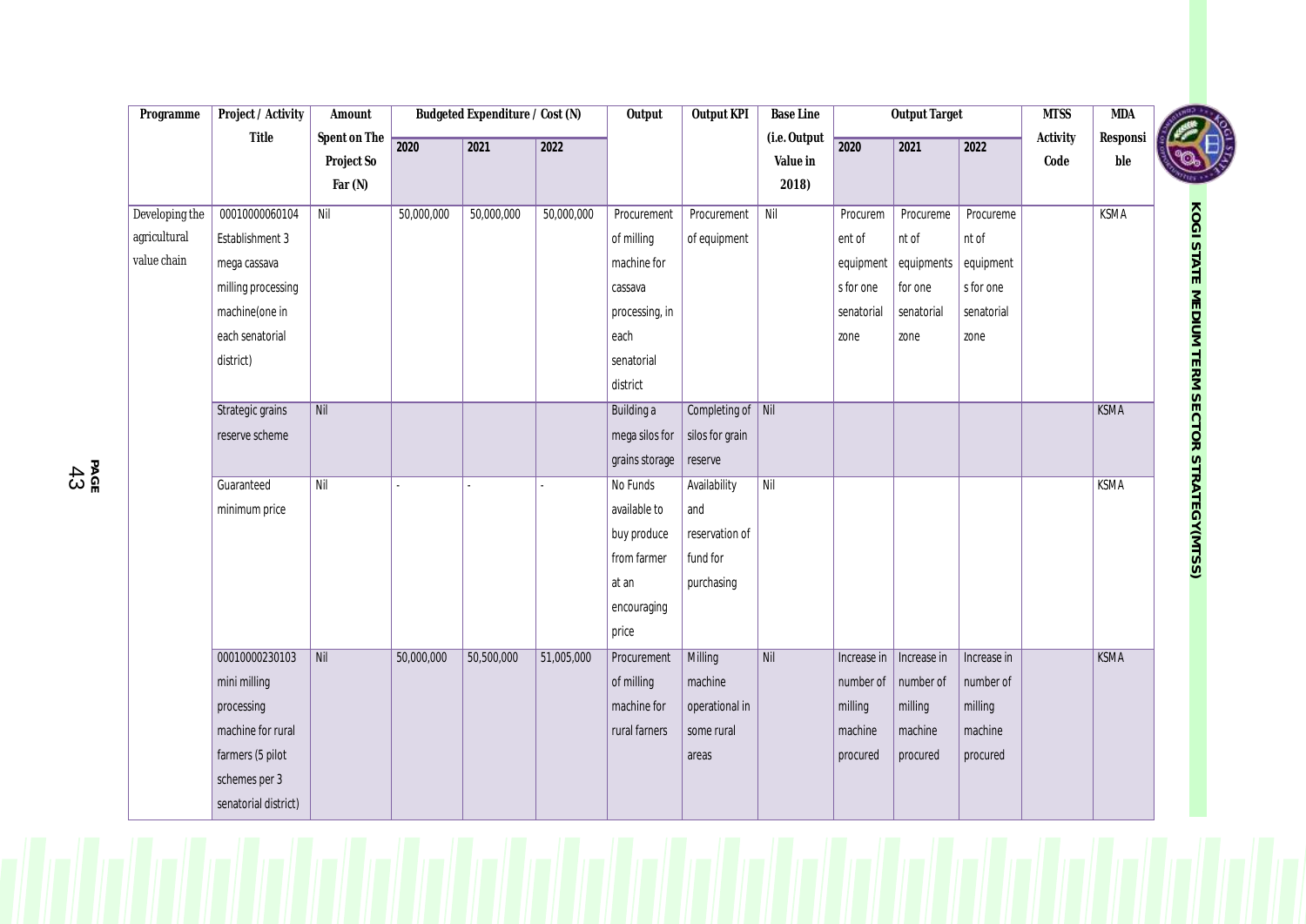| Programme | Project / Activity Title | Amount Spent on The Project So Far (N) | Budgeted Expenditure / Cost (N) | | | Output | Output KPI | Base Line (i.e. Output Value in 2018) | Output Target | | | MTSS Activity Code | MDA Responsible |
|---|---|---|---|---|---|---|---|---|---|---|---|---|---|
| | | | 2020 | 2021 | 2022 | | | | 2020 | 2021 | 2022 | | |
| Developing the agricultural value chain | 00010000060104 Establishment 3 mega cassava milling processing machine(one in each senatorial district) | Nil | 50,000,000 | 50,000,000 | 50,000,000 | Procurement of milling machine for cassava processing, in each senatorial district | Procurement of equipment | Nil | Procurement of equipments for one senatorial zone | Procurement of equipments for one senatorial zone | Procurement of equipments for one senatorial zone | | KSMA |
| | Strategic grains reserve scheme | Nil | | | | Building a mega silos for grains storage | Completing of silos for grain reserve | Nil | | | | | KSMA |
| | Guaranteed minimum price | Nil | - | - | - | No Funds available to buy produce from farmer at an encouraging price | Availability and reservation of fund for purchasing | Nil | | | | | KSMA |
| | 00010000230103 mini milling processing machine for rural farmers (5 pilot schemes per 3 senatorial district) | Nil | 50,000,000 | 50,500,000 | 51,005,000 | Procurement of milling machine for rural farners | Milling machine operational in some rural areas | Nil | Increase in number of milling machine procured | Increase in number of milling machine procured | Increase in number of milling machine procured | | KSMA |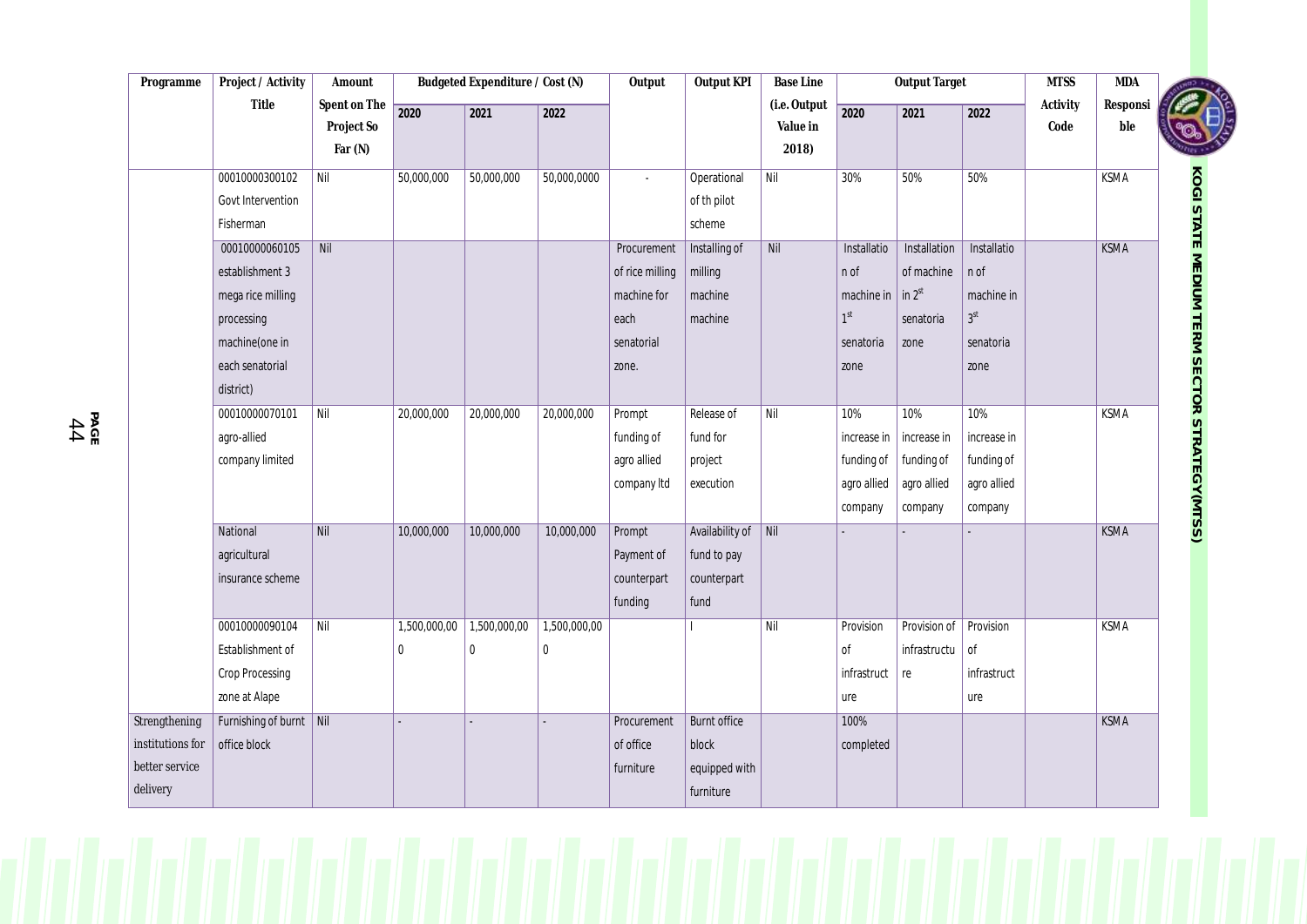| Programme | Project / Activity Title | Amount Spent on The Project So Far (N) | Budgeted Expenditure / Cost (N) | | | Output | Output KPI | Base Line (i.e. Output Value in 2018) | Output Target | | | MTSS Activity Code | MDA Responsible |
|---|---|---|---|---|---|---|---|---|---|---|---|---|---|
| | | | 2020 | 2021 | 2022 | | | | 2020 | 2021 | 2022 | | |
| | 00010000300102 Govt Intervention Fisherman | Nil | 50,000,000 | 50,000,000 | 50,000,0000 | - | Operational of th pilot scheme | Nil | 30% | 50% | 50% | | KSMA |
| | 00010000060105 establishment 3 mega rice milling processing machine(one in each senatorial district) | Nil | | | | Procurement of rice milling machine for each senatorial zone. | Installing of milling machine machine | Nil | Installation of machine in 1st senatoria zone | Installation of machine in 2nd senatoria zone | Installation of machine in 3rd senatoria zone | | KSMA |
| | 00010000070101 agro-allied company limited | Nil | 20,000,000 | 20,000,000 | 20,000,000 | Prompt funding of agro allied company ltd | Release of fund for project execution | Nil | 10% increase in funding of agro allied company | 10% increase in funding of agro allied company | 10% increase in funding of agro allied company | | KSMA |
| | National agricultural insurance scheme | Nil | 10,000,000 | 10,000,000 | 10,000,000 | Prompt Payment of counterpart funding | Availability of fund to pay counterpart fund | Nil | - | - | - | | KSMA |
| | 00010000090104 Establishment of Crop Processing zone at Alape | Nil | 1,500,000,000 | 1,500,000,000 | 1,500,000,000 | | I | Nil | Provision of infrastructure | Provision of infrastructure | Provision of infrastructure | | KSMA |
| Strengthening institutions for better service delivery | Furnishing of burnt office block | Nil | - | - | - | Procurement of office furniture | Burnt office block equipped with furniture | | 100% completed | | | | KSMA |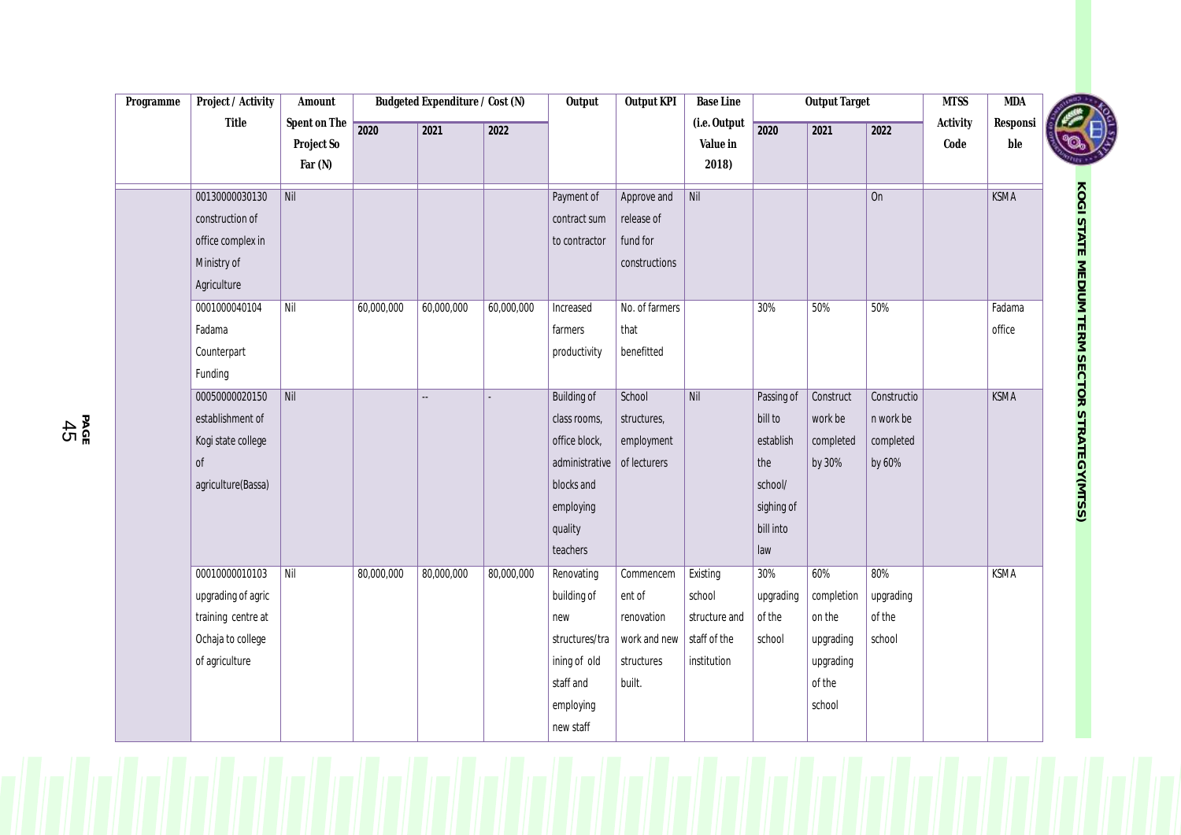| Programme | Project / Activity Title | Amount Spent on The Project So Far (N) | Budgeted Expenditure / Cost (N) | | | Output | Output KPI | Base Line (i.e. Output Value in 2018) | Output Target | | | MTSS Activity Code | MDA Responsible |
|---|---|---|---|---|---|---|---|---|---|---|---|---|---|
| | | | 2020 | 2021 | 2022 | | | | 2020 | 2021 | 2022 | | |
| | 00130000030130 construction of office complex in Ministry of Agriculture | Nil | | | | Payment of contract sum to contractor | Approve and release of fund for constructions | Nil | | | On | | KSMA |
| | 0001000040104 Fadama Counterpart Funding | Nil | 60,000,000 | 60,000,000 | 60,000,000 | Increased farmers productivity | No. of farmers that benefitted | | 30% | 50% | 50% | | Fadama office |
| | 00050000020150 establishment of Kogi state college of agriculture(Bassa) | Nil | | -- | - | Building of class rooms, office block, administrative blocks and employing quality teachers | School structures, employment of lecturers | Nil | Passing of bill to establish the school/ sighing of bill into law | Construct work be completed by 30% | Construction work be completed by 60% | | KSMA |
| | 00010000010103 upgrading of agric training centre at Ochaja to college of agriculture | Nil | 80,000,000 | 80,000,000 | 80,000,000 | Renovating building of new structures/training of old staff and employing new staff | Commencement of renovation work and new structures built. | Existing school structure and staff of the institution | 30% upgrading of the school | 60% completion on the upgrading upgrading of the school | 80% upgrading of the school | | KSMA |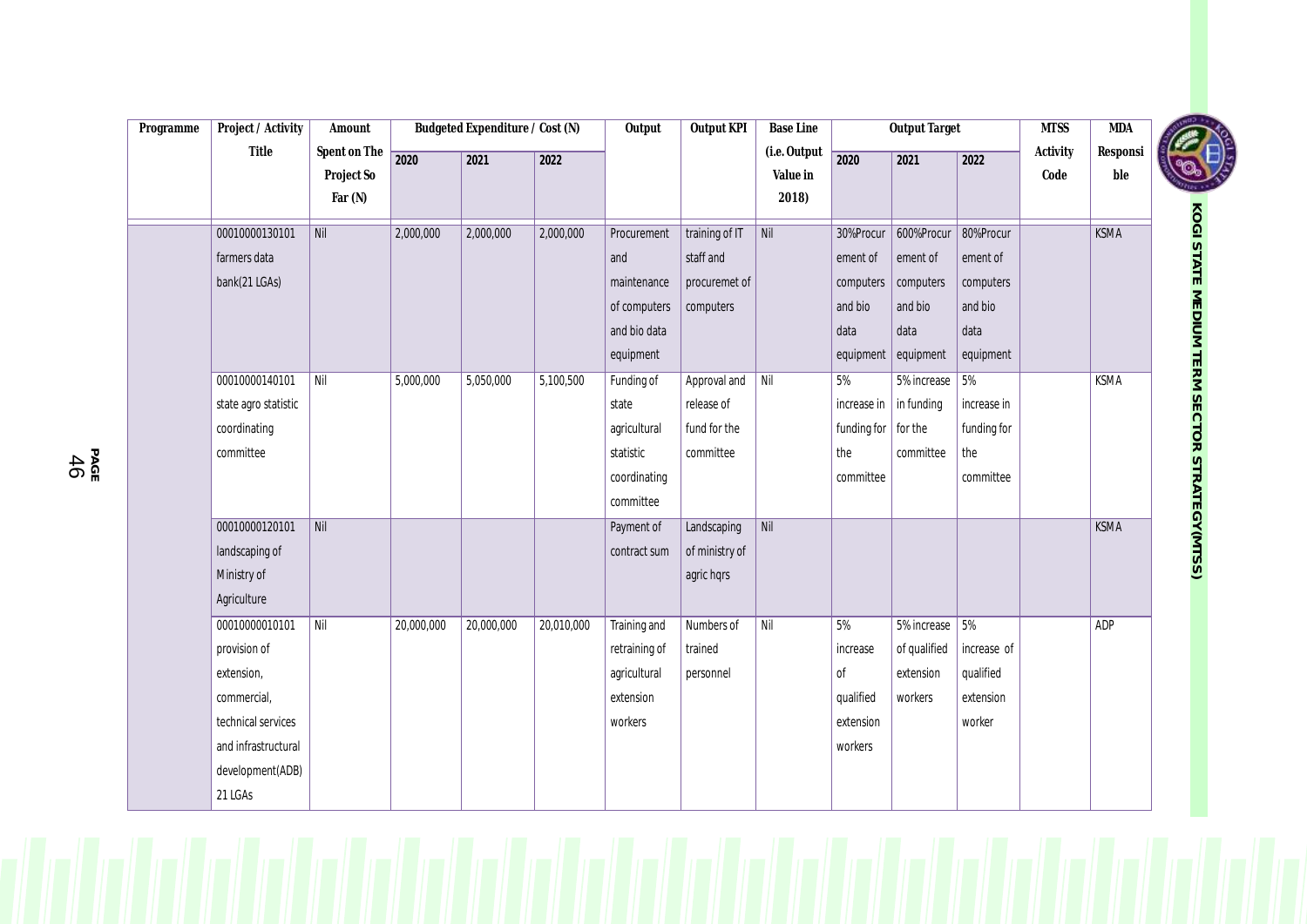| Programme | Project / Activity Title | Amount Spent on The Project So Far (N) | Budgeted Expenditure / Cost (N) | | | Output | Output KPI | Base Line (i.e. Output Value in 2018) | Output Target | | | MTSS Activity Code | MDA Responsible |
|---|---|---|---|---|---|---|---|---|---|---|---|---|---|
| | | | 2020 | 2021 | 2022 | | | | 2020 | 2021 | 2022 | | |
| | 00010000130101 farmers data bank(21 LGAs) | Nil | 2,000,000 | 2,000,000 | 2,000,000 | Procurement and maintenance of computers and bio data equipment | training of IT staff and procuremet of computers | Nil | 30%Procurement of computers and bio data equipment | 600%Procurement of computers and bio data equipment | 80%Procurement of computers and bio data equipment | | KSMA |
| | 00010000140101 state agro statistic coordinating committee | Nil | 5,000,000 | 5,050,000 | 5,100,500 | Funding of state agricultural statistic coordinating committee | Approval and release of fund for the committee | Nil | 5% increase in funding for the committee | 5% increase in funding for the committee | 5% increase in funding for the committee | | KSMA |
| | 00010000120101 landscaping of Ministry of Agriculture | Nil | | | | Payment of contract sum | Landscaping of ministry of agric hqrs | Nil | | | | | KSMA |
| | 00010000010101 provision of extension, commercial, technical services and infrastructural development(ADB) 21 LGAs | Nil | 20,000,000 | 20,000,000 | 20,010,000 | Training and retraining of agricultural extension workers | Numbers of trained personnel | Nil | 5% increase of qualified extension workers | 5% increase of qualified extension workers | 5% increase of qualified extension worker | | ADP |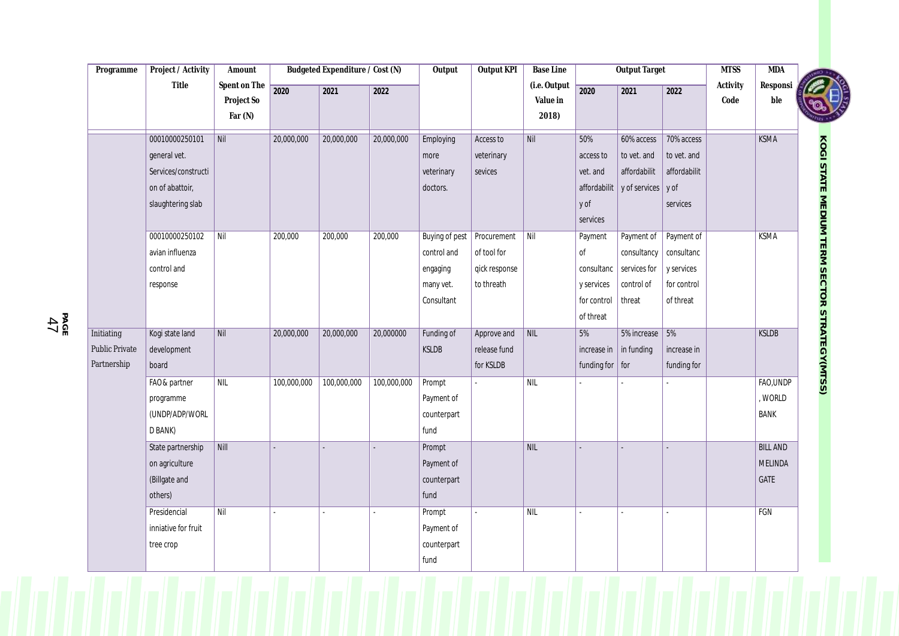| Programme | Project / Activity Title | Amount Spent on The Project So Far (N) | Budgeted Expenditure / Cost (N) | | | Output | Output KPI | Base Line (i.e. Output Value in 2018) | Output Target | | | MTSS Activity Code | MDA Responsible |
|---|---|---|---|---|---|---|---|---|---|---|---|---|---|
| | | | 2020 | 2021 | 2022 | | | | 2020 | 2021 | 2022 | | |
| | 00010000250101 general vet. Services/construction of abattoir, slaughtering slab | Nil | 20,000,000 | 20,000,000 | 20,000,000 | Employing more veterinary doctors. | Access to veterinary sevices | Nil | 50% access to vet. and affordability of services | 60% access to vet. and affordability of services | 70% access to vet. and affordability of services | | KSMA |
| | 00010000250102 avian influenza control and response | Nil | 200,000 | 200,000 | 200,000 | Buying of pest control and engaging many vet. Consultant | Procurement of tool for qick response to threath | Nil | Payment of consultancy services for control of threat | Payment of consultancy services for control of threat | Payment of consultancy services for control of threat | | KSMA |
| Initiating Public Private Partnership | Kogi state land development board | Nil | 20,000,000 | 20,000,000 | 20,000000 | Funding of KSLDB | Approve and release fund for KSLDB | NIL | 5% increase in funding for | 5% increase in funding for | 5% increase in funding for | | KSLDB |
| | FAO& partner programme (UNDP/ADP/WORLD BANK) | NIL | 100,000,000 | 100,000,000 | 100,000,000 | Prompt Payment of counterpart fund | - | NIL | - | - | - | | FAO,UNDP, WORLD BANK |
| | State partnership on agriculture (Billgate and others) | Nill | - | - | - | Prompt Payment of counterpart fund | | NIL | - | - | - | | BILL AND MELINDA GATE |
| | Presidencial inniative for fruit tree crop | Nil | - | - | - | Prompt Payment of counterpart fund | - | NIL | - | - | - | | FGN |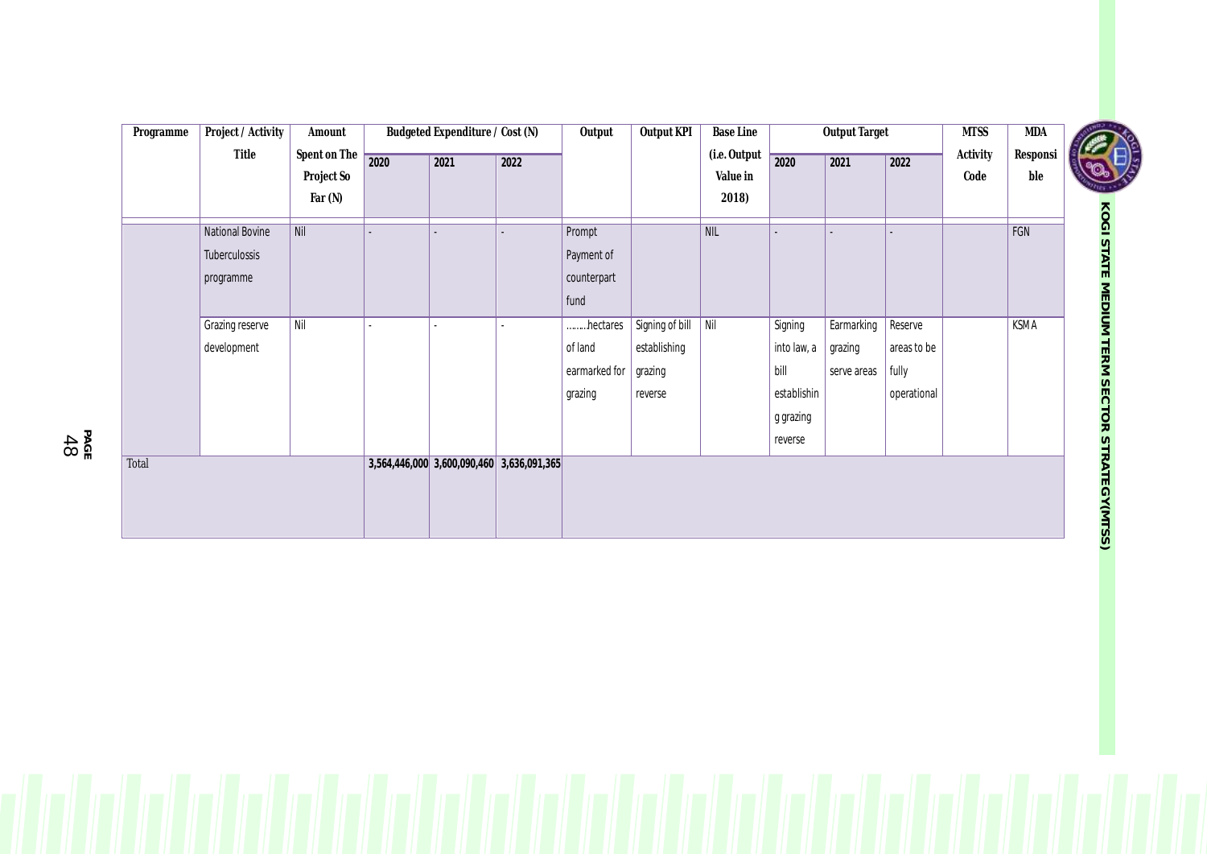| Programme | Project / Activity Title | Amount Spent on The Project So Far (N) | Budgeted Expenditure / Cost (N) | | | Output | Output KPI | Base Line (i.e. Output Value in 2018) | Output Target | | | MTSS Activity Code | MDA Responsible |
|---|---|---|---|---|---|---|---|---|---|---|---|---|---|
| | | | 2020 | 2021 | 2022 | | | | 2020 | 2021 | 2022 | | |
| | National Bovine Tuberculossis programme | Nil | - | - | - | Prompt Payment of counterpart fund | | NIL | - | - | - | | FGN |
| | Grazing reserve development | Nil | - | - | - | ……..hectares of land earmarked for grazing | Signing of bill establishing grazing reverse | Nil | Signing into law, a bill establishing grazing reverse | Earmarking grazing serve areas | Reserve areas to be fully operational | | KSMA |
| Total | | | 3,564,446,000 | 3,600,090,460 | 3,636,091,365 | | | | | | | | |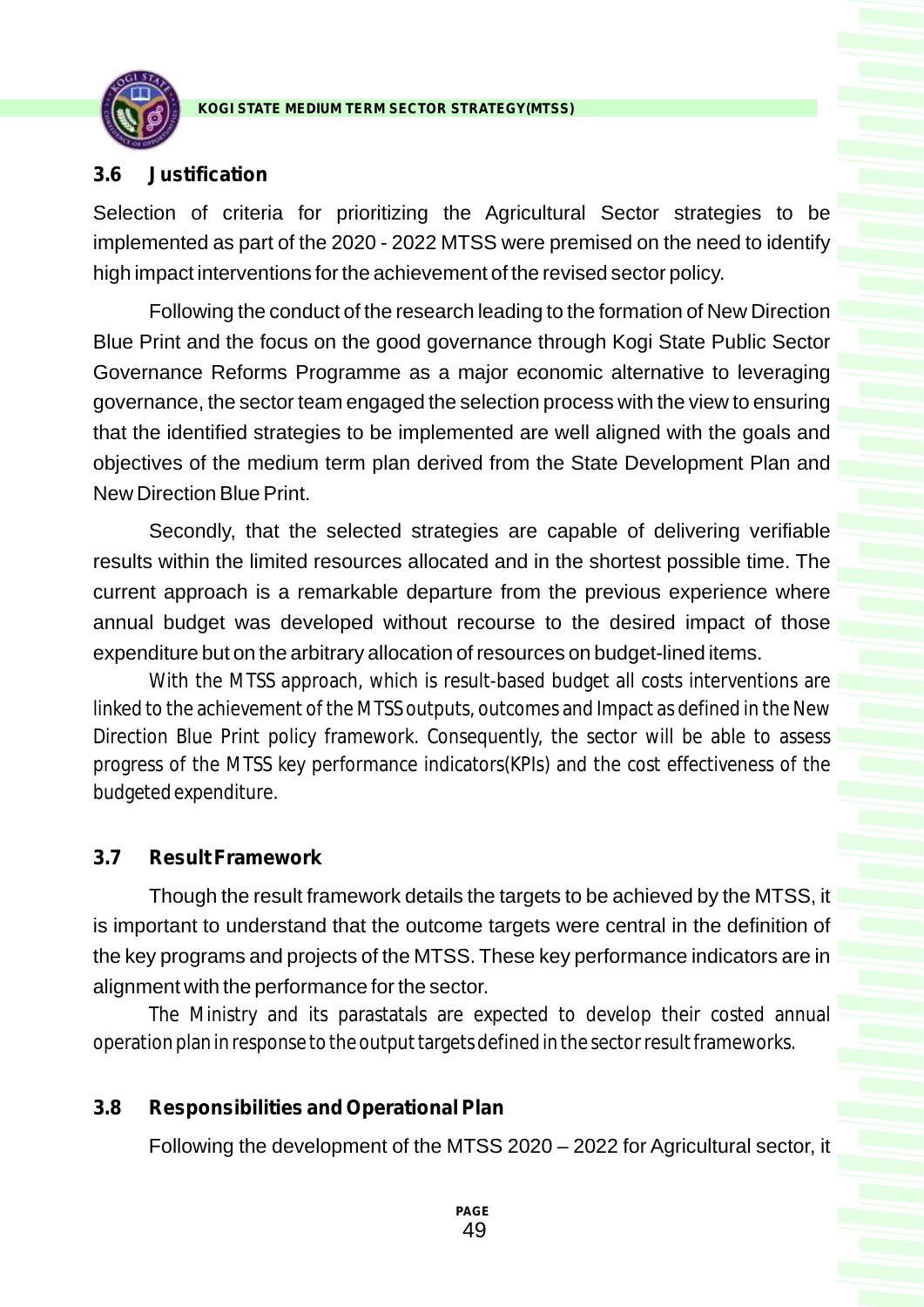### 3.6 Justification

Selection of criteria for prioritizing the Agricultural Sector strategies to be implemented as part of the 2020 - 2022 MTSS were premised on the need to identify high impact interventions for the achievement of the revised sector policy.

Following the conduct of the research leading to the formation of New Direction Blue Print and the focus on the good governance through Kogi State Public Sector Governance Reforms Programme as a major economic alternative to leveraging governance, the sector team engaged the selection process with the view to ensuring that the identified strategies to be implemented are well aligned with the goals and objectives of the medium term plan derived from the State Development Plan and New Direction Blue Print.

Secondly, that the selected strategies are capable of delivering verifiable results within the limited resources allocated and in the shortest possible time. The current approach is a remarkable departure from the previous experience where annual budget was developed without recourse to the desired impact of those expenditure but on the arbitrary allocation of resources on budget-lined items.

With the MTSS approach, which is result-based budget all costs interventions are linked to the achievement of the MTSS outputs, outcomes and Impact as defined in the New Direction Blue Print policy framework. Consequently, the sector will be able to assess progress of the MTSS key performance indicators(KPIs) and the cost effectiveness of the budgeted expenditure.

### 3.7 Result Framework

Though the result framework details the targets to be achieved by the MTSS, it is important to understand that the outcome targets were central in the definition of the key programs and projects of the MTSS. These key performance indicators are in alignment with the performance for the sector.

The Ministry and its parastatals are expected to develop their costed annual operation plan in response to the output targets defined in the sector result frameworks.

### 3.8 Responsibilities and Operational Plan

Following the development of the MTSS 2020 – 2022 for Agricultural sector, it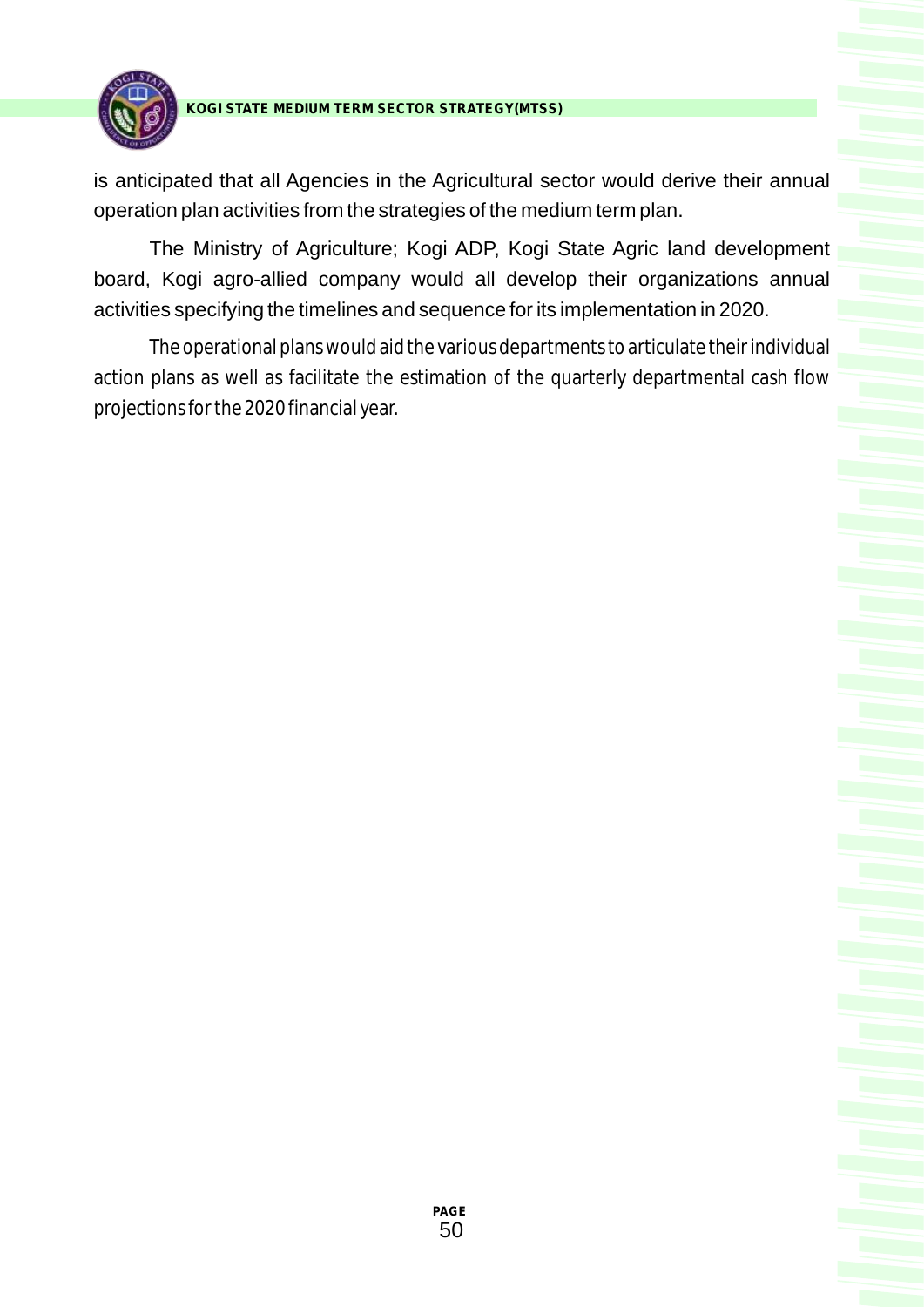is anticipated that all Agencies in the Agricultural sector would derive their annual operation plan activities from the strategies of the medium term plan.

The Ministry of Agriculture; Kogi ADP, Kogi State Agric land development board, Kogi agro-allied company would all develop their organizations annual activities specifying the timelines and sequence for its implementation in 2020.

The operational plans would aid the various departments to articulate their individual action plans as well as facilitate the estimation of the quarterly departmental cash flow projections for the 2020 financial year.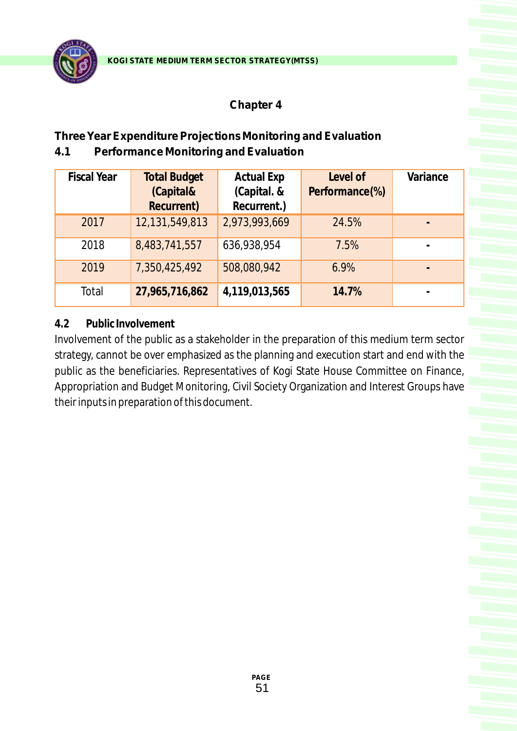## Chapter 4

### Three Year Expenditure Projections Monitoring and Evaluation

### 4.1 Performance Monitoring and Evaluation

| Fiscal Year | Total Budget (Capital& Recurrent) | Actual Exp (Capital. & Recurrent.) | Level of Performance(%) | Variance |
|---|---|---|---|---|
| 2017 | 12,131,549,813 | 2,973,993,669 | 24.5% | - |
| 2018 | 8,483,741,557 | 636,938,954 | 7.5% | - |
| 2019 | 7,350,425,492 | 508,080,942 | 6.9% | - |
| Total | **27,965,716,862** | **4,119,013,565** | **14.7%** | - |

### 4.2 Public Involvement

Involvement of the public as a stakeholder in the preparation of this medium term sector strategy, cannot be over emphasized as the planning and execution start and end with the public as the beneficiaries. Representatives of Kogi State House Committee on Finance, Appropriation and Budget Monitoring, Civil Society Organization and Interest Groups have their inputs in preparation of this document.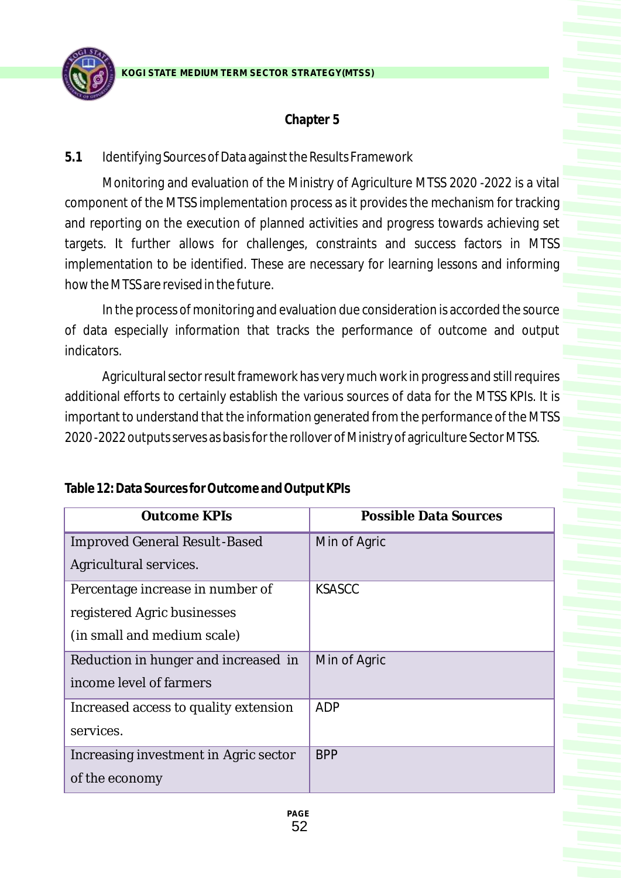## Chapter 5

**5.1** Identifying Sources of Data against the Results Framework

Monitoring and evaluation of the Ministry of Agriculture MTSS 2020 -2022 is a vital component of the MTSS implementation process as it provides the mechanism for tracking and reporting on the execution of planned activities and progress towards achieving set targets. It further allows for challenges, constraints and success factors in MTSS implementation to be identified. These are necessary for learning lessons and informing how the MTSS are revised in the future.

In the process of monitoring and evaluation due consideration is accorded the source of data especially information that tracks the performance of outcome and output indicators.

Agricultural sector result framework has very much work in progress and still requires additional efforts to certainly establish the various sources of data for the MTSS KPIs. It is important to understand that the information generated from the performance of the MTSS 2020 -2022 outputs serves as basis for the rollover of Ministry of agriculture Sector MTSS.

**Table 12: Data Sources for Outcome and Output KPIs**

| Outcome KPIs | Possible Data Sources |
|---|---|
| Improved General Result-Based Agricultural services. | Min of Agric |
| Percentage increase in number of registered Agric businesses (in small and medium scale) | KSASCC |
| Reduction in hunger and increased in income level of farmers | Min of Agric |
| Increased access to quality extension services. | ADP |
| Increasing investment in Agric sector of the economy | BPP |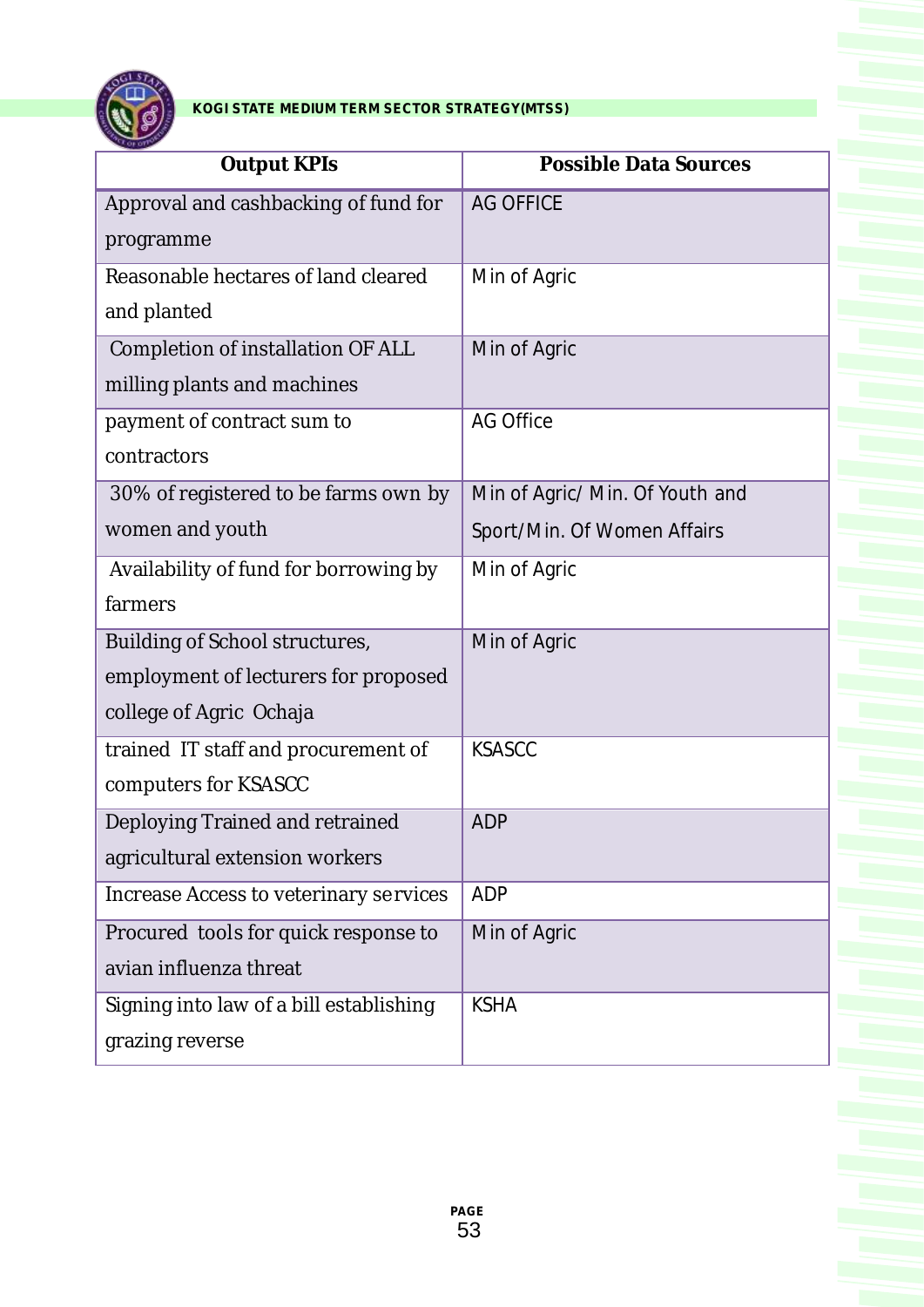| Output KPIs | Possible Data Sources |
|---|---|
| Approval and cashbacking of fund for programme | AG OFFICE |
| Reasonable hectares of land cleared and planted | Min of Agric |
| Completion of installation OF ALL milling plants and machines | Min of Agric |
| payment of contract sum to contractors | AG Office |
| 30% of registered to be farms own by women and youth | Min of Agric/ Min. Of Youth and Sport/Min. Of Women Affairs |
| Availability of fund for borrowing by farmers | Min of Agric |
| Building of School structures, employment of lecturers for proposed college of Agric Ochaja | Min of Agric |
| trained IT staff and procurement of computers for KSASCC | KSASCC |
| Deploying Trained and retrained agricultural extension workers | ADP |
| Increase Access to veterinary services | ADP |
| Procured tools for quick response to avian influenza threat | Min of Agric |
| Signing into law of a bill establishing grazing reverse | KSHA |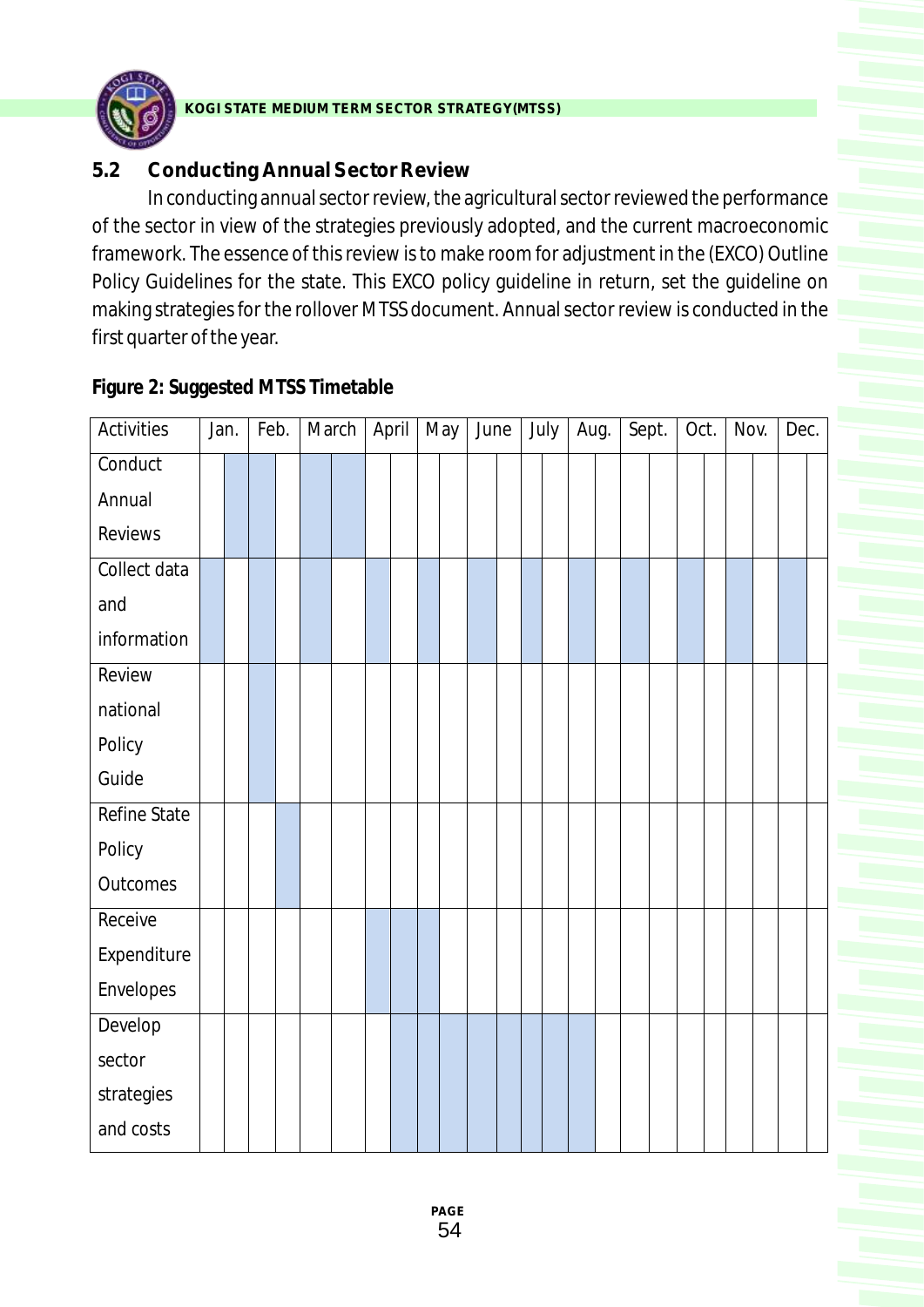## 5.2 Conducting Annual Sector Review

In conducting annual sector review, the agricultural sector reviewed the performance of the sector in view of the strategies previously adopted, and the current macroeconomic framework. The essence of this review is to make room for adjustment in the (EXCO) Outline Policy Guidelines for the state. This EXCO policy guideline in return, set the guideline on making strategies for the rollover MTSS document. Annual sector review is conducted in the first quarter of the year.

**Figure 2: Suggested MTSS Timetable**

(■ = shaded period in the timetable)

| Activities | Jan. | | Feb. | | March | | April | | May | | June | | July | | Aug. | | Sept. | | Oct. | | Nov. | | Dec. | |
|---|---|---|---|---|---|---|---|---|---|---|---|---|---|---|---|---|---|---|---|---|---|---|---|---|
| Conduct Annual Reviews | | ■ | ■ | | ■ | ■ | | | | | | | | | | | | | | | | | | |
| Collect data and information | ■ | | ■ | | ■ | | ■ | | ■ | | ■ | | ■ | | ■ | | ■ | | ■ | | ■ | | ■ | |
| Review national Policy Guide | | | ■ | | | | | | | | | | | | | | | | | | | | | |
| Refine State Policy Outcomes | | | | ■ | | | | | | | | | | | | | | | | | | | | |
| Receive Expenditure Envelopes | | | | | | | ■ | ■ | ■ | | | | | | | | | | | | | | | |
| Develop sector strategies and costs | | | | | | | | ■ | ■ | ■ | ■ | ■ | ■ | ■ | ■ | | | | | | | | | |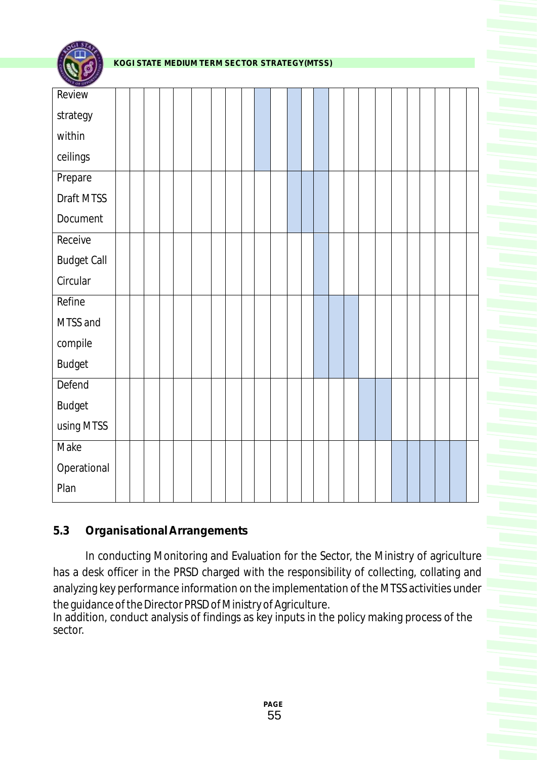| | | | | | | | | | | | | | | | | | | | | | | | | |
|---|---|---|---|---|---|---|---|---|---|---|---|---|---|---|---|---|---|---|---|---|---|---|---|---|
| Review strategy within ceilings | | | | | | | | | | | | | | | | | | | | | | | | |
| Prepare Draft MTSS Document | | | | | | | | | | | | | | | | | | | | | | | | |
| Receive Budget Call Circular | | | | | | | | | | | | | | | | | | | | | | | | |
| Refine MTSS and compile Budget | | | | | | | | | | | | | | | | | | | | | | | | |
| Defend Budget using MTSS | | | | | | | | | | | | | | | | | | | | | | | | |
| Make Operational Plan | | | | | | | | | | | | | | | | | | | | | | | | |

## 5.3 Organisational Arrangements

In conducting Monitoring and Evaluation for the Sector, the Ministry of agriculture has a desk officer in the PRSD charged with the responsibility of collecting, collating and analyzing key performance information on the implementation of the MTSS activities under the guidance of the Director PRSD of Ministry of Agriculture.
In addition, conduct analysis of findings as key inputs in the policy making process of the sector.